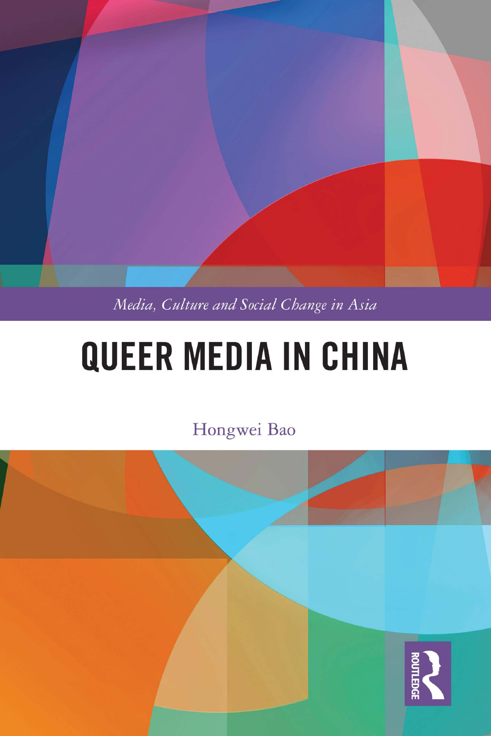*Media, Culture and Social Change in Asia*

# QUEER MEDIA IN CHINA

Hongwei Bao

ROUTLEDGE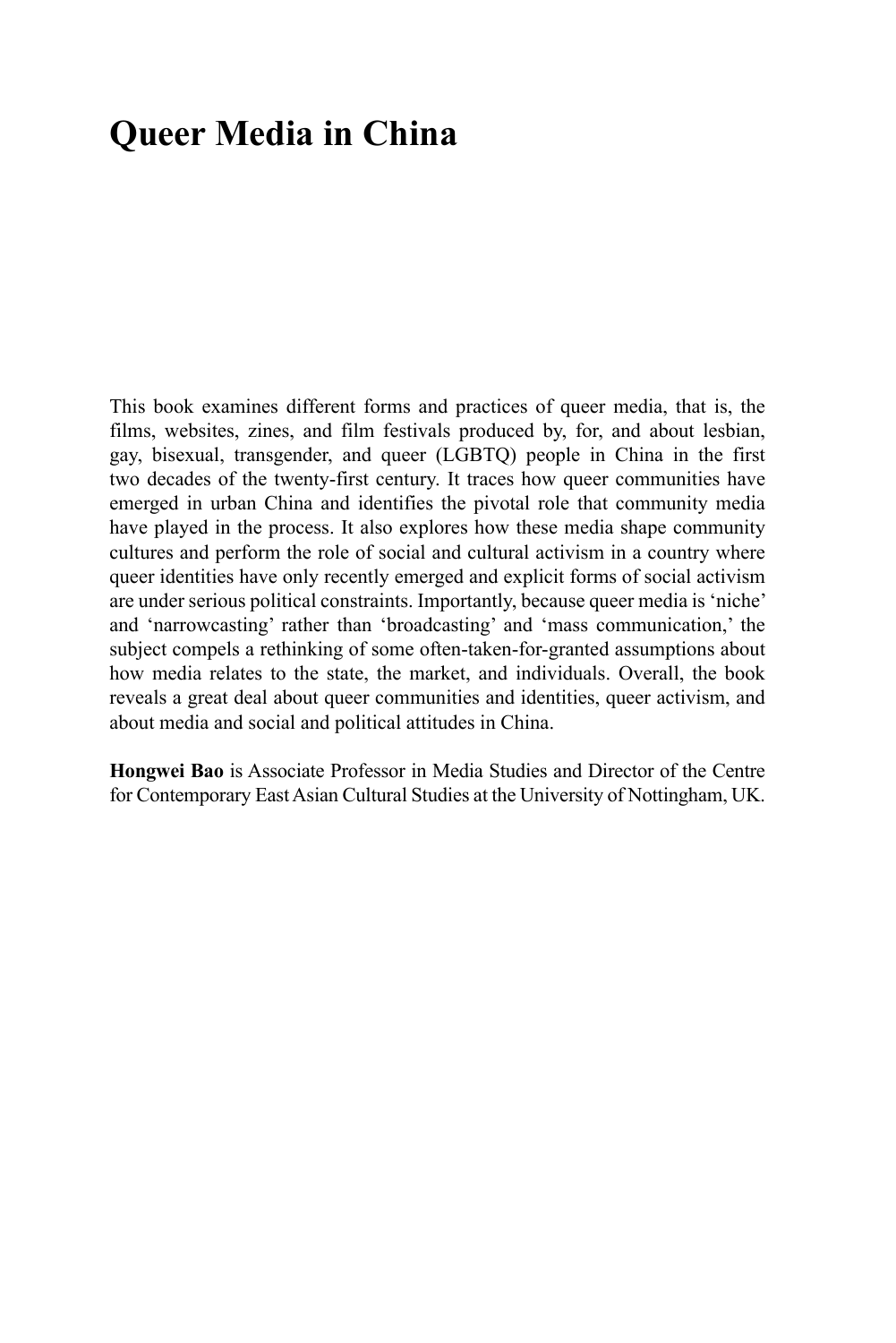# Queer Media in China

This book examines different forms and practices of queer media, that is, the films, websites, zines, and film festivals produced by, for, and about lesbian, gay, bisexual, transgender, and queer (LGBTQ) people in China in the first two decades of the twenty-first century. It traces how queer communities have emerged in urban China and identifies the pivotal role that community media have played in the process. It also explores how these media shape community cultures and perform the role of social and cultural activism in a country where queer identities have only recently emerged and explicit forms of social activism are under serious political constraints. Importantly, because queer media is 'niche' and 'narrowcasting' rather than 'broadcasting' and 'mass communication,' the subject compels a rethinking of some often-taken-for-granted assumptions about how media relates to the state, the market, and individuals. Overall, the book reveals a great deal about queer communities and identities, queer activism, and about media and social and political attitudes in China.

**Hongwei Bao** is Associate Professor in Media Studies and Director of the Centre for Contemporary East Asian Cultural Studies at the University of Nottingham, UK.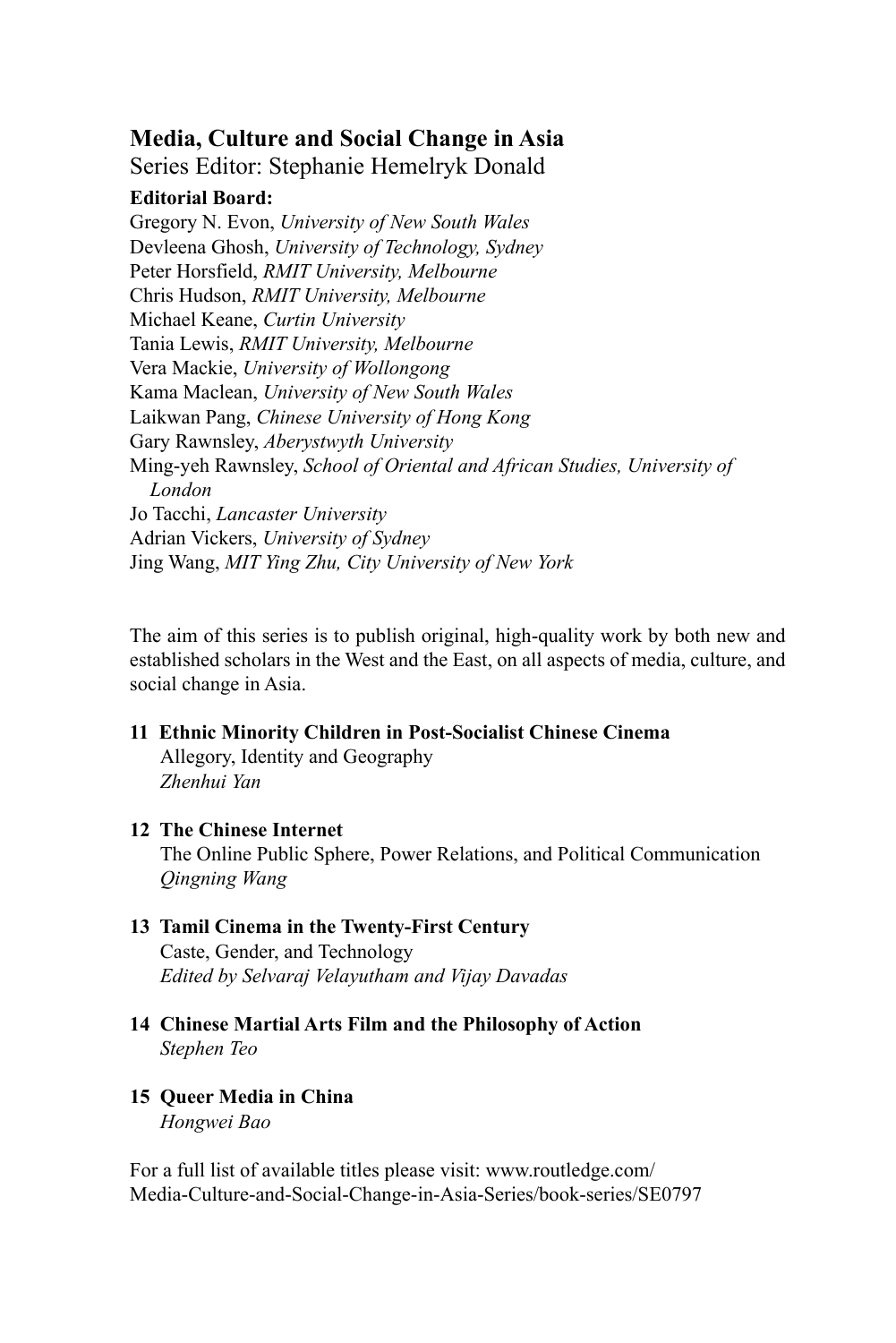## Media, Culture and Social Change in Asia

Series Editor: Stephanie Hemelryk Donald

**Editorial Board:**

Gregory N. Evon, *University of New South Wales*
Devleena Ghosh, *University of Technology, Sydney*
Peter Horsfield, *RMIT University, Melbourne*
Chris Hudson, *RMIT University, Melbourne*
Michael Keane, *Curtin University*
Tania Lewis, *RMIT University, Melbourne*
Vera Mackie, *University of Wollongong*
Kama Maclean, *University of New South Wales*
Laikwan Pang, *Chinese University of Hong Kong*
Gary Rawnsley, *Aberystwyth University*
Ming-yeh Rawnsley, *School of Oriental and African Studies, University of London*
Jo Tacchi, *Lancaster University*
Adrian Vickers, *University of Sydney*
Jing Wang, *MIT Ying Zhu, City University of New York*

The aim of this series is to publish original, high-quality work by both new and established scholars in the West and the East, on all aspects of media, culture, and social change in Asia.

**11 Ethnic Minority Children in Post-Socialist Chinese Cinema**
Allegory, Identity and Geography
*Zhenhui Yan*

**12 The Chinese Internet**
The Online Public Sphere, Power Relations, and Political Communication
*Qingning Wang*

**13 Tamil Cinema in the Twenty-First Century**
Caste, Gender, and Technology
*Edited by Selvaraj Velayutham and Vijay Davadas*

**14 Chinese Martial Arts Film and the Philosophy of Action**
*Stephen Teo*

**15 Queer Media in China**
*Hongwei Bao*

For a full list of available titles please visit: www.routledge.com/Media-Culture-and-Social-Change-in-Asia-Series/book-series/SE0797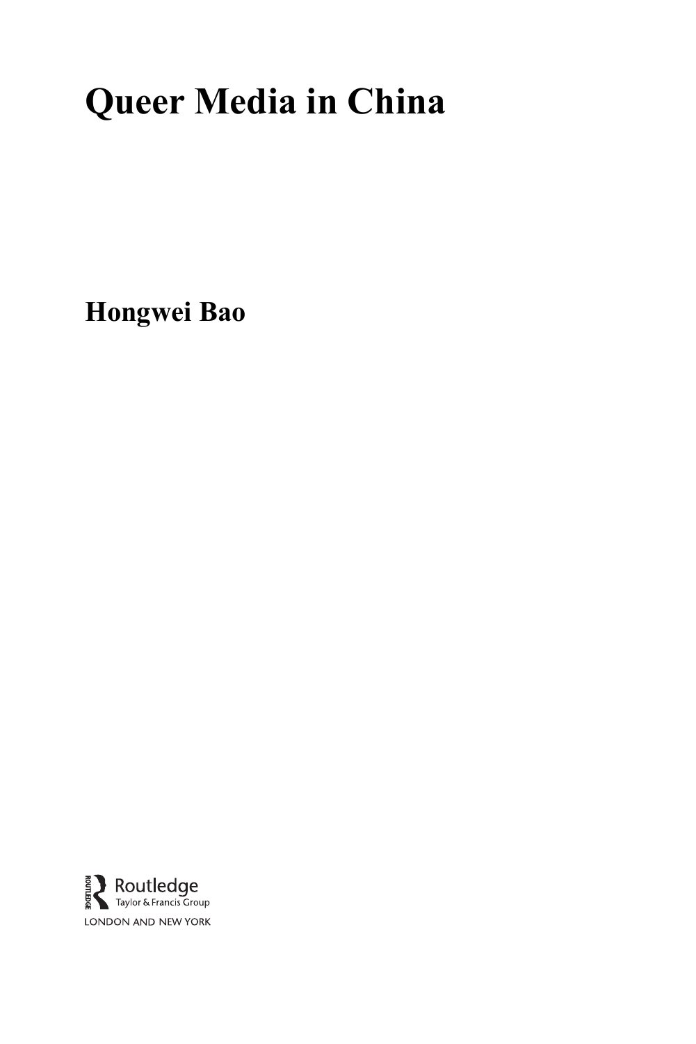# Queer Media in China

**Hongwei Bao**

Routledge
Taylor & Francis Group
LONDON AND NEW YORK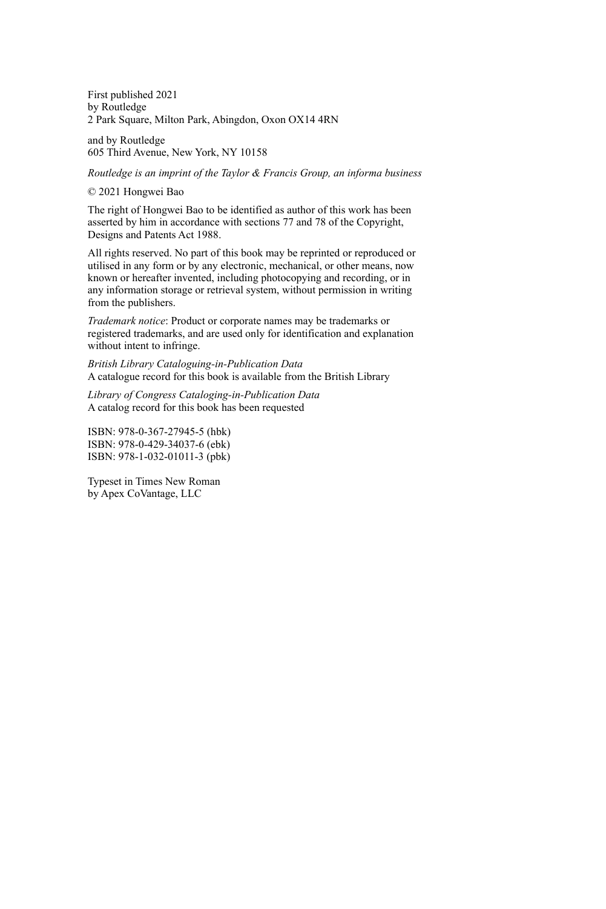First published 2021
by Routledge
2 Park Square, Milton Park, Abingdon, Oxon OX14 4RN

and by Routledge
605 Third Avenue, New York, NY 10158

*Routledge is an imprint of the Taylor & Francis Group, an informa business*

© 2021 Hongwei Bao

The right of Hongwei Bao to be identified as author of this work has been asserted by him in accordance with sections 77 and 78 of the Copyright, Designs and Patents Act 1988.

All rights reserved. No part of this book may be reprinted or reproduced or utilised in any form or by any electronic, mechanical, or other means, now known or hereafter invented, including photocopying and recording, or in any information storage or retrieval system, without permission in writing from the publishers.

*Trademark notice*: Product or corporate names may be trademarks or registered trademarks, and are used only for identification and explanation without intent to infringe.

*British Library Cataloguing-in-Publication Data*
A catalogue record for this book is available from the British Library

*Library of Congress Cataloging-in-Publication Data*
A catalog record for this book has been requested

ISBN: 978-0-367-27945-5 (hbk)
ISBN: 978-0-429-34037-6 (ebk)
ISBN: 978-1-032-01011-3 (pbk)

Typeset in Times New Roman
by Apex CoVantage, LLC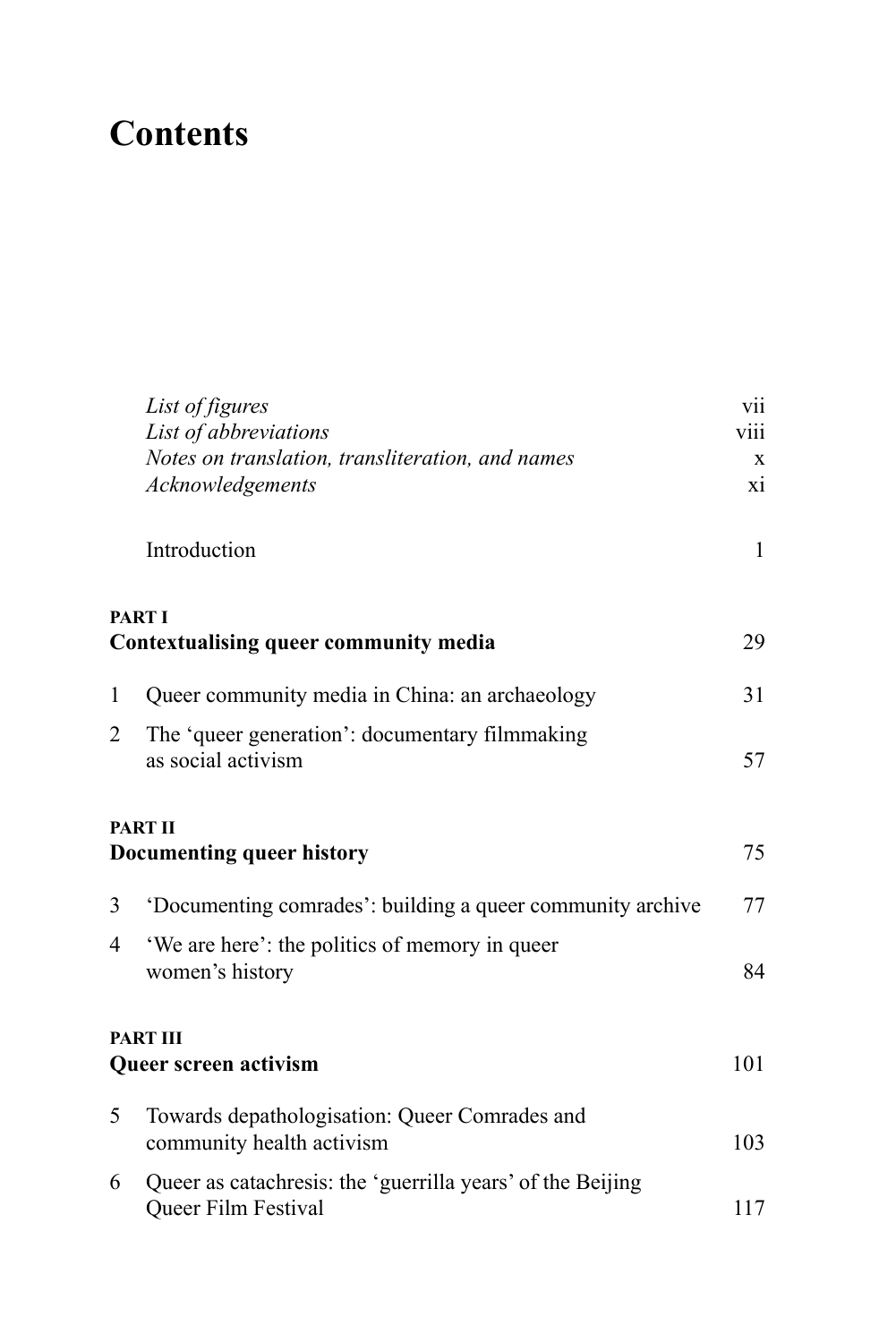# Contents

*List of figures* vii
*List of abbreviations* viii
*Notes on translation, transliteration, and names* x
*Acknowledgements* xi

Introduction 1

**PART I**
**Contextualising queer community media** 29

1 Queer community media in China: an archaeology 31

2 The 'queer generation': documentary filmmaking as social activism 57

**PART II**
**Documenting queer history** 75

3 'Documenting comrades': building a queer community archive 77

4 'We are here': the politics of memory in queer women's history 84

**PART III**
**Queer screen activism** 101

5 Towards depathologisation: Queer Comrades and community health activism 103

6 Queer as catachresis: the 'guerrilla years' of the Beijing Queer Film Festival 117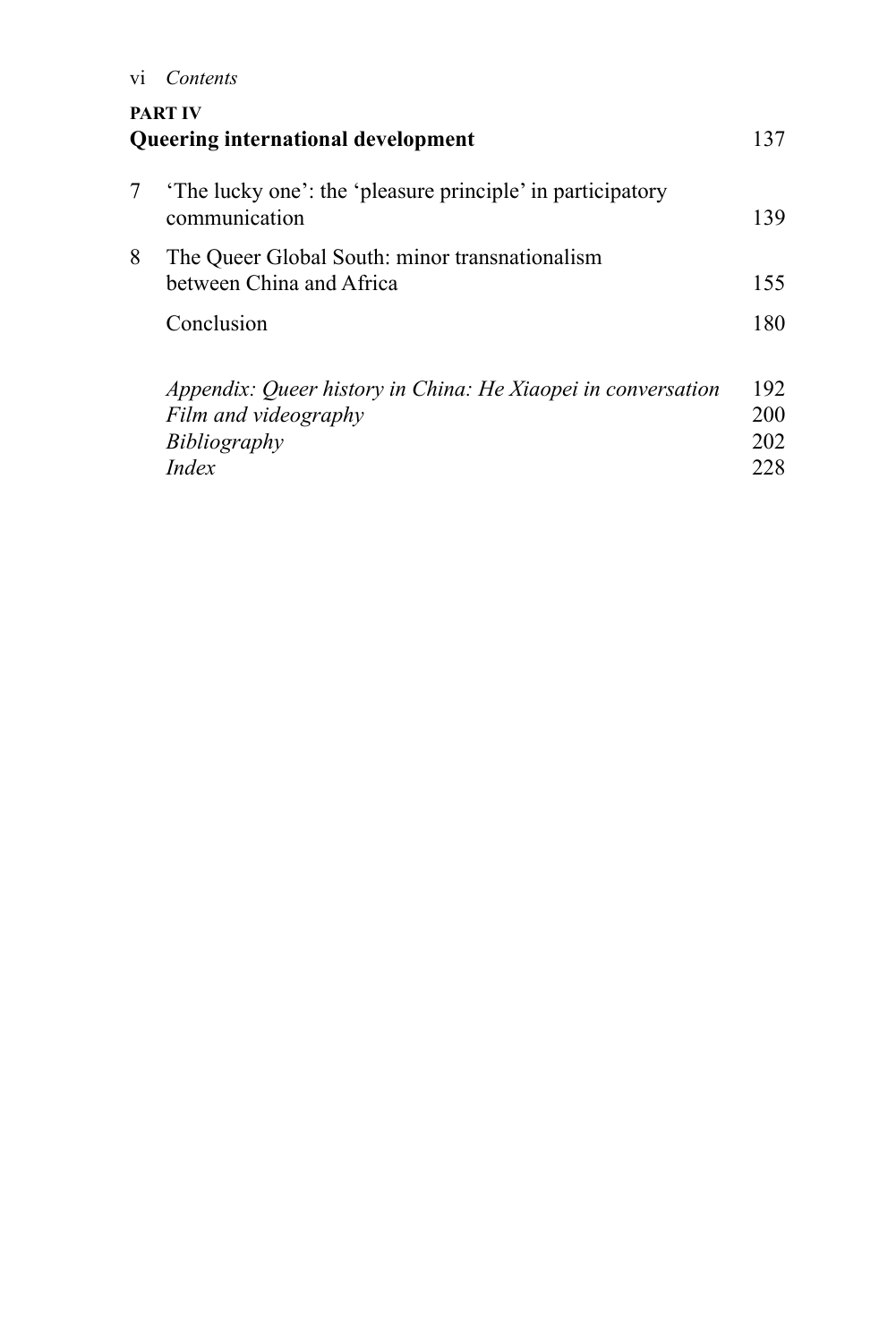**PART IV**
**Queering international development** 137

7 'The lucky one': the 'pleasure principle' in participatory communication 139

8 The Queer Global South: minor transnationalism between China and Africa 155

Conclusion 180

*Appendix: Queer history in China: He Xiaopei in conversation* 192
*Film and videography* 200
*Bibliography* 202
*Index* 228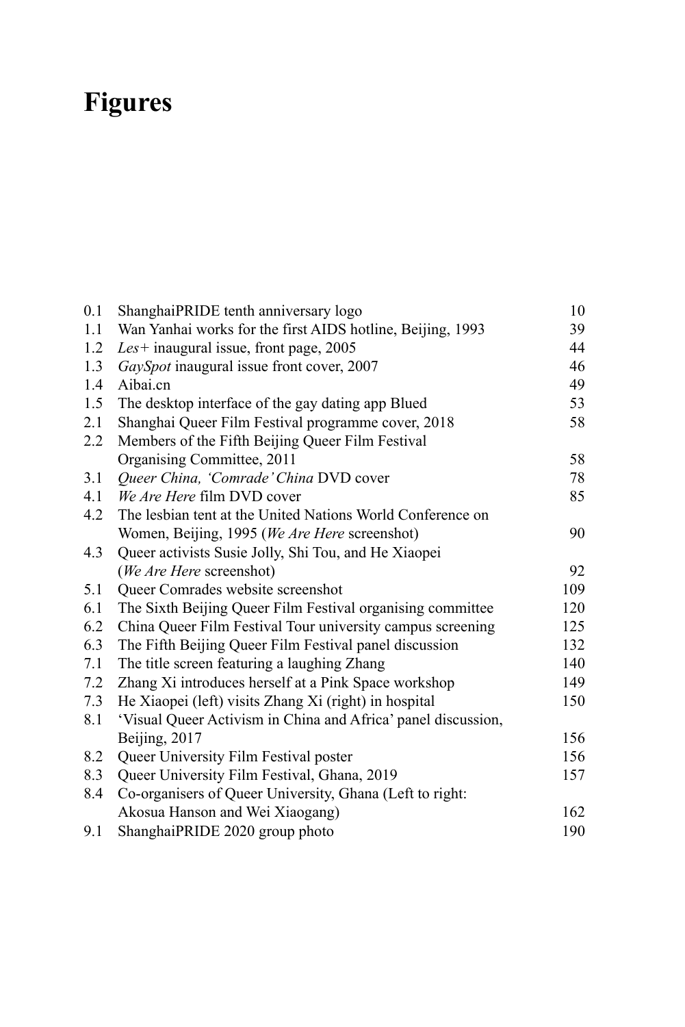# Figures

| | | |
|---|---|---|
| 0.1 | ShanghaiPRIDE tenth anniversary logo | 10 |
| 1.1 | Wan Yanhai works for the first AIDS hotline, Beijing, 1993 | 39 |
| 1.2 | *Les+* inaugural issue, front page, 2005 | 44 |
| 1.3 | *GaySpot* inaugural issue front cover, 2007 | 46 |
| 1.4 | Aibai.cn | 49 |
| 1.5 | The desktop interface of the gay dating app Blued | 53 |
| 2.1 | Shanghai Queer Film Festival programme cover, 2018 | 58 |
| 2.2 | Members of the Fifth Beijing Queer Film Festival Organising Committee, 2011 | 58 |
| 3.1 | *Queer China, 'Comrade' China* DVD cover | 78 |
| 4.1 | *We Are Here* film DVD cover | 85 |
| 4.2 | The lesbian tent at the United Nations World Conference on Women, Beijing, 1995 (*We Are Here* screenshot) | 90 |
| 4.3 | Queer activists Susie Jolly, Shi Tou, and He Xiaopei (*We Are Here* screenshot) | 92 |
| 5.1 | Queer Comrades website screenshot | 109 |
| 6.1 | The Sixth Beijing Queer Film Festival organising committee | 120 |
| 6.2 | China Queer Film Festival Tour university campus screening | 125 |
| 6.3 | The Fifth Beijing Queer Film Festival panel discussion | 132 |
| 7.1 | The title screen featuring a laughing Zhang | 140 |
| 7.2 | Zhang Xi introduces herself at a Pink Space workshop | 149 |
| 7.3 | He Xiaopei (left) visits Zhang Xi (right) in hospital | 150 |
| 8.1 | 'Visual Queer Activism in China and Africa' panel discussion, Beijing, 2017 | 156 |
| 8.2 | Queer University Film Festival poster | 156 |
| 8.3 | Queer University Film Festival, Ghana, 2019 | 157 |
| 8.4 | Co-organisers of Queer University, Ghana (Left to right: Akosua Hanson and Wei Xiaogang) | 162 |
| 9.1 | ShanghaiPRIDE 2020 group photo | 190 |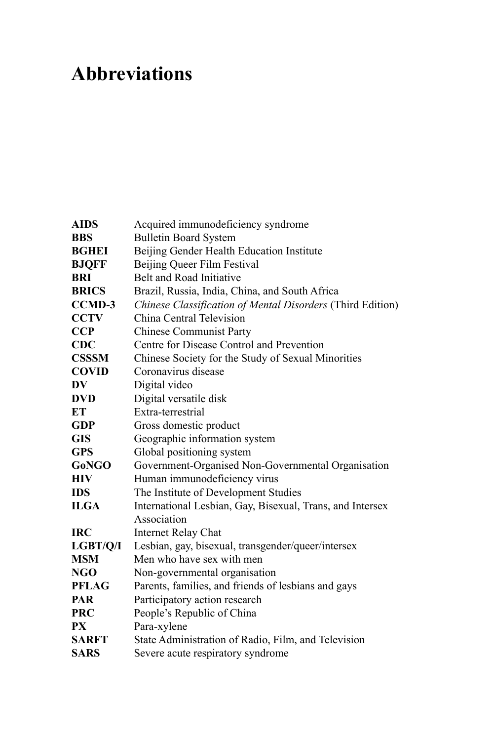# Abbreviations

| | |
|---|---|
| **AIDS** | Acquired immunodeficiency syndrome |
| **BBS** | Bulletin Board System |
| **BGHEI** | Beijing Gender Health Education Institute |
| **BJQFF** | Beijing Queer Film Festival |
| **BRI** | Belt and Road Initiative |
| **BRICS** | Brazil, Russia, India, China, and South Africa |
| **CCMD-3** | *Chinese Classification of Mental Disorders* (Third Edition) |
| **CCTV** | China Central Television |
| **CCP** | Chinese Communist Party |
| **CDC** | Centre for Disease Control and Prevention |
| **CSSSM** | Chinese Society for the Study of Sexual Minorities |
| **COVID** | Coronavirus disease |
| **DV** | Digital video |
| **DVD** | Digital versatile disk |
| **ET** | Extra-terrestrial |
| **GDP** | Gross domestic product |
| **GIS** | Geographic information system |
| **GPS** | Global positioning system |
| **GoNGO** | Government-Organised Non-Governmental Organisation |
| **HIV** | Human immunodeficiency virus |
| **IDS** | The Institute of Development Studies |
| **ILGA** | International Lesbian, Gay, Bisexual, Trans, and Intersex Association |
| **IRC** | Internet Relay Chat |
| **LGBT/Q/I** | Lesbian, gay, bisexual, transgender/queer/intersex |
| **MSM** | Men who have sex with men |
| **NGO** | Non-governmental organisation |
| **PFLAG** | Parents, families, and friends of lesbians and gays |
| **PAR** | Participatory action research |
| **PRC** | People's Republic of China |
| **PX** | Para-xylene |
| **SARFT** | State Administration of Radio, Film, and Television |
| **SARS** | Severe acute respiratory syndrome |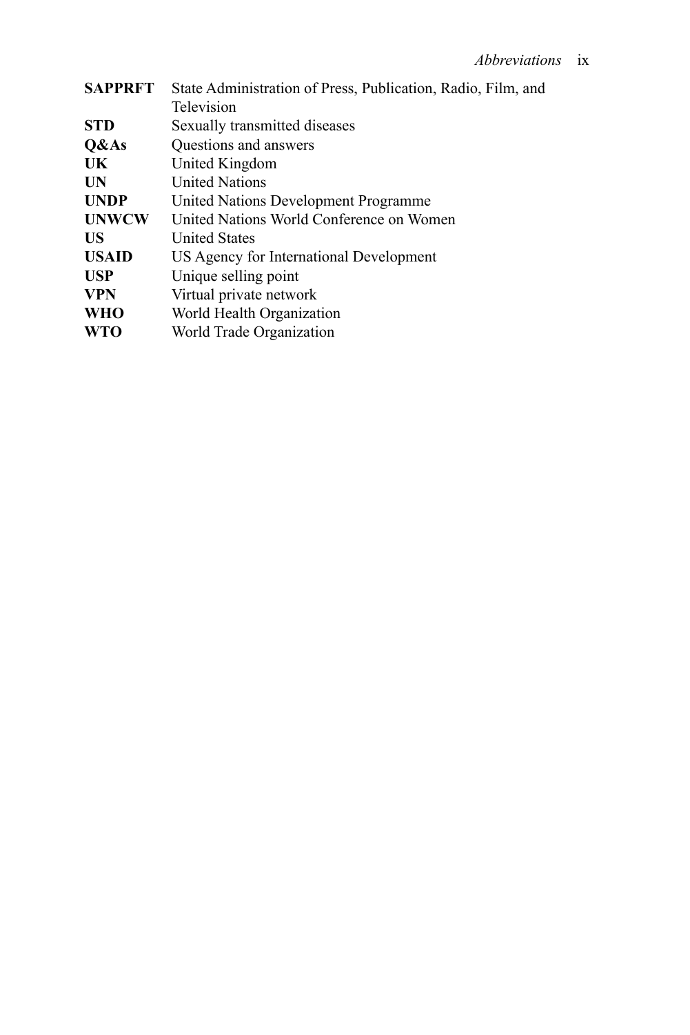| | |
|---|---|
| **SAPPRFT** | State Administration of Press, Publication, Radio, Film, and Television |
| **STD** | Sexually transmitted diseases |
| **Q&As** | Questions and answers |
| **UK** | United Kingdom |
| **UN** | United Nations |
| **UNDP** | United Nations Development Programme |
| **UNWCW** | United Nations World Conference on Women |
| **US** | United States |
| **USAID** | US Agency for International Development |
| **USP** | Unique selling point |
| **VPN** | Virtual private network |
| **WHO** | World Health Organization |
| **WTO** | World Trade Organization |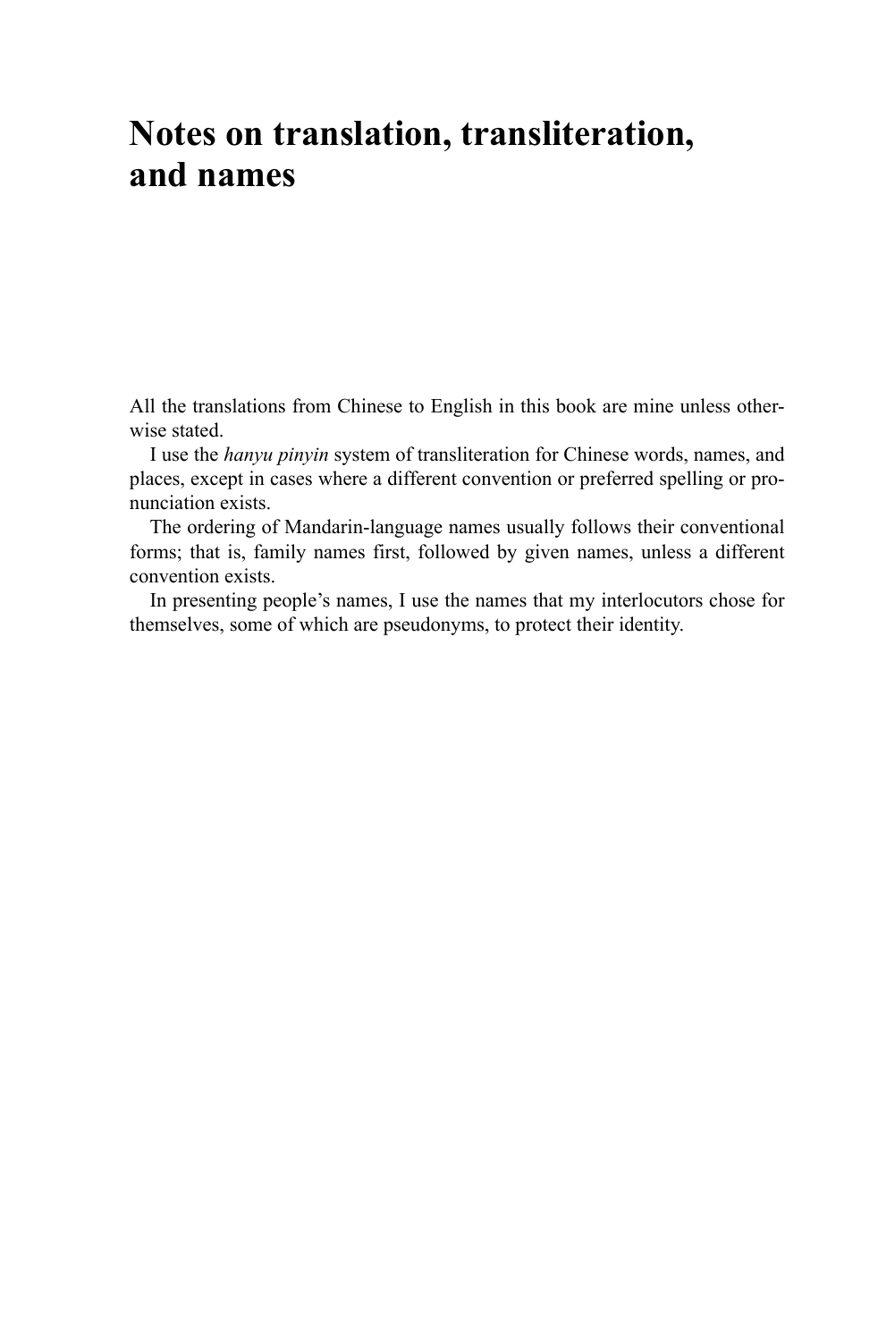# Notes on translation, transliteration, and names

All the translations from Chinese to English in this book are mine unless otherwise stated.

I use the *hanyu pinyin* system of transliteration for Chinese words, names, and places, except in cases where a different convention or preferred spelling or pronunciation exists.

The ordering of Mandarin-language names usually follows their conventional forms; that is, family names first, followed by given names, unless a different convention exists.

In presenting people's names, I use the names that my interlocutors chose for themselves, some of which are pseudonyms, to protect their identity.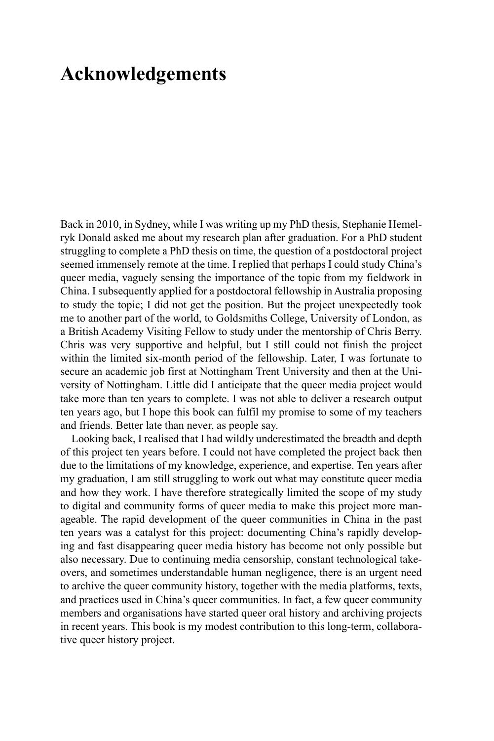# Acknowledgements

Back in 2010, in Sydney, while I was writing up my PhD thesis, Stephanie Hemelryk Donald asked me about my research plan after graduation. For a PhD student struggling to complete a PhD thesis on time, the question of a postdoctoral project seemed immensely remote at the time. I replied that perhaps I could study China's queer media, vaguely sensing the importance of the topic from my fieldwork in China. I subsequently applied for a postdoctoral fellowship in Australia proposing to study the topic; I did not get the position. But the project unexpectedly took me to another part of the world, to Goldsmiths College, University of London, as a British Academy Visiting Fellow to study under the mentorship of Chris Berry. Chris was very supportive and helpful, but I still could not finish the project within the limited six-month period of the fellowship. Later, I was fortunate to secure an academic job first at Nottingham Trent University and then at the University of Nottingham. Little did I anticipate that the queer media project would take more than ten years to complete. I was not able to deliver a research output ten years ago, but I hope this book can fulfil my promise to some of my teachers and friends. Better late than never, as people say.

Looking back, I realised that I had wildly underestimated the breadth and depth of this project ten years before. I could not have completed the project back then due to the limitations of my knowledge, experience, and expertise. Ten years after my graduation, I am still struggling to work out what may constitute queer media and how they work. I have therefore strategically limited the scope of my study to digital and community forms of queer media to make this project more manageable. The rapid development of the queer communities in China in the past ten years was a catalyst for this project: documenting China's rapidly developing and fast disappearing queer media history has become not only possible but also necessary. Due to continuing media censorship, constant technological takeovers, and sometimes understandable human negligence, there is an urgent need to archive the queer community history, together with the media platforms, texts, and practices used in China's queer communities. In fact, a few queer community members and organisations have started queer oral history and archiving projects in recent years. This book is my modest contribution to this long-term, collaborative queer history project.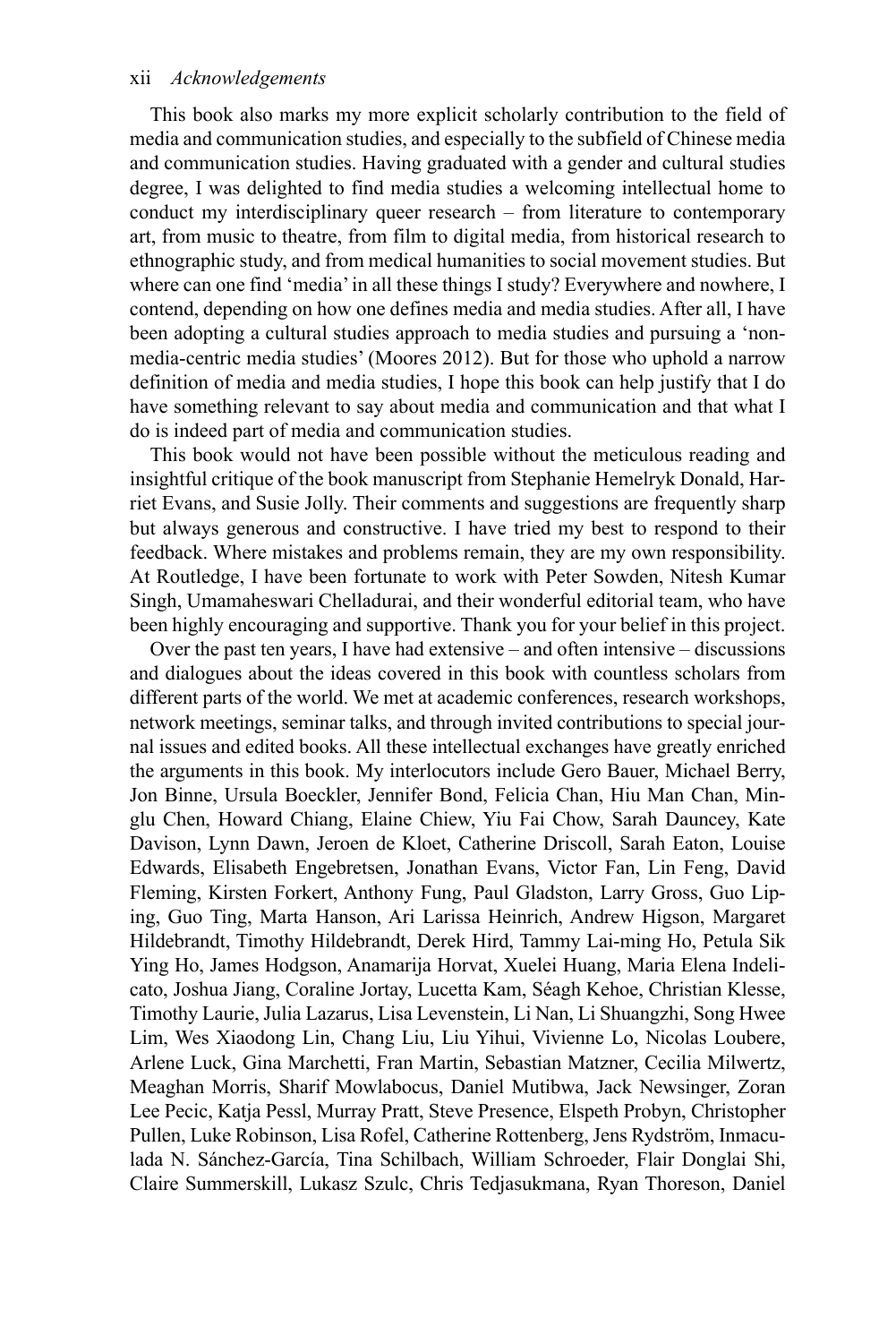This book also marks my more explicit scholarly contribution to the field of media and communication studies, and especially to the subfield of Chinese media and communication studies. Having graduated with a gender and cultural studies degree, I was delighted to find media studies a welcoming intellectual home to conduct my interdisciplinary queer research – from literature to contemporary art, from music to theatre, from film to digital media, from historical research to ethnographic study, and from medical humanities to social movement studies. But where can one find 'media' in all these things I study? Everywhere and nowhere, I contend, depending on how one defines media and media studies. After all, I have been adopting a cultural studies approach to media studies and pursuing a 'non-media-centric media studies' (Moores 2012). But for those who uphold a narrow definition of media and media studies, I hope this book can help justify that I do have something relevant to say about media and communication and that what I do is indeed part of media and communication studies.

This book would not have been possible without the meticulous reading and insightful critique of the book manuscript from Stephanie Hemelryk Donald, Harriet Evans, and Susie Jolly. Their comments and suggestions are frequently sharp but always generous and constructive. I have tried my best to respond to their feedback. Where mistakes and problems remain, they are my own responsibility. At Routledge, I have been fortunate to work with Peter Sowden, Nitesh Kumar Singh, Umamaheswari Chelladurai, and their wonderful editorial team, who have been highly encouraging and supportive. Thank you for your belief in this project.

Over the past ten years, I have had extensive – and often intensive – discussions and dialogues about the ideas covered in this book with countless scholars from different parts of the world. We met at academic conferences, research workshops, network meetings, seminar talks, and through invited contributions to special journal issues and edited books. All these intellectual exchanges have greatly enriched the arguments in this book. My interlocutors include Gero Bauer, Michael Berry, Jon Binne, Ursula Boeckler, Jennifer Bond, Felicia Chan, Hiu Man Chan, Minglu Chen, Howard Chiang, Elaine Chiew, Yiu Fai Chow, Sarah Dauncey, Kate Davison, Lynn Dawn, Jeroen de Kloet, Catherine Driscoll, Sarah Eaton, Louise Edwards, Elisabeth Engebretsen, Jonathan Evans, Victor Fan, Lin Feng, David Fleming, Kirsten Forkert, Anthony Fung, Paul Gladston, Larry Gross, Guo Liping, Guo Ting, Marta Hanson, Ari Larissa Heinrich, Andrew Higson, Margaret Hildebrandt, Timothy Hildebrandt, Derek Hird, Tammy Lai-ming Ho, Petula Sik Ying Ho, James Hodgson, Anamarija Horvat, Xuelei Huang, Maria Elena Indelicato, Joshua Jiang, Coraline Jortay, Lucetta Kam, Séagh Kehoe, Christian Klesse, Timothy Laurie, Julia Lazarus, Lisa Levenstein, Li Nan, Li Shuangzhi, Song Hwee Lim, Wes Xiaodong Lin, Chang Liu, Liu Yihui, Vivienne Lo, Nicolas Loubere, Arlene Luck, Gina Marchetti, Fran Martin, Sebastian Matzner, Cecilia Milwertz, Meaghan Morris, Sharif Mowlabocus, Daniel Mutibwa, Jack Newsinger, Zoran Lee Pecic, Katja Pessl, Murray Pratt, Steve Presence, Elspeth Probyn, Christopher Pullen, Luke Robinson, Lisa Rofel, Catherine Rottenberg, Jens Rydström, Inmaculada N. Sánchez-García, Tina Schilbach, William Schroeder, Flair Donglai Shi, Claire Summerskill, Lukasz Szulc, Chris Tedjasukmana, Ryan Thoreson, Daniel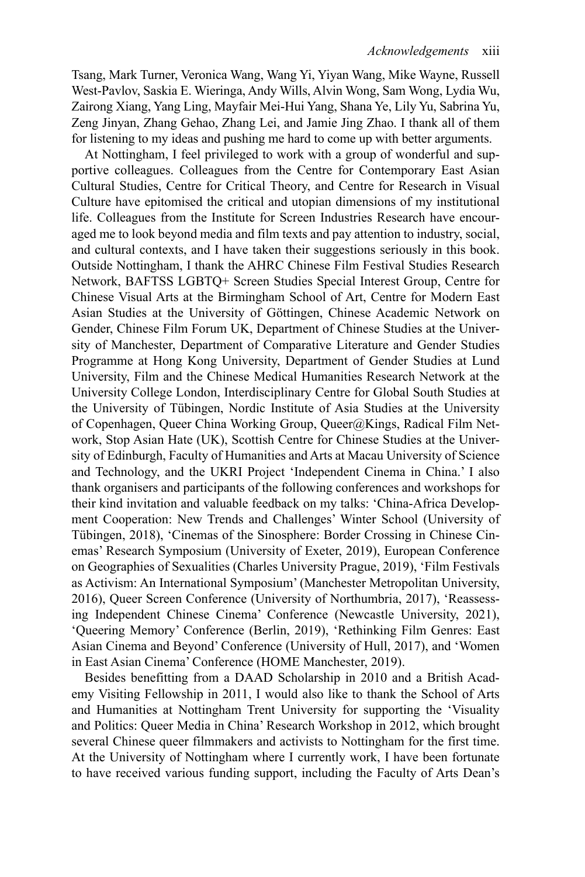Tsang, Mark Turner, Veronica Wang, Wang Yi, Yiyan Wang, Mike Wayne, Russell West-Pavlov, Saskia E. Wieringa, Andy Wills, Alvin Wong, Sam Wong, Lydia Wu, Zairong Xiang, Yang Ling, Mayfair Mei-Hui Yang, Shana Ye, Lily Yu, Sabrina Yu, Zeng Jinyan, Zhang Gehao, Zhang Lei, and Jamie Jing Zhao. I thank all of them for listening to my ideas and pushing me hard to come up with better arguments.

At Nottingham, I feel privileged to work with a group of wonderful and supportive colleagues. Colleagues from the Centre for Contemporary East Asian Cultural Studies, Centre for Critical Theory, and Centre for Research in Visual Culture have epitomised the critical and utopian dimensions of my institutional life. Colleagues from the Institute for Screen Industries Research have encouraged me to look beyond media and film texts and pay attention to industry, social, and cultural contexts, and I have taken their suggestions seriously in this book. Outside Nottingham, I thank the AHRC Chinese Film Festival Studies Research Network, BAFTSS LGBTQ+ Screen Studies Special Interest Group, Centre for Chinese Visual Arts at the Birmingham School of Art, Centre for Modern East Asian Studies at the University of Göttingen, Chinese Academic Network on Gender, Chinese Film Forum UK, Department of Chinese Studies at the University of Manchester, Department of Comparative Literature and Gender Studies Programme at Hong Kong University, Department of Gender Studies at Lund University, Film and the Chinese Medical Humanities Research Network at the University College London, Interdisciplinary Centre for Global South Studies at the University of Tübingen, Nordic Institute of Asia Studies at the University of Copenhagen, Queer China Working Group, Queer@Kings, Radical Film Network, Stop Asian Hate (UK), Scottish Centre for Chinese Studies at the University of Edinburgh, Faculty of Humanities and Arts at Macau University of Science and Technology, and the UKRI Project 'Independent Cinema in China.' I also thank organisers and participants of the following conferences and workshops for their kind invitation and valuable feedback on my talks: 'China-Africa Development Cooperation: New Trends and Challenges' Winter School (University of Tübingen, 2018), 'Cinemas of the Sinosphere: Border Crossing in Chinese Cinemas' Research Symposium (University of Exeter, 2019), European Conference on Geographies of Sexualities (Charles University Prague, 2019), 'Film Festivals as Activism: An International Symposium' (Manchester Metropolitan University, 2016), Queer Screen Conference (University of Northumbria, 2017), 'Reassessing Independent Chinese Cinema' Conference (Newcastle University, 2021), 'Queering Memory' Conference (Berlin, 2019), 'Rethinking Film Genres: East Asian Cinema and Beyond' Conference (University of Hull, 2017), and 'Women in East Asian Cinema' Conference (HOME Manchester, 2019).

Besides benefitting from a DAAD Scholarship in 2010 and a British Academy Visiting Fellowship in 2011, I would also like to thank the School of Arts and Humanities at Nottingham Trent University for supporting the 'Visuality and Politics: Queer Media in China' Research Workshop in 2012, which brought several Chinese queer filmmakers and activists to Nottingham for the first time. At the University of Nottingham where I currently work, I have been fortunate to have received various funding support, including the Faculty of Arts Dean's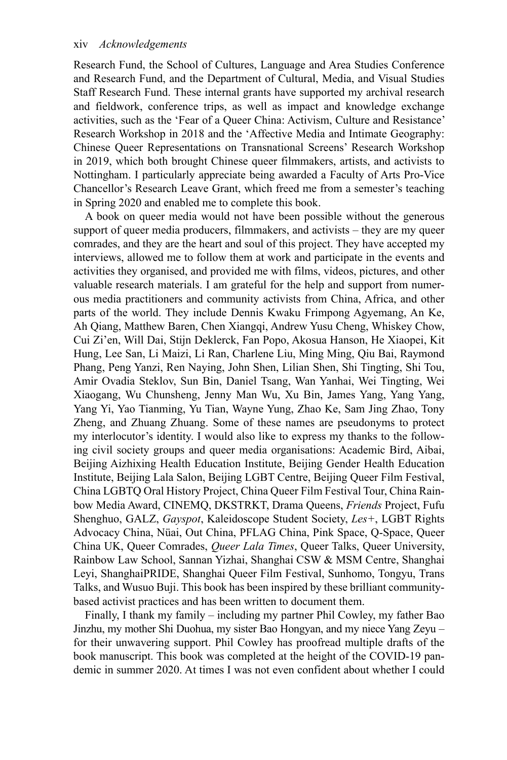Research Fund, the School of Cultures, Language and Area Studies Conference and Research Fund, and the Department of Cultural, Media, and Visual Studies Staff Research Fund. These internal grants have supported my archival research and fieldwork, conference trips, as well as impact and knowledge exchange activities, such as the 'Fear of a Queer China: Activism, Culture and Resistance' Research Workshop in 2018 and the 'Affective Media and Intimate Geography: Chinese Queer Representations on Transnational Screens' Research Workshop in 2019, which both brought Chinese queer filmmakers, artists, and activists to Nottingham. I particularly appreciate being awarded a Faculty of Arts Pro-Vice Chancellor's Research Leave Grant, which freed me from a semester's teaching in Spring 2020 and enabled me to complete this book.

A book on queer media would not have been possible without the generous support of queer media producers, filmmakers, and activists – they are my queer comrades, and they are the heart and soul of this project. They have accepted my interviews, allowed me to follow them at work and participate in the events and activities they organised, and provided me with films, videos, pictures, and other valuable research materials. I am grateful for the help and support from numerous media practitioners and community activists from China, Africa, and other parts of the world. They include Dennis Kwaku Frimpong Agyemang, An Ke, Ah Qiang, Matthew Baren, Chen Xiangqi, Andrew Yusu Cheng, Whiskey Chow, Cui Zi'en, Will Dai, Stijn Deklerck, Fan Popo, Akosua Hanson, He Xiaopei, Kit Hung, Lee San, Li Maizi, Li Ran, Charlene Liu, Ming Ming, Qiu Bai, Raymond Phang, Peng Yanzi, Ren Naying, John Shen, Lilian Shen, Shi Tingting, Shi Tou, Amir Ovadia Steklov, Sun Bin, Daniel Tsang, Wan Yanhai, Wei Tingting, Wei Xiaogang, Wu Chunsheng, Jenny Man Wu, Xu Bin, James Yang, Yang Yang, Yang Yi, Yao Tianming, Yu Tian, Wayne Yung, Zhao Ke, Sam Jing Zhao, Tony Zheng, and Zhuang Zhuang. Some of these names are pseudonyms to protect my interlocutor's identity. I would also like to express my thanks to the following civil society groups and queer media organisations: Academic Bird, Aibai, Beijing Aizhixing Health Education Institute, Beijing Gender Health Education Institute, Beijing Lala Salon, Beijing LGBT Centre, Beijing Queer Film Festival, China LGBTQ Oral History Project, China Queer Film Festival Tour, China Rainbow Media Award, CINEMQ, DKSTRKT, Drama Queens, *Friends* Project, Fufu Shenghuo, GALZ, *Gayspot*, Kaleidoscope Student Society, *Les+*, LGBT Rights Advocacy China, Nüai, Out China, PFLAG China, Pink Space, Q-Space, Queer China UK, Queer Comrades, *Queer Lala Times*, Queer Talks, Queer University, Rainbow Law School, Sannan Yizhai, Shanghai CSW & MSM Centre, Shanghai Leyi, ShanghaiPRIDE, Shanghai Queer Film Festival, Sunhomo, Tongyu, Trans Talks, and Wusuo Buji. This book has been inspired by these brilliant community-based activist practices and has been written to document them.

Finally, I thank my family – including my partner Phil Cowley, my father Bao Jinzhu, my mother Shi Duohua, my sister Bao Hongyan, and my niece Yang Zeyu – for their unwavering support. Phil Cowley has proofread multiple drafts of the book manuscript. This book was completed at the height of the COVID-19 pandemic in summer 2020. At times I was not even confident about whether I could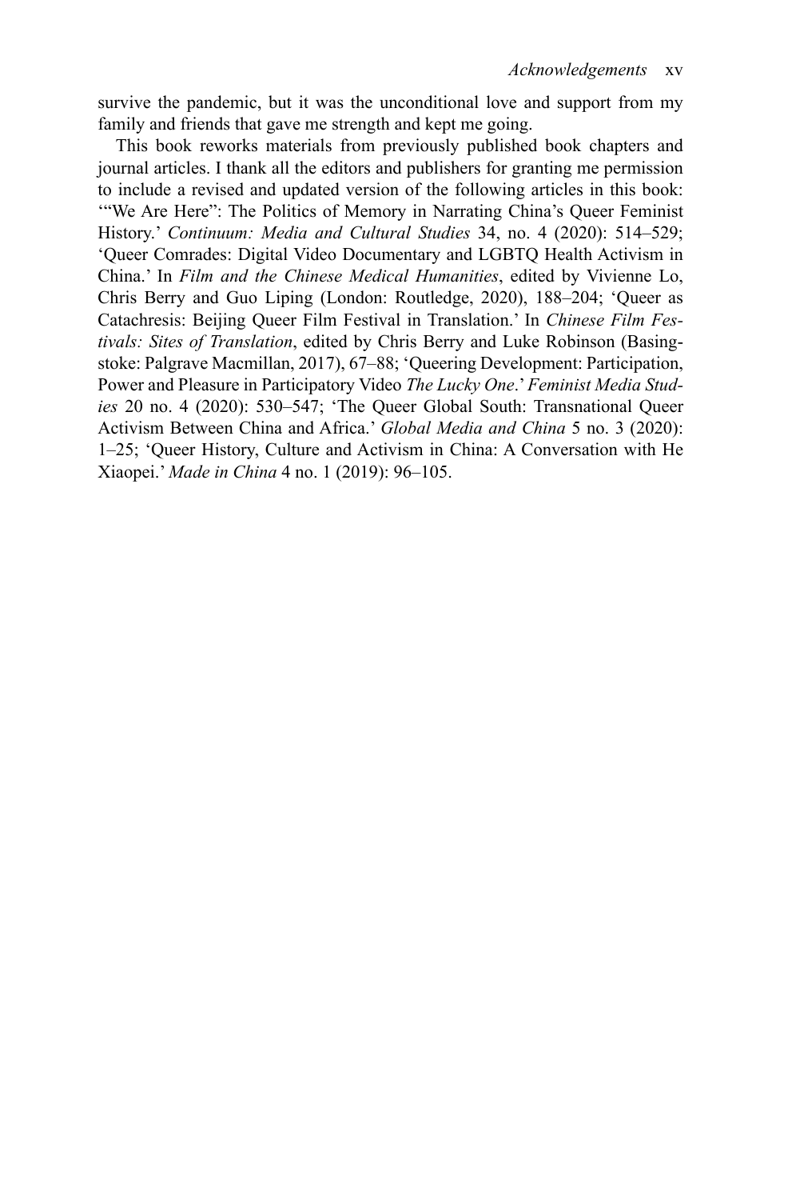survive the pandemic, but it was the unconditional love and support from my family and friends that gave me strength and kept me going.

This book reworks materials from previously published book chapters and journal articles. I thank all the editors and publishers for granting me permission to include a revised and updated version of the following articles in this book: '"We Are Here": The Politics of Memory in Narrating China's Queer Feminist History.' *Continuum: Media and Cultural Studies* 34, no. 4 (2020): 514–529; 'Queer Comrades: Digital Video Documentary and LGBTQ Health Activism in China.' In *Film and the Chinese Medical Humanities*, edited by Vivienne Lo, Chris Berry and Guo Liping (London: Routledge, 2020), 188–204; 'Queer as Catachresis: Beijing Queer Film Festival in Translation.' In *Chinese Film Festivals: Sites of Translation*, edited by Chris Berry and Luke Robinson (Basingstoke: Palgrave Macmillan, 2017), 67–88; 'Queering Development: Participation, Power and Pleasure in Participatory Video *The Lucky One*.' *Feminist Media Studies* 20 no. 4 (2020): 530–547; 'The Queer Global South: Transnational Queer Activism Between China and Africa.' *Global Media and China* 5 no. 3 (2020): 1–25; 'Queer History, Culture and Activism in China: A Conversation with He Xiaopei.' *Made in China* 4 no. 1 (2019): 96–105.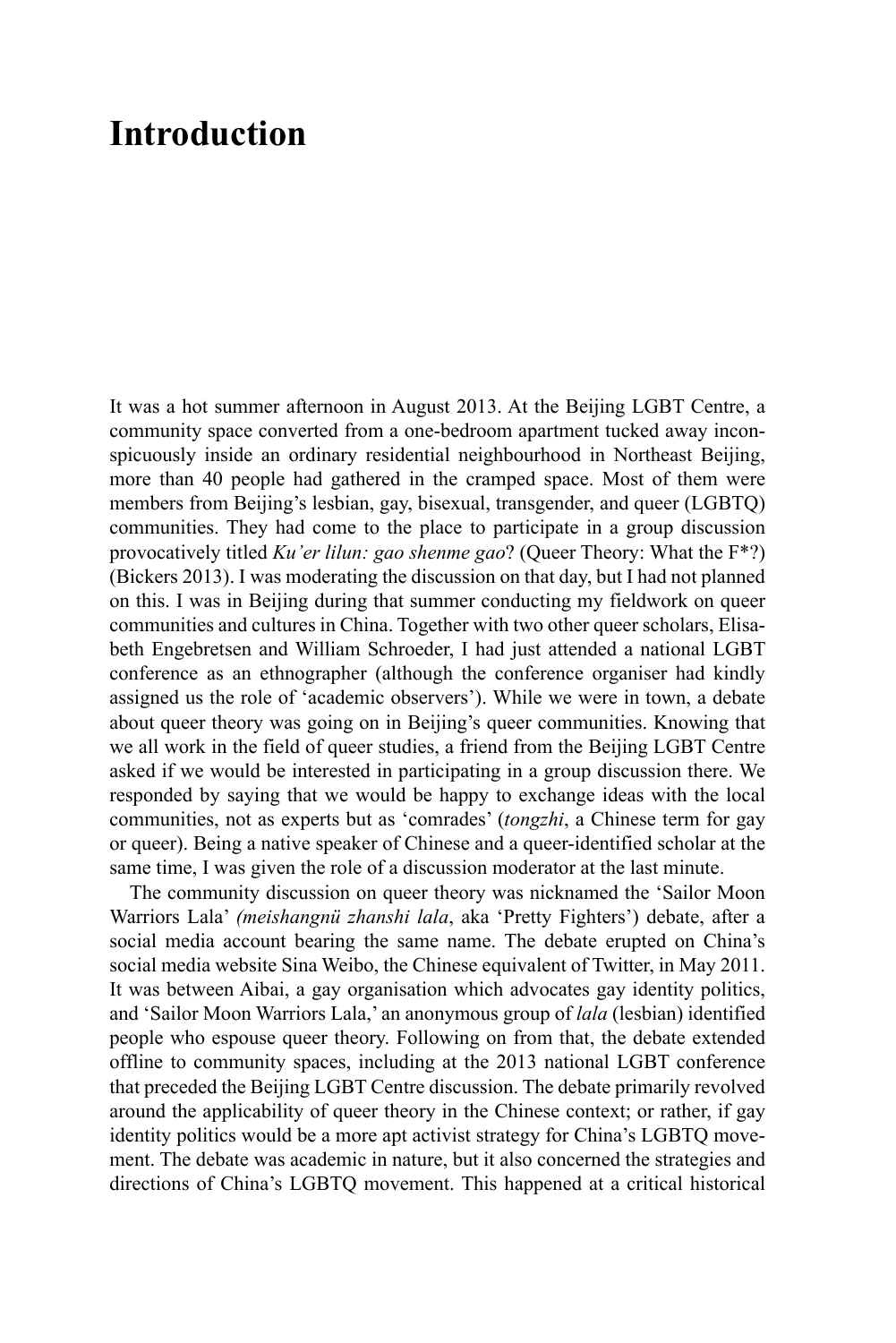# Introduction

It was a hot summer afternoon in August 2013. At the Beijing LGBT Centre, a community space converted from a one-bedroom apartment tucked away inconspicuously inside an ordinary residential neighbourhood in Northeast Beijing, more than 40 people had gathered in the cramped space. Most of them were members from Beijing's lesbian, gay, bisexual, transgender, and queer (LGBTQ) communities. They had come to the place to participate in a group discussion provocatively titled *Ku'er lilun: gao shenme gao*? (Queer Theory: What the F*?) (Bickers 2013). I was moderating the discussion on that day, but I had not planned on this. I was in Beijing during that summer conducting my fieldwork on queer communities and cultures in China. Together with two other queer scholars, Elisabeth Engebretsen and William Schroeder, I had just attended a national LGBT conference as an ethnographer (although the conference organiser had kindly assigned us the role of 'academic observers'). While we were in town, a debate about queer theory was going on in Beijing's queer communities. Knowing that we all work in the field of queer studies, a friend from the Beijing LGBT Centre asked if we would be interested in participating in a group discussion there. We responded by saying that we would be happy to exchange ideas with the local communities, not as experts but as 'comrades' (*tongzhi*, a Chinese term for gay or queer). Being a native speaker of Chinese and a queer-identified scholar at the same time, I was given the role of a discussion moderator at the last minute.

The community discussion on queer theory was nicknamed the 'Sailor Moon Warriors Lala' *(meishangnü zhanshi lala*, aka 'Pretty Fighters') debate, after a social media account bearing the same name. The debate erupted on China's social media website Sina Weibo, the Chinese equivalent of Twitter, in May 2011. It was between Aibai, a gay organisation which advocates gay identity politics, and 'Sailor Moon Warriors Lala,' an anonymous group of *lala* (lesbian) identified people who espouse queer theory. Following on from that, the debate extended offline to community spaces, including at the 2013 national LGBT conference that preceded the Beijing LGBT Centre discussion. The debate primarily revolved around the applicability of queer theory in the Chinese context; or rather, if gay identity politics would be a more apt activist strategy for China's LGBTQ movement. The debate was academic in nature, but it also concerned the strategies and directions of China's LGBTQ movement. This happened at a critical historical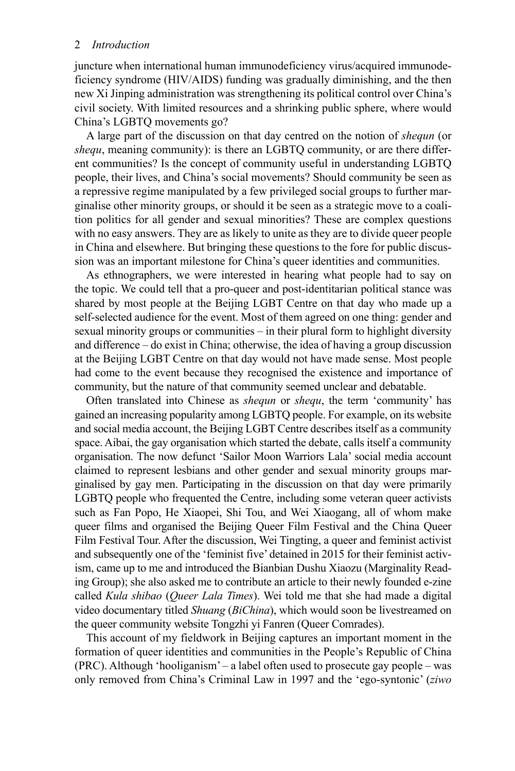juncture when international human immunodeficiency virus/acquired immunodeficiency syndrome (HIV/AIDS) funding was gradually diminishing, and the then new Xi Jinping administration was strengthening its political control over China's civil society. With limited resources and a shrinking public sphere, where would China's LGBTQ movements go?

A large part of the discussion on that day centred on the notion of *shequn* (or *shequ*, meaning community): is there an LGBTQ community, or are there different communities? Is the concept of community useful in understanding LGBTQ people, their lives, and China's social movements? Should community be seen as a repressive regime manipulated by a few privileged social groups to further marginalise other minority groups, or should it be seen as a strategic move to a coalition politics for all gender and sexual minorities? These are complex questions with no easy answers. They are as likely to unite as they are to divide queer people in China and elsewhere. But bringing these questions to the fore for public discussion was an important milestone for China's queer identities and communities.

As ethnographers, we were interested in hearing what people had to say on the topic. We could tell that a pro-queer and post-identitarian political stance was shared by most people at the Beijing LGBT Centre on that day who made up a self-selected audience for the event. Most of them agreed on one thing: gender and sexual minority groups or communities – in their plural form to highlight diversity and difference – do exist in China; otherwise, the idea of having a group discussion at the Beijing LGBT Centre on that day would not have made sense. Most people had come to the event because they recognised the existence and importance of community, but the nature of that community seemed unclear and debatable.

Often translated into Chinese as *shequn* or *shequ*, the term 'community' has gained an increasing popularity among LGBTQ people. For example, on its website and social media account, the Beijing LGBT Centre describes itself as a community space. Aibai, the gay organisation which started the debate, calls itself a community organisation. The now defunct 'Sailor Moon Warriors Lala' social media account claimed to represent lesbians and other gender and sexual minority groups marginalised by gay men. Participating in the discussion on that day were primarily LGBTQ people who frequented the Centre, including some veteran queer activists such as Fan Popo, He Xiaopei, Shi Tou, and Wei Xiaogang, all of whom make queer films and organised the Beijing Queer Film Festival and the China Queer Film Festival Tour. After the discussion, Wei Tingting, a queer and feminist activist and subsequently one of the 'feminist five' detained in 2015 for their feminist activism, came up to me and introduced the Bianbian Dushu Xiaozu (Marginality Reading Group); she also asked me to contribute an article to their newly founded e-zine called *Kula shibao* (*Queer Lala Times*). Wei told me that she had made a digital video documentary titled *Shuang* (*BiChina*), which would soon be livestreamed on the queer community website Tongzhi yi Fanren (Queer Comrades).

This account of my fieldwork in Beijing captures an important moment in the formation of queer identities and communities in the People's Republic of China (PRC). Although 'hooliganism' – a label often used to prosecute gay people – was only removed from China's Criminal Law in 1997 and the 'ego-syntonic' (*ziwo*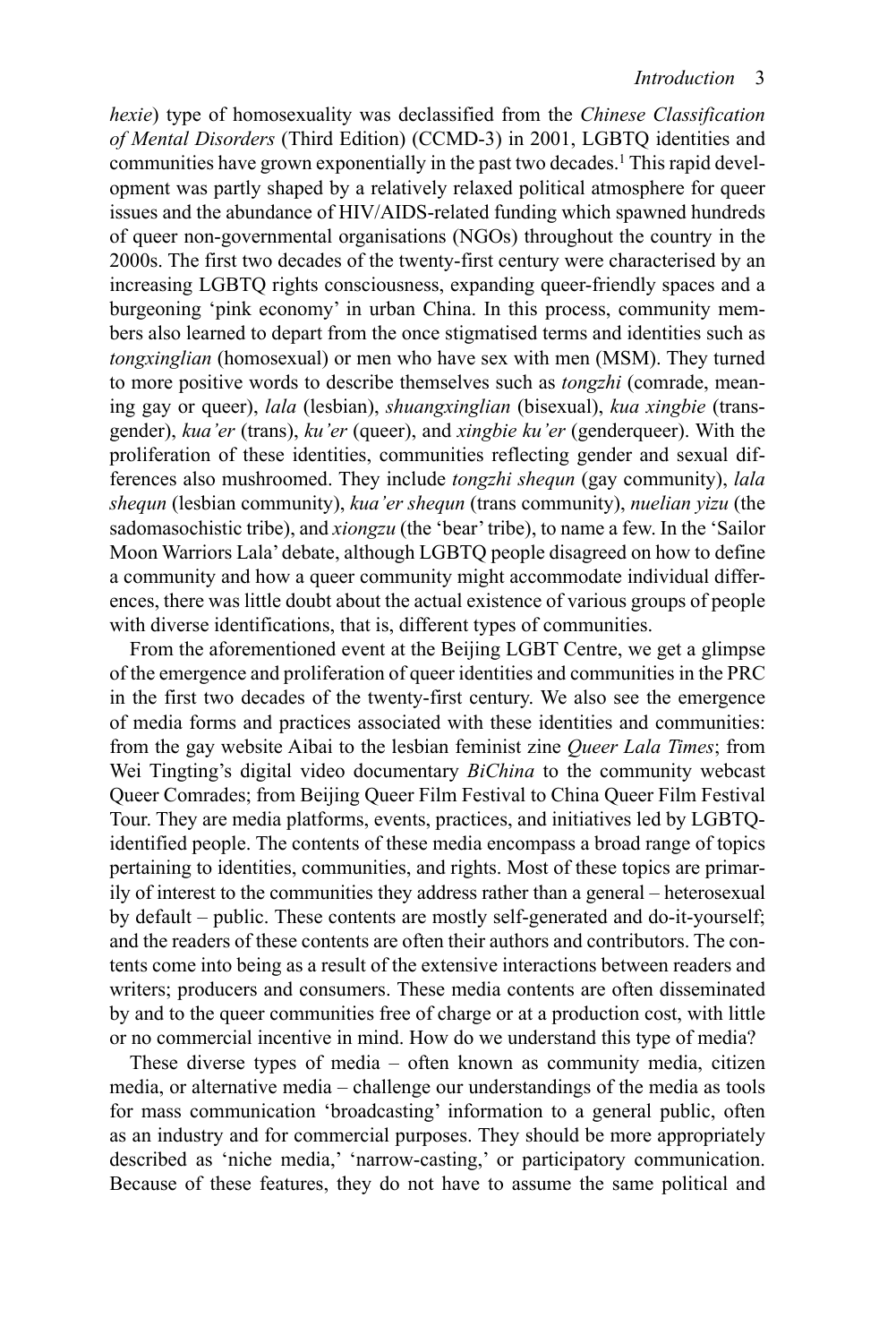*hexie*) type of homosexuality was declassified from the *Chinese Classification of Mental Disorders* (Third Edition) (CCMD-3) in 2001, LGBTQ identities and communities have grown exponentially in the past two decades.[1] This rapid development was partly shaped by a relatively relaxed political atmosphere for queer issues and the abundance of HIV/AIDS-related funding which spawned hundreds of queer non-governmental organisations (NGOs) throughout the country in the 2000s. The first two decades of the twenty-first century were characterised by an increasing LGBTQ rights consciousness, expanding queer-friendly spaces and a burgeoning 'pink economy' in urban China. In this process, community members also learned to depart from the once stigmatised terms and identities such as *tongxinglian* (homosexual) or men who have sex with men (MSM). They turned to more positive words to describe themselves such as *tongzhi* (comrade, meaning gay or queer), *lala* (lesbian), *shuangxinglian* (bisexual), *kua xingbie* (transgender), *kua'er* (trans), *ku'er* (queer), and *xingbie ku'er* (genderqueer). With the proliferation of these identities, communities reflecting gender and sexual differences also mushroomed. They include *tongzhi shequn* (gay community), *lala shequn* (lesbian community), *kua'er shequn* (trans community), *nuelian yizu* (the sadomasochistic tribe), and *xiongzu* (the 'bear' tribe), to name a few. In the 'Sailor Moon Warriors Lala' debate, although LGBTQ people disagreed on how to define a community and how a queer community might accommodate individual differences, there was little doubt about the actual existence of various groups of people with diverse identifications, that is, different types of communities.

From the aforementioned event at the Beijing LGBT Centre, we get a glimpse of the emergence and proliferation of queer identities and communities in the PRC in the first two decades of the twenty-first century. We also see the emergence of media forms and practices associated with these identities and communities: from the gay website Aibai to the lesbian feminist zine *Queer Lala Times*; from Wei Tingting's digital video documentary *BiChina* to the community webcast Queer Comrades; from Beijing Queer Film Festival to China Queer Film Festival Tour. They are media platforms, events, practices, and initiatives led by LGBTQ-identified people. The contents of these media encompass a broad range of topics pertaining to identities, communities, and rights. Most of these topics are primarily of interest to the communities they address rather than a general – heterosexual by default – public. These contents are mostly self-generated and do-it-yourself; and the readers of these contents are often their authors and contributors. The contents come into being as a result of the extensive interactions between readers and writers; producers and consumers. These media contents are often disseminated by and to the queer communities free of charge or at a production cost, with little or no commercial incentive in mind. How do we understand this type of media?

These diverse types of media – often known as community media, citizen media, or alternative media – challenge our understandings of the media as tools for mass communication 'broadcasting' information to a general public, often as an industry and for commercial purposes. They should be more appropriately described as 'niche media,' 'narrow-casting,' or participatory communication. Because of these features, they do not have to assume the same political and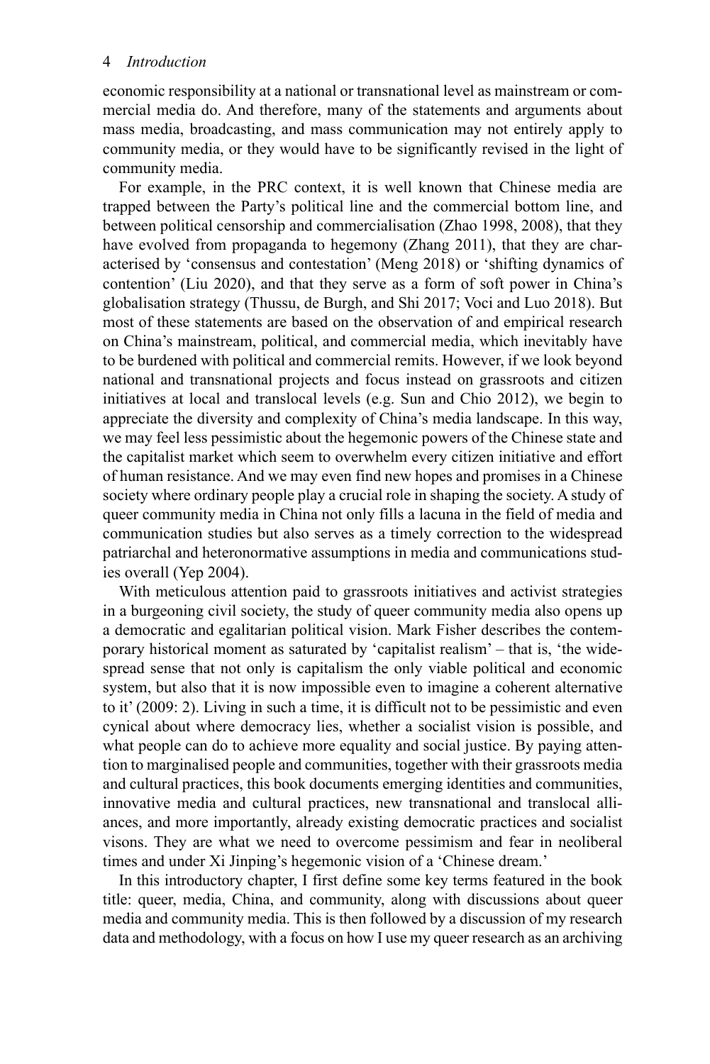economic responsibility at a national or transnational level as mainstream or commercial media do. And therefore, many of the statements and arguments about mass media, broadcasting, and mass communication may not entirely apply to community media, or they would have to be significantly revised in the light of community media.

For example, in the PRC context, it is well known that Chinese media are trapped between the Party's political line and the commercial bottom line, and between political censorship and commercialisation (Zhao 1998, 2008), that they have evolved from propaganda to hegemony (Zhang 2011), that they are characterised by 'consensus and contestation' (Meng 2018) or 'shifting dynamics of contention' (Liu 2020), and that they serve as a form of soft power in China's globalisation strategy (Thussu, de Burgh, and Shi 2017; Voci and Luo 2018). But most of these statements are based on the observation of and empirical research on China's mainstream, political, and commercial media, which inevitably have to be burdened with political and commercial remits. However, if we look beyond national and transnational projects and focus instead on grassroots and citizen initiatives at local and translocal levels (e.g. Sun and Chio 2012), we begin to appreciate the diversity and complexity of China's media landscape. In this way, we may feel less pessimistic about the hegemonic powers of the Chinese state and the capitalist market which seem to overwhelm every citizen initiative and effort of human resistance. And we may even find new hopes and promises in a Chinese society where ordinary people play a crucial role in shaping the society. A study of queer community media in China not only fills a lacuna in the field of media and communication studies but also serves as a timely correction to the widespread patriarchal and heteronormative assumptions in media and communications studies overall (Yep 2004).

With meticulous attention paid to grassroots initiatives and activist strategies in a burgeoning civil society, the study of queer community media also opens up a democratic and egalitarian political vision. Mark Fisher describes the contemporary historical moment as saturated by 'capitalist realism' – that is, 'the widespread sense that not only is capitalism the only viable political and economic system, but also that it is now impossible even to imagine a coherent alternative to it' (2009: 2). Living in such a time, it is difficult not to be pessimistic and even cynical about where democracy lies, whether a socialist vision is possible, and what people can do to achieve more equality and social justice. By paying attention to marginalised people and communities, together with their grassroots media and cultural practices, this book documents emerging identities and communities, innovative media and cultural practices, new transnational and translocal alliances, and more importantly, already existing democratic practices and socialist visons. They are what we need to overcome pessimism and fear in neoliberal times and under Xi Jinping's hegemonic vision of a 'Chinese dream.'

In this introductory chapter, I first define some key terms featured in the book title: queer, media, China, and community, along with discussions about queer media and community media. This is then followed by a discussion of my research data and methodology, with a focus on how I use my queer research as an archiving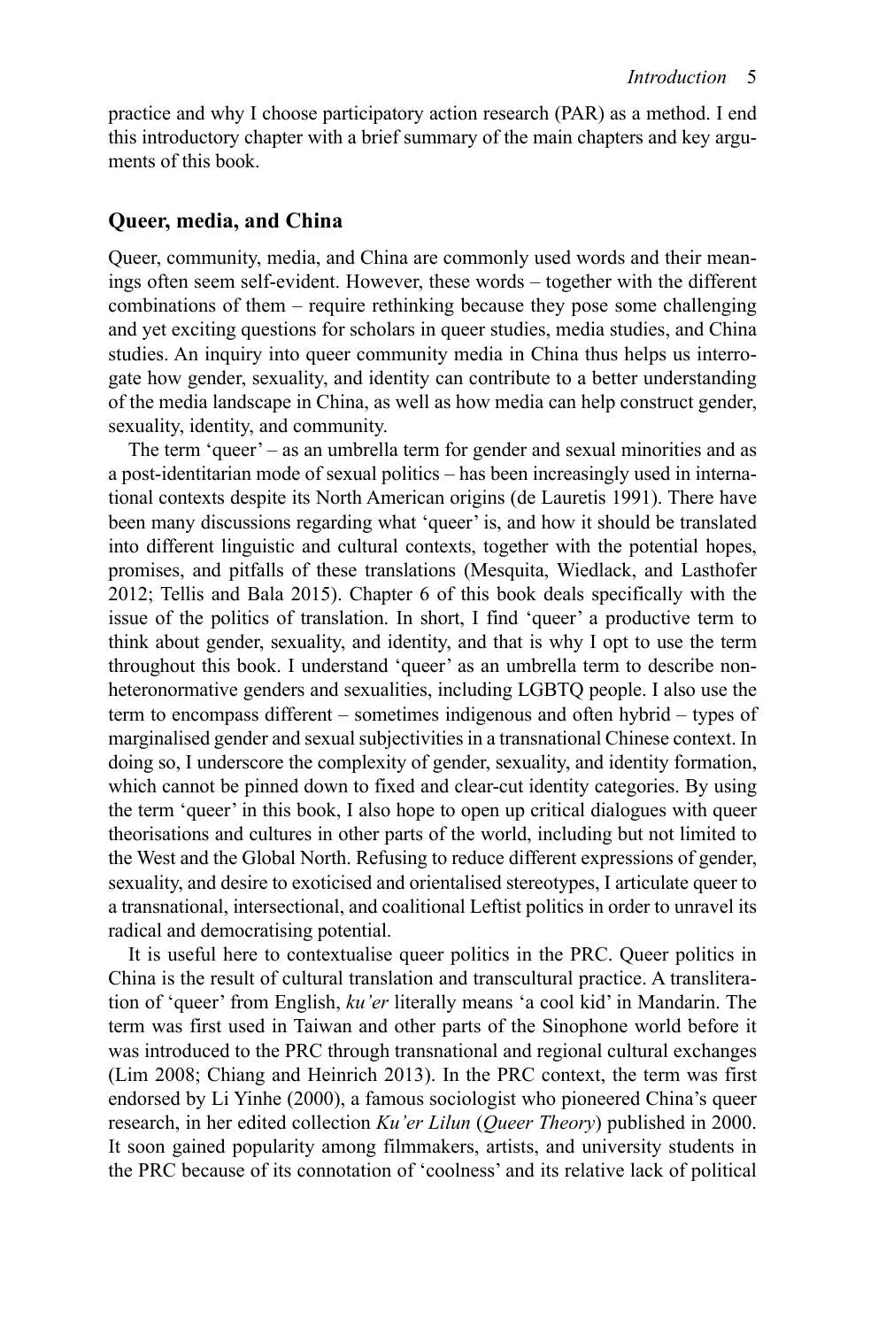practice and why I choose participatory action research (PAR) as a method. I end this introductory chapter with a brief summary of the main chapters and key arguments of this book.

## Queer, media, and China

Queer, community, media, and China are commonly used words and their meanings often seem self-evident. However, these words – together with the different combinations of them – require rethinking because they pose some challenging and yet exciting questions for scholars in queer studies, media studies, and China studies. An inquiry into queer community media in China thus helps us interrogate how gender, sexuality, and identity can contribute to a better understanding of the media landscape in China, as well as how media can help construct gender, sexuality, identity, and community.

The term 'queer' – as an umbrella term for gender and sexual minorities and as a post-identitarian mode of sexual politics – has been increasingly used in international contexts despite its North American origins (de Lauretis 1991). There have been many discussions regarding what 'queer' is, and how it should be translated into different linguistic and cultural contexts, together with the potential hopes, promises, and pitfalls of these translations (Mesquita, Wiedlack, and Lasthofer 2012; Tellis and Bala 2015). Chapter 6 of this book deals specifically with the issue of the politics of translation. In short, I find 'queer' a productive term to think about gender, sexuality, and identity, and that is why I opt to use the term throughout this book. I understand 'queer' as an umbrella term to describe non-heteronormative genders and sexualities, including LGBTQ people. I also use the term to encompass different – sometimes indigenous and often hybrid – types of marginalised gender and sexual subjectivities in a transnational Chinese context. In doing so, I underscore the complexity of gender, sexuality, and identity formation, which cannot be pinned down to fixed and clear-cut identity categories. By using the term 'queer' in this book, I also hope to open up critical dialogues with queer theorisations and cultures in other parts of the world, including but not limited to the West and the Global North. Refusing to reduce different expressions of gender, sexuality, and desire to exoticised and orientalised stereotypes, I articulate queer to a transnational, intersectional, and coalitional Leftist politics in order to unravel its radical and democratising potential.

It is useful here to contextualise queer politics in the PRC. Queer politics in China is the result of cultural translation and transcultural practice. A transliteration of 'queer' from English, *ku'er* literally means 'a cool kid' in Mandarin. The term was first used in Taiwan and other parts of the Sinophone world before it was introduced to the PRC through transnational and regional cultural exchanges (Lim 2008; Chiang and Heinrich 2013). In the PRC context, the term was first endorsed by Li Yinhe (2000), a famous sociologist who pioneered China's queer research, in her edited collection *Ku'er Lilun* (*Queer Theory*) published in 2000. It soon gained popularity among filmmakers, artists, and university students in the PRC because of its connotation of 'coolness' and its relative lack of political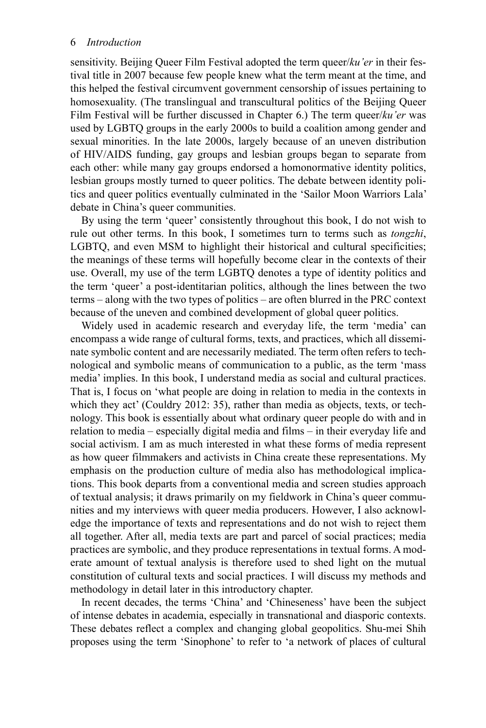sensitivity. Beijing Queer Film Festival adopted the term queer/*ku'er* in their festival title in 2007 because few people knew what the term meant at the time, and this helped the festival circumvent government censorship of issues pertaining to homosexuality. (The translingual and transcultural politics of the Beijing Queer Film Festival will be further discussed in Chapter 6.) The term queer/*ku'er* was used by LGBTQ groups in the early 2000s to build a coalition among gender and sexual minorities. In the late 2000s, largely because of an uneven distribution of HIV/AIDS funding, gay groups and lesbian groups began to separate from each other: while many gay groups endorsed a homonormative identity politics, lesbian groups mostly turned to queer politics. The debate between identity politics and queer politics eventually culminated in the 'Sailor Moon Warriors Lala' debate in China's queer communities.

By using the term 'queer' consistently throughout this book, I do not wish to rule out other terms. In this book, I sometimes turn to terms such as *tongzhi*, LGBTQ, and even MSM to highlight their historical and cultural specificities; the meanings of these terms will hopefully become clear in the contexts of their use. Overall, my use of the term LGBTQ denotes a type of identity politics and the term 'queer' a post-identitarian politics, although the lines between the two terms – along with the two types of politics – are often blurred in the PRC context because of the uneven and combined development of global queer politics.

Widely used in academic research and everyday life, the term 'media' can encompass a wide range of cultural forms, texts, and practices, which all disseminate symbolic content and are necessarily mediated. The term often refers to technological and symbolic means of communication to a public, as the term 'mass media' implies. In this book, I understand media as social and cultural practices. That is, I focus on 'what people are doing in relation to media in the contexts in which they act' (Couldry 2012: 35), rather than media as objects, texts, or technology. This book is essentially about what ordinary queer people do with and in relation to media – especially digital media and films – in their everyday life and social activism. I am as much interested in what these forms of media represent as how queer filmmakers and activists in China create these representations. My emphasis on the production culture of media also has methodological implications. This book departs from a conventional media and screen studies approach of textual analysis; it draws primarily on my fieldwork in China's queer communities and my interviews with queer media producers. However, I also acknowledge the importance of texts and representations and do not wish to reject them all together. After all, media texts are part and parcel of social practices; media practices are symbolic, and they produce representations in textual forms. A moderate amount of textual analysis is therefore used to shed light on the mutual constitution of cultural texts and social practices. I will discuss my methods and methodology in detail later in this introductory chapter.

In recent decades, the terms 'China' and 'Chineseness' have been the subject of intense debates in academia, especially in transnational and diasporic contexts. These debates reflect a complex and changing global geopolitics. Shu-mei Shih proposes using the term 'Sinophone' to refer to 'a network of places of cultural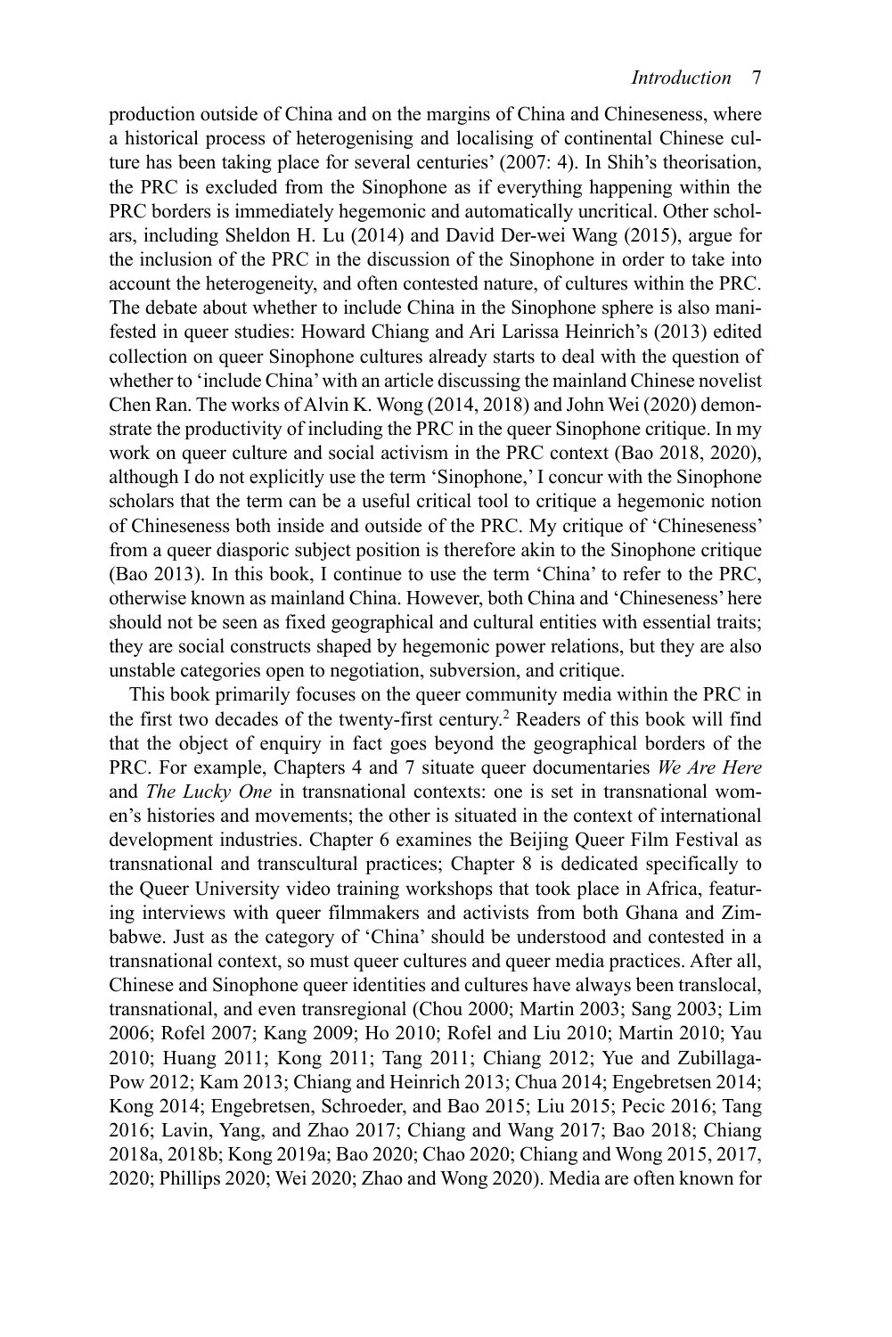production outside of China and on the margins of China and Chineseness, where a historical process of heterogenising and localising of continental Chinese culture has been taking place for several centuries' (2007: 4). In Shih's theorisation, the PRC is excluded from the Sinophone as if everything happening within the PRC borders is immediately hegemonic and automatically uncritical. Other scholars, including Sheldon H. Lu (2014) and David Der-wei Wang (2015), argue for the inclusion of the PRC in the discussion of the Sinophone in order to take into account the heterogeneity, and often contested nature, of cultures within the PRC. The debate about whether to include China in the Sinophone sphere is also manifested in queer studies: Howard Chiang and Ari Larissa Heinrich's (2013) edited collection on queer Sinophone cultures already starts to deal with the question of whether to 'include China' with an article discussing the mainland Chinese novelist Chen Ran. The works of Alvin K. Wong (2014, 2018) and John Wei (2020) demonstrate the productivity of including the PRC in the queer Sinophone critique. In my work on queer culture and social activism in the PRC context (Bao 2018, 2020), although I do not explicitly use the term 'Sinophone,' I concur with the Sinophone scholars that the term can be a useful critical tool to critique a hegemonic notion of Chineseness both inside and outside of the PRC. My critique of 'Chineseness' from a queer diasporic subject position is therefore akin to the Sinophone critique (Bao 2013). In this book, I continue to use the term 'China' to refer to the PRC, otherwise known as mainland China. However, both China and 'Chineseness' here should not be seen as fixed geographical and cultural entities with essential traits; they are social constructs shaped by hegemonic power relations, but they are also unstable categories open to negotiation, subversion, and critique.

This book primarily focuses on the queer community media within the PRC in the first two decades of the twenty-first century.[2] Readers of this book will find that the object of enquiry in fact goes beyond the geographical borders of the PRC. For example, Chapters 4 and 7 situate queer documentaries *We Are Here* and *The Lucky One* in transnational contexts: one is set in transnational women's histories and movements; the other is situated in the context of international development industries. Chapter 6 examines the Beijing Queer Film Festival as transnational and transcultural practices; Chapter 8 is dedicated specifically to the Queer University video training workshops that took place in Africa, featuring interviews with queer filmmakers and activists from both Ghana and Zimbabwe. Just as the category of 'China' should be understood and contested in a transnational context, so must queer cultures and queer media practices. After all, Chinese and Sinophone queer identities and cultures have always been translocal, transnational, and even transregional (Chou 2000; Martin 2003; Sang 2003; Lim 2006; Rofel 2007; Kang 2009; Ho 2010; Rofel and Liu 2010; Martin 2010; Yau 2010; Huang 2011; Kong 2011; Tang 2011; Chiang 2012; Yue and Zubillaga-Pow 2012; Kam 2013; Chiang and Heinrich 2013; Chua 2014; Engebretsen 2014; Kong 2014; Engebretsen, Schroeder, and Bao 2015; Liu 2015; Pecic 2016; Tang 2016; Lavin, Yang, and Zhao 2017; Chiang and Wang 2017; Bao 2018; Chiang 2018a, 2018b; Kong 2019a; Bao 2020; Chao 2020; Chiang and Wong 2015, 2017, 2020; Phillips 2020; Wei 2020; Zhao and Wong 2020). Media are often known for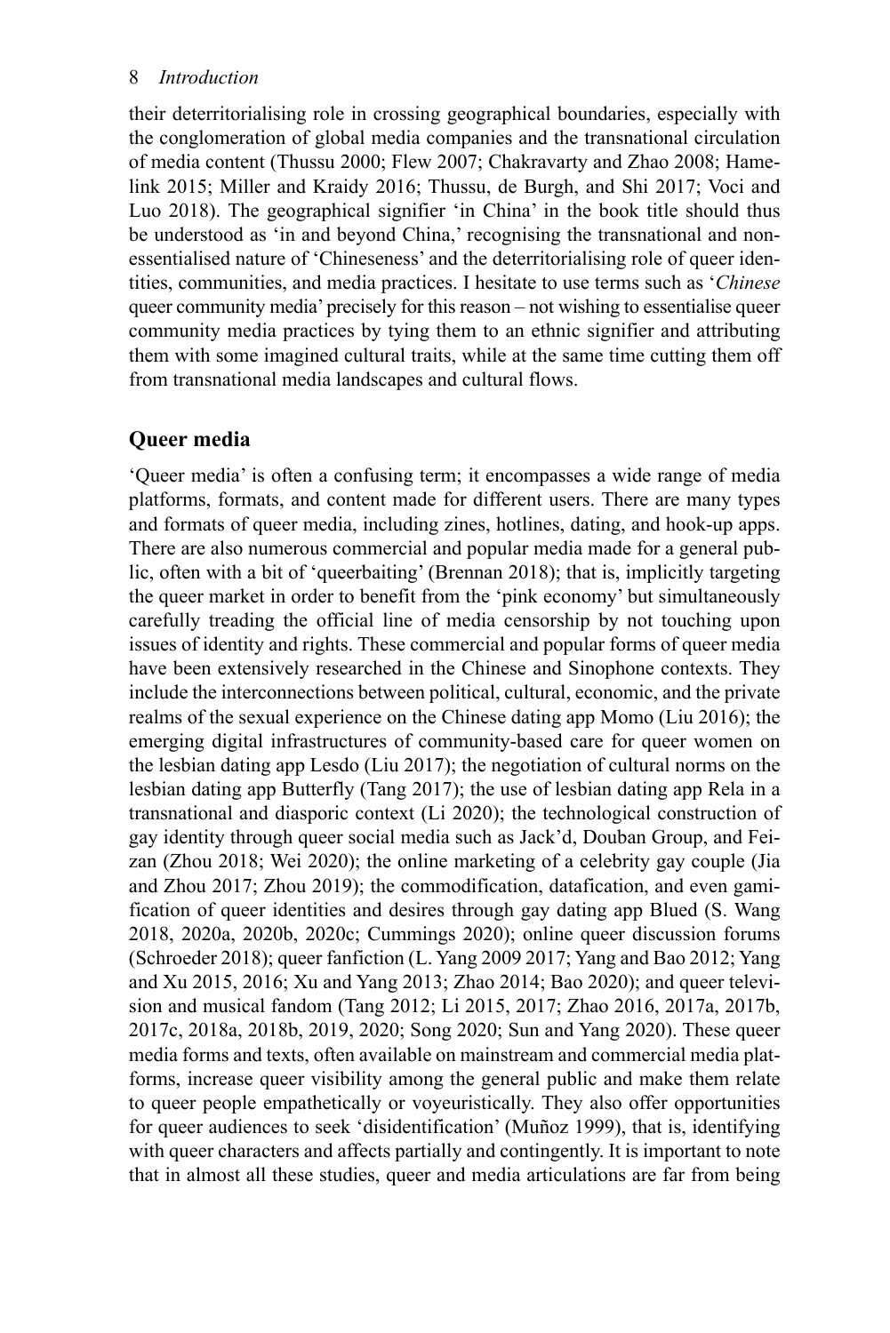their deterritorialising role in crossing geographical boundaries, especially with the conglomeration of global media companies and the transnational circulation of media content (Thussu 2000; Flew 2007; Chakravarty and Zhao 2008; Hamelink 2015; Miller and Kraidy 2016; Thussu, de Burgh, and Shi 2017; Voci and Luo 2018). The geographical signifier 'in China' in the book title should thus be understood as 'in and beyond China,' recognising the transnational and non-essentialised nature of 'Chineseness' and the deterritorialising role of queer identities, communities, and media practices. I hesitate to use terms such as '*Chinese* queer community media' precisely for this reason – not wishing to essentialise queer community media practices by tying them to an ethnic signifier and attributing them with some imagined cultural traits, while at the same time cutting them off from transnational media landscapes and cultural flows.

## Queer media

'Queer media' is often a confusing term; it encompasses a wide range of media platforms, formats, and content made for different users. There are many types and formats of queer media, including zines, hotlines, dating, and hook-up apps. There are also numerous commercial and popular media made for a general public, often with a bit of 'queerbaiting' (Brennan 2018); that is, implicitly targeting the queer market in order to benefit from the 'pink economy' but simultaneously carefully treading the official line of media censorship by not touching upon issues of identity and rights. These commercial and popular forms of queer media have been extensively researched in the Chinese and Sinophone contexts. They include the interconnections between political, cultural, economic, and the private realms of the sexual experience on the Chinese dating app Momo (Liu 2016); the emerging digital infrastructures of community-based care for queer women on the lesbian dating app Lesdo (Liu 2017); the negotiation of cultural norms on the lesbian dating app Butterfly (Tang 2017); the use of lesbian dating app Rela in a transnational and diasporic context (Li 2020); the technological construction of gay identity through queer social media such as Jack'd, Douban Group, and Feizan (Zhou 2018; Wei 2020); the online marketing of a celebrity gay couple (Jia and Zhou 2017; Zhou 2019); the commodification, datafication, and even gamification of queer identities and desires through gay dating app Blued (S. Wang 2018, 2020a, 2020b, 2020c; Cummings 2020); online queer discussion forums (Schroeder 2018); queer fanfiction (L. Yang 2009 2017; Yang and Bao 2012; Yang and Xu 2015, 2016; Xu and Yang 2013; Zhao 2014; Bao 2020); and queer television and musical fandom (Tang 2012; Li 2015, 2017; Zhao 2016, 2017a, 2017b, 2017c, 2018a, 2018b, 2019, 2020; Song 2020; Sun and Yang 2020). These queer media forms and texts, often available on mainstream and commercial media platforms, increase queer visibility among the general public and make them relate to queer people empathetically or voyeuristically. They also offer opportunities for queer audiences to seek 'disidentification' (Muñoz 1999), that is, identifying with queer characters and affects partially and contingently. It is important to note that in almost all these studies, queer and media articulations are far from being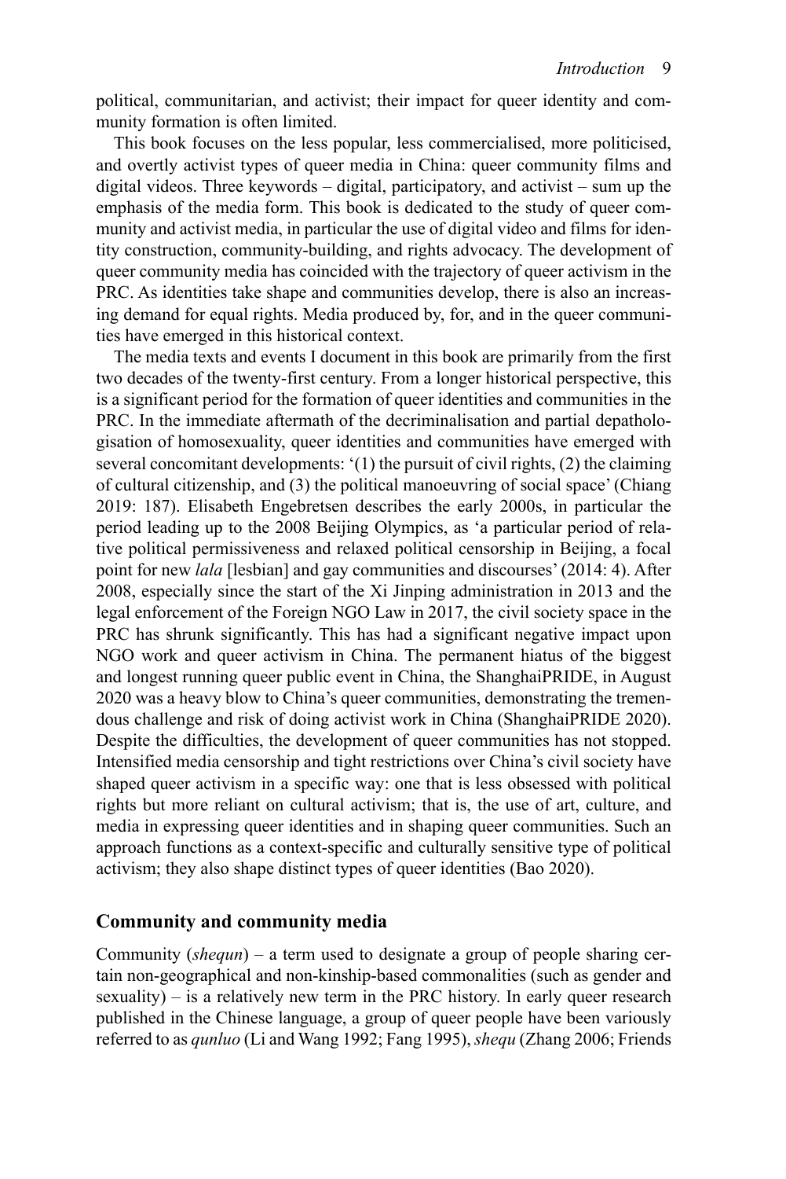political, communitarian, and activist; their impact for queer identity and community formation is often limited.

This book focuses on the less popular, less commercialised, more politicised, and overtly activist types of queer media in China: queer community films and digital videos. Three keywords – digital, participatory, and activist – sum up the emphasis of the media form. This book is dedicated to the study of queer community and activist media, in particular the use of digital video and films for identity construction, community-building, and rights advocacy. The development of queer community media has coincided with the trajectory of queer activism in the PRC. As identities take shape and communities develop, there is also an increasing demand for equal rights. Media produced by, for, and in the queer communities have emerged in this historical context.

The media texts and events I document in this book are primarily from the first two decades of the twenty-first century. From a longer historical perspective, this is a significant period for the formation of queer identities and communities in the PRC. In the immediate aftermath of the decriminalisation and partial depathologisation of homosexuality, queer identities and communities have emerged with several concomitant developments: '(1) the pursuit of civil rights, (2) the claiming of cultural citizenship, and (3) the political manoeuvring of social space' (Chiang 2019: 187). Elisabeth Engebretsen describes the early 2000s, in particular the period leading up to the 2008 Beijing Olympics, as 'a particular period of relative political permissiveness and relaxed political censorship in Beijing, a focal point for new *lala* [lesbian] and gay communities and discourses' (2014: 4). After 2008, especially since the start of the Xi Jinping administration in 2013 and the legal enforcement of the Foreign NGO Law in 2017, the civil society space in the PRC has shrunk significantly. This has had a significant negative impact upon NGO work and queer activism in China. The permanent hiatus of the biggest and longest running queer public event in China, the ShanghaiPRIDE, in August 2020 was a heavy blow to China's queer communities, demonstrating the tremendous challenge and risk of doing activist work in China (ShanghaiPRIDE 2020). Despite the difficulties, the development of queer communities has not stopped. Intensified media censorship and tight restrictions over China's civil society have shaped queer activism in a specific way: one that is less obsessed with political rights but more reliant on cultural activism; that is, the use of art, culture, and media in expressing queer identities and in shaping queer communities. Such an approach functions as a context-specific and culturally sensitive type of political activism; they also shape distinct types of queer identities (Bao 2020).

## Community and community media

Community (*shequn*) – a term used to designate a group of people sharing certain non-geographical and non-kinship-based commonalities (such as gender and sexuality) – is a relatively new term in the PRC history. In early queer research published in the Chinese language, a group of queer people have been variously referred to as *qunluo* (Li and Wang 1992; Fang 1995), *shequ* (Zhang 2006; Friends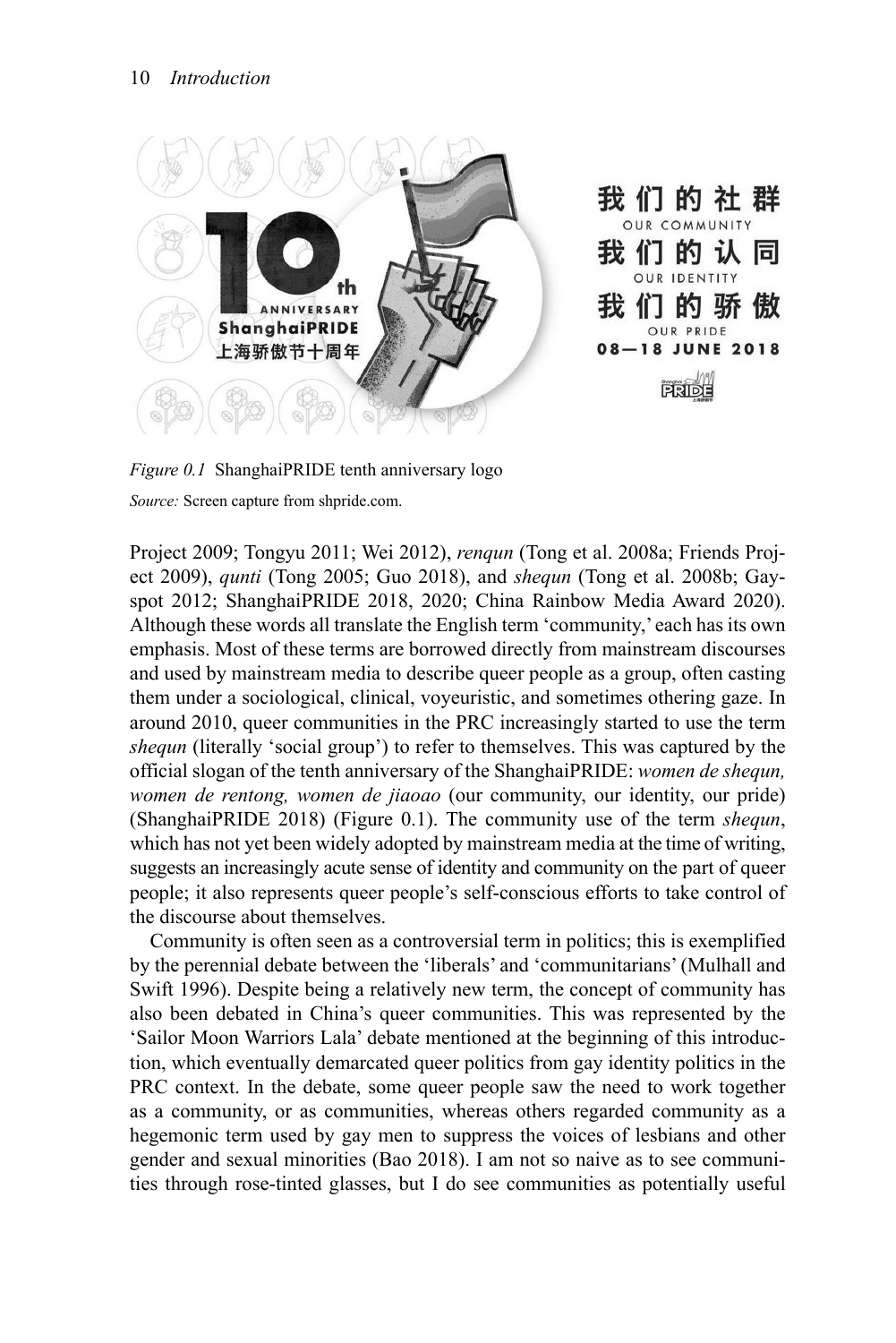*Figure 0.1* ShanghaiPRIDE tenth anniversary logo

*Source:* Screen capture from shpride.com.

Project 2009; Tongyu 2011; Wei 2012), *renqun* (Tong et al. 2008a; Friends Project 2009), *qunti* (Tong 2005; Guo 2018), and *shequn* (Tong et al. 2008b; Gayspot 2012; ShanghaiPRIDE 2018, 2020; China Rainbow Media Award 2020). Although these words all translate the English term 'community,' each has its own emphasis. Most of these terms are borrowed directly from mainstream discourses and used by mainstream media to describe queer people as a group, often casting them under a sociological, clinical, voyeuristic, and sometimes othering gaze. In around 2010, queer communities in the PRC increasingly started to use the term *shequn* (literally 'social group') to refer to themselves. This was captured by the official slogan of the tenth anniversary of the ShanghaiPRIDE: *women de shequn, women de rentong, women de jiaoao* (our community, our identity, our pride) (ShanghaiPRIDE 2018) (Figure 0.1). The community use of the term *shequn*, which has not yet been widely adopted by mainstream media at the time of writing, suggests an increasingly acute sense of identity and community on the part of queer people; it also represents queer people's self-conscious efforts to take control of the discourse about themselves.

Community is often seen as a controversial term in politics; this is exemplified by the perennial debate between the 'liberals' and 'communitarians' (Mulhall and Swift 1996). Despite being a relatively new term, the concept of community has also been debated in China's queer communities. This was represented by the 'Sailor Moon Warriors Lala' debate mentioned at the beginning of this introduction, which eventually demarcated queer politics from gay identity politics in the PRC context. In the debate, some queer people saw the need to work together as a community, or as communities, whereas others regarded community as a hegemonic term used by gay men to suppress the voices of lesbians and other gender and sexual minorities (Bao 2018). I am not so naive as to see communities through rose-tinted glasses, but I do see communities as potentially useful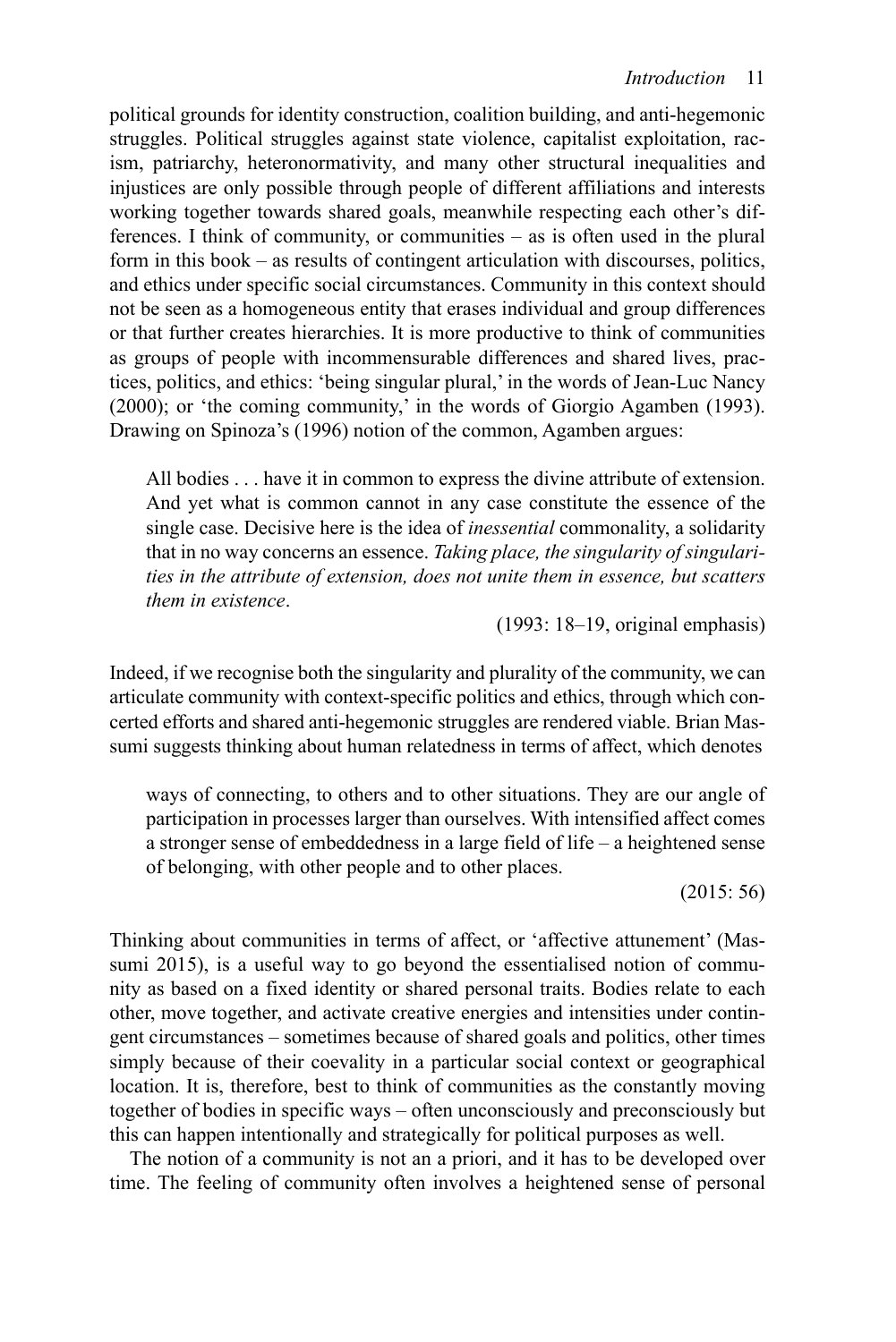political grounds for identity construction, coalition building, and anti-hegemonic struggles. Political struggles against state violence, capitalist exploitation, racism, patriarchy, heteronormativity, and many other structural inequalities and injustices are only possible through people of different affiliations and interests working together towards shared goals, meanwhile respecting each other's differences. I think of community, or communities – as is often used in the plural form in this book – as results of contingent articulation with discourses, politics, and ethics under specific social circumstances. Community in this context should not be seen as a homogeneous entity that erases individual and group differences or that further creates hierarchies. It is more productive to think of communities as groups of people with incommensurable differences and shared lives, practices, politics, and ethics: 'being singular plural,' in the words of Jean-Luc Nancy (2000); or 'the coming community,' in the words of Giorgio Agamben (1993). Drawing on Spinoza's (1996) notion of the common, Agamben argues:

> All bodies . . . have it in common to express the divine attribute of extension. And yet what is common cannot in any case constitute the essence of the single case. Decisive here is the idea of *inessential* commonality, a solidarity that in no way concerns an essence. *Taking place, the singularity of singularities in the attribute of extension, does not unite them in essence, but scatters them in existence*.
>
> (1993: 18–19, original emphasis)

Indeed, if we recognise both the singularity and plurality of the community, we can articulate community with context-specific politics and ethics, through which concerted efforts and shared anti-hegemonic struggles are rendered viable. Brian Massumi suggests thinking about human relatedness in terms of affect, which denotes

> ways of connecting, to others and to other situations. They are our angle of participation in processes larger than ourselves. With intensified affect comes a stronger sense of embeddedness in a large field of life – a heightened sense of belonging, with other people and to other places.
>
> (2015: 56)

Thinking about communities in terms of affect, or 'affective attunement' (Massumi 2015), is a useful way to go beyond the essentialised notion of community as based on a fixed identity or shared personal traits. Bodies relate to each other, move together, and activate creative energies and intensities under contingent circumstances – sometimes because of shared goals and politics, other times simply because of their coevality in a particular social context or geographical location. It is, therefore, best to think of communities as the constantly moving together of bodies in specific ways – often unconsciously and preconsciously but this can happen intentionally and strategically for political purposes as well.

The notion of a community is not an a priori, and it has to be developed over time. The feeling of community often involves a heightened sense of personal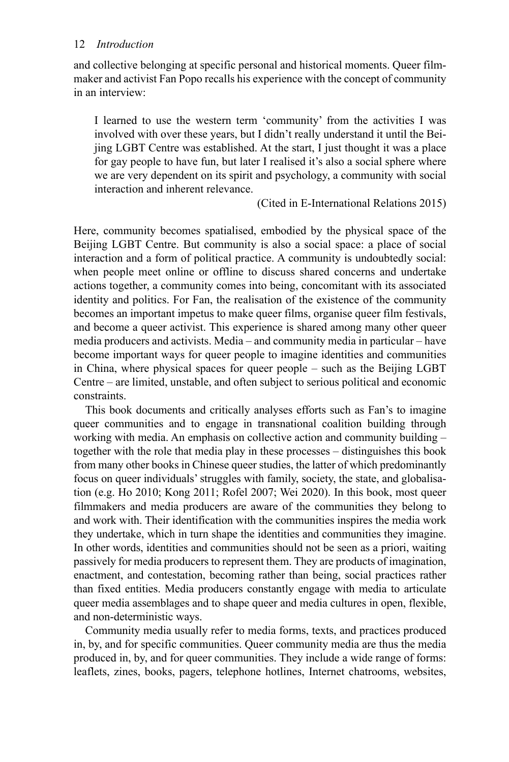and collective belonging at specific personal and historical moments. Queer filmmaker and activist Fan Popo recalls his experience with the concept of community in an interview:

> I learned to use the western term 'community' from the activities I was involved with over these years, but I didn't really understand it until the Beijing LGBT Centre was established. At the start, I just thought it was a place for gay people to have fun, but later I realised it's also a social sphere where we are very dependent on its spirit and psychology, a community with social interaction and inherent relevance.
>
> (Cited in E-International Relations 2015)

Here, community becomes spatialised, embodied by the physical space of the Beijing LGBT Centre. But community is also a social space: a place of social interaction and a form of political practice. A community is undoubtedly social: when people meet online or offline to discuss shared concerns and undertake actions together, a community comes into being, concomitant with its associated identity and politics. For Fan, the realisation of the existence of the community becomes an important impetus to make queer films, organise queer film festivals, and become a queer activist. This experience is shared among many other queer media producers and activists. Media – and community media in particular – have become important ways for queer people to imagine identities and communities in China, where physical spaces for queer people – such as the Beijing LGBT Centre – are limited, unstable, and often subject to serious political and economic constraints.

This book documents and critically analyses efforts such as Fan's to imagine queer communities and to engage in transnational coalition building through working with media. An emphasis on collective action and community building – together with the role that media play in these processes – distinguishes this book from many other books in Chinese queer studies, the latter of which predominantly focus on queer individuals' struggles with family, society, the state, and globalisation (e.g. Ho 2010; Kong 2011; Rofel 2007; Wei 2020). In this book, most queer filmmakers and media producers are aware of the communities they belong to and work with. Their identification with the communities inspires the media work they undertake, which in turn shape the identities and communities they imagine. In other words, identities and communities should not be seen as a priori, waiting passively for media producers to represent them. They are products of imagination, enactment, and contestation, becoming rather than being, social practices rather than fixed entities. Media producers constantly engage with media to articulate queer media assemblages and to shape queer and media cultures in open, flexible, and non-deterministic ways.

Community media usually refer to media forms, texts, and practices produced in, by, and for specific communities. Queer community media are thus the media produced in, by, and for queer communities. They include a wide range of forms: leaflets, zines, books, pagers, telephone hotlines, Internet chatrooms, websites,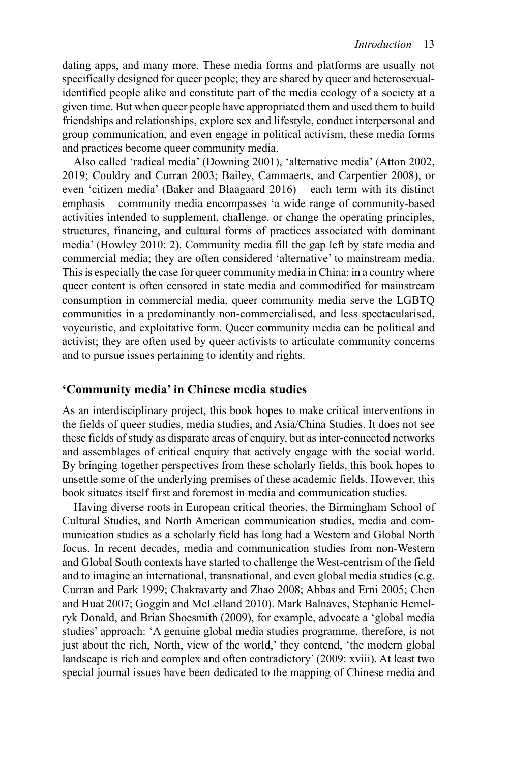dating apps, and many more. These media forms and platforms are usually not specifically designed for queer people; they are shared by queer and heterosexual-identified people alike and constitute part of the media ecology of a society at a given time. But when queer people have appropriated them and used them to build friendships and relationships, explore sex and lifestyle, conduct interpersonal and group communication, and even engage in political activism, these media forms and practices become queer community media.

Also called 'radical media' (Downing 2001), 'alternative media' (Atton 2002, 2019; Couldry and Curran 2003; Bailey, Cammaerts, and Carpentier 2008), or even 'citizen media' (Baker and Blaagaard 2016) – each term with its distinct emphasis – community media encompasses 'a wide range of community-based activities intended to supplement, challenge, or change the operating principles, structures, financing, and cultural forms of practices associated with dominant media' (Howley 2010: 2). Community media fill the gap left by state media and commercial media; they are often considered 'alternative' to mainstream media. This is especially the case for queer community media in China: in a country where queer content is often censored in state media and commodified for mainstream consumption in commercial media, queer community media serve the LGBTQ communities in a predominantly non-commercialised, and less spectacularised, voyeuristic, and exploitative form. Queer community media can be political and activist; they are often used by queer activists to articulate community concerns and to pursue issues pertaining to identity and rights.

## 'Community media' in Chinese media studies

As an interdisciplinary project, this book hopes to make critical interventions in the fields of queer studies, media studies, and Asia/China Studies. It does not see these fields of study as disparate areas of enquiry, but as inter-connected networks and assemblages of critical enquiry that actively engage with the social world. By bringing together perspectives from these scholarly fields, this book hopes to unsettle some of the underlying premises of these academic fields. However, this book situates itself first and foremost in media and communication studies.

Having diverse roots in European critical theories, the Birmingham School of Cultural Studies, and North American communication studies, media and communication studies as a scholarly field has long had a Western and Global North focus. In recent decades, media and communication studies from non-Western and Global South contexts have started to challenge the West-centrism of the field and to imagine an international, transnational, and even global media studies (e.g. Curran and Park 1999; Chakravarty and Zhao 2008; Abbas and Erni 2005; Chen and Huat 2007; Goggin and McLelland 2010). Mark Balnaves, Stephanie Hemelryk Donald, and Brian Shoesmith (2009), for example, advocate a 'global media studies' approach: 'A genuine global media studies programme, therefore, is not just about the rich, North, view of the world,' they contend, 'the modern global landscape is rich and complex and often contradictory' (2009: xviii). At least two special journal issues have been dedicated to the mapping of Chinese media and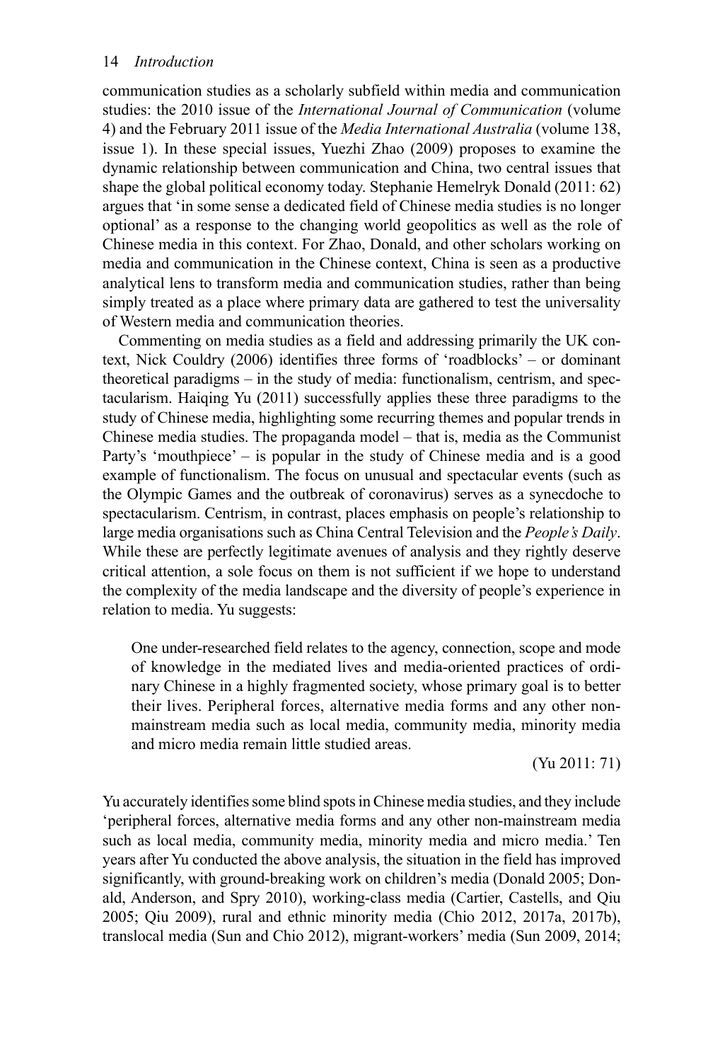communication studies as a scholarly subfield within media and communication studies: the 2010 issue of the *International Journal of Communication* (volume 4) and the February 2011 issue of the *Media International Australia* (volume 138, issue 1). In these special issues, Yuezhi Zhao (2009) proposes to examine the dynamic relationship between communication and China, two central issues that shape the global political economy today. Stephanie Hemelryk Donald (2011: 62) argues that 'in some sense a dedicated field of Chinese media studies is no longer optional' as a response to the changing world geopolitics as well as the role of Chinese media in this context. For Zhao, Donald, and other scholars working on media and communication in the Chinese context, China is seen as a productive analytical lens to transform media and communication studies, rather than being simply treated as a place where primary data are gathered to test the universality of Western media and communication theories.

Commenting on media studies as a field and addressing primarily the UK context, Nick Couldry (2006) identifies three forms of 'roadblocks' – or dominant theoretical paradigms – in the study of media: functionalism, centrism, and spectacularism. Haiqing Yu (2011) successfully applies these three paradigms to the study of Chinese media, highlighting some recurring themes and popular trends in Chinese media studies. The propaganda model – that is, media as the Communist Party's 'mouthpiece' – is popular in the study of Chinese media and is a good example of functionalism. The focus on unusual and spectacular events (such as the Olympic Games and the outbreak of coronavirus) serves as a synecdoche to spectacularism. Centrism, in contrast, places emphasis on people's relationship to large media organisations such as China Central Television and the *People's Daily*. While these are perfectly legitimate avenues of analysis and they rightly deserve critical attention, a sole focus on them is not sufficient if we hope to understand the complexity of the media landscape and the diversity of people's experience in relation to media. Yu suggests:

> One under-researched field relates to the agency, connection, scope and mode of knowledge in the mediated lives and media-oriented practices of ordinary Chinese in a highly fragmented society, whose primary goal is to better their lives. Peripheral forces, alternative media forms and any other non-mainstream media such as local media, community media, minority media and micro media remain little studied areas.
>
> (Yu 2011: 71)

Yu accurately identifies some blind spots in Chinese media studies, and they include 'peripheral forces, alternative media forms and any other non-mainstream media such as local media, community media, minority media and micro media.' Ten years after Yu conducted the above analysis, the situation in the field has improved significantly, with ground-breaking work on children's media (Donald 2005; Donald, Anderson, and Spry 2010), working-class media (Cartier, Castells, and Qiu 2005; Qiu 2009), rural and ethnic minority media (Chio 2012, 2017a, 2017b), translocal media (Sun and Chio 2012), migrant-workers' media (Sun 2009, 2014;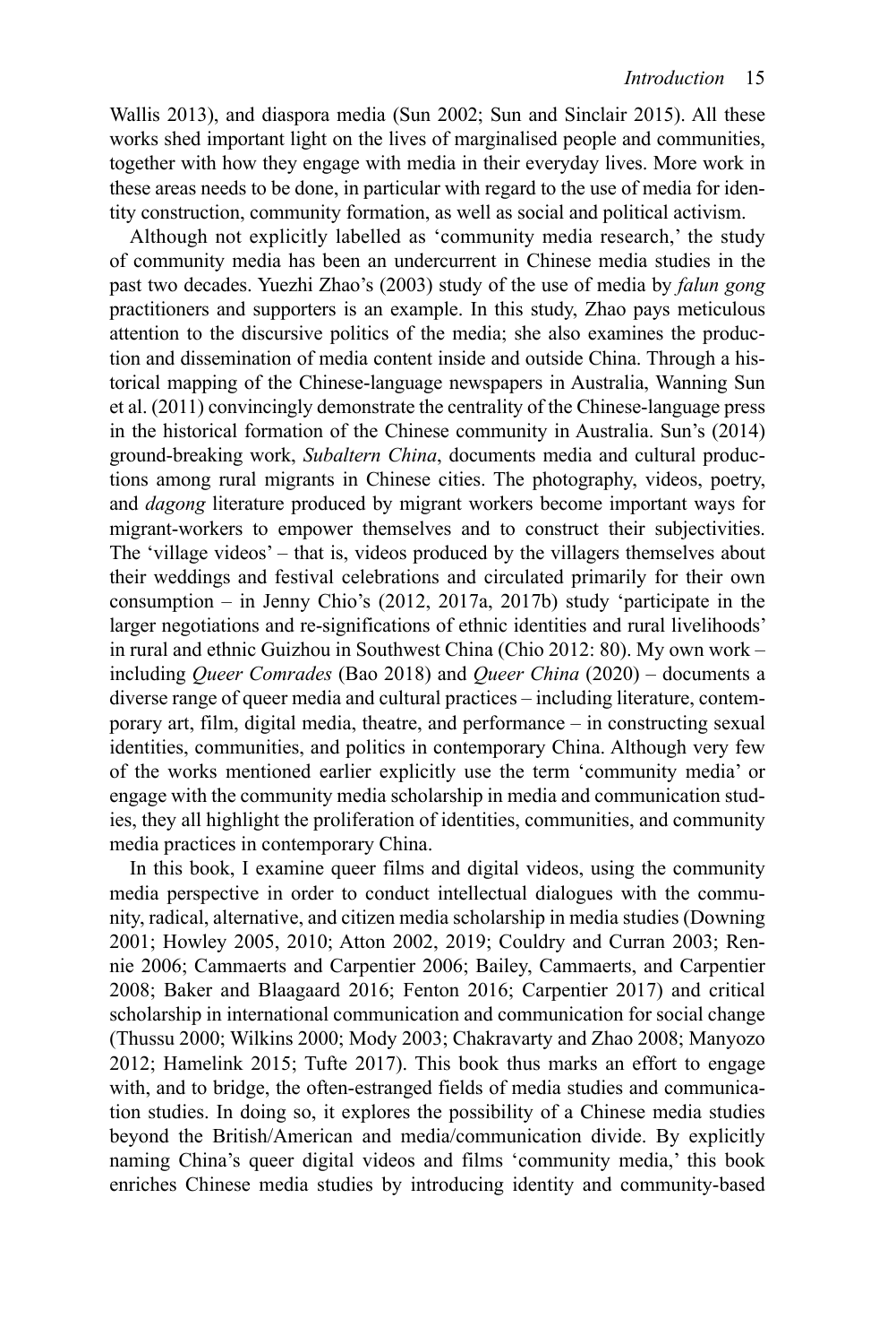Wallis 2013), and diaspora media (Sun 2002; Sun and Sinclair 2015). All these works shed important light on the lives of marginalised people and communities, together with how they engage with media in their everyday lives. More work in these areas needs to be done, in particular with regard to the use of media for identity construction, community formation, as well as social and political activism.

Although not explicitly labelled as 'community media research,' the study of community media has been an undercurrent in Chinese media studies in the past two decades. Yuezhi Zhao's (2003) study of the use of media by *falun gong* practitioners and supporters is an example. In this study, Zhao pays meticulous attention to the discursive politics of the media; she also examines the production and dissemination of media content inside and outside China. Through a historical mapping of the Chinese-language newspapers in Australia, Wanning Sun et al. (2011) convincingly demonstrate the centrality of the Chinese-language press in the historical formation of the Chinese community in Australia. Sun's (2014) ground-breaking work, *Subaltern China*, documents media and cultural productions among rural migrants in Chinese cities. The photography, videos, poetry, and *dagong* literature produced by migrant workers become important ways for migrant-workers to empower themselves and to construct their subjectivities. The 'village videos' – that is, videos produced by the villagers themselves about their weddings and festival celebrations and circulated primarily for their own consumption – in Jenny Chio's (2012, 2017a, 2017b) study 'participate in the larger negotiations and re-significations of ethnic identities and rural livelihoods' in rural and ethnic Guizhou in Southwest China (Chio 2012: 80). My own work – including *Queer Comrades* (Bao 2018) and *Queer China* (2020) – documents a diverse range of queer media and cultural practices – including literature, contemporary art, film, digital media, theatre, and performance – in constructing sexual identities, communities, and politics in contemporary China. Although very few of the works mentioned earlier explicitly use the term 'community media' or engage with the community media scholarship in media and communication studies, they all highlight the proliferation of identities, communities, and community media practices in contemporary China.

In this book, I examine queer films and digital videos, using the community media perspective in order to conduct intellectual dialogues with the community, radical, alternative, and citizen media scholarship in media studies (Downing 2001; Howley 2005, 2010; Atton 2002, 2019; Couldry and Curran 2003; Rennie 2006; Cammaerts and Carpentier 2006; Bailey, Cammaerts, and Carpentier 2008; Baker and Blaagaard 2016; Fenton 2016; Carpentier 2017) and critical scholarship in international communication and communication for social change (Thussu 2000; Wilkins 2000; Mody 2003; Chakravarty and Zhao 2008; Manyozo 2012; Hamelink 2015; Tufte 2017). This book thus marks an effort to engage with, and to bridge, the often-estranged fields of media studies and communication studies. In doing so, it explores the possibility of a Chinese media studies beyond the British/American and media/communication divide. By explicitly naming China's queer digital videos and films 'community media,' this book enriches Chinese media studies by introducing identity and community-based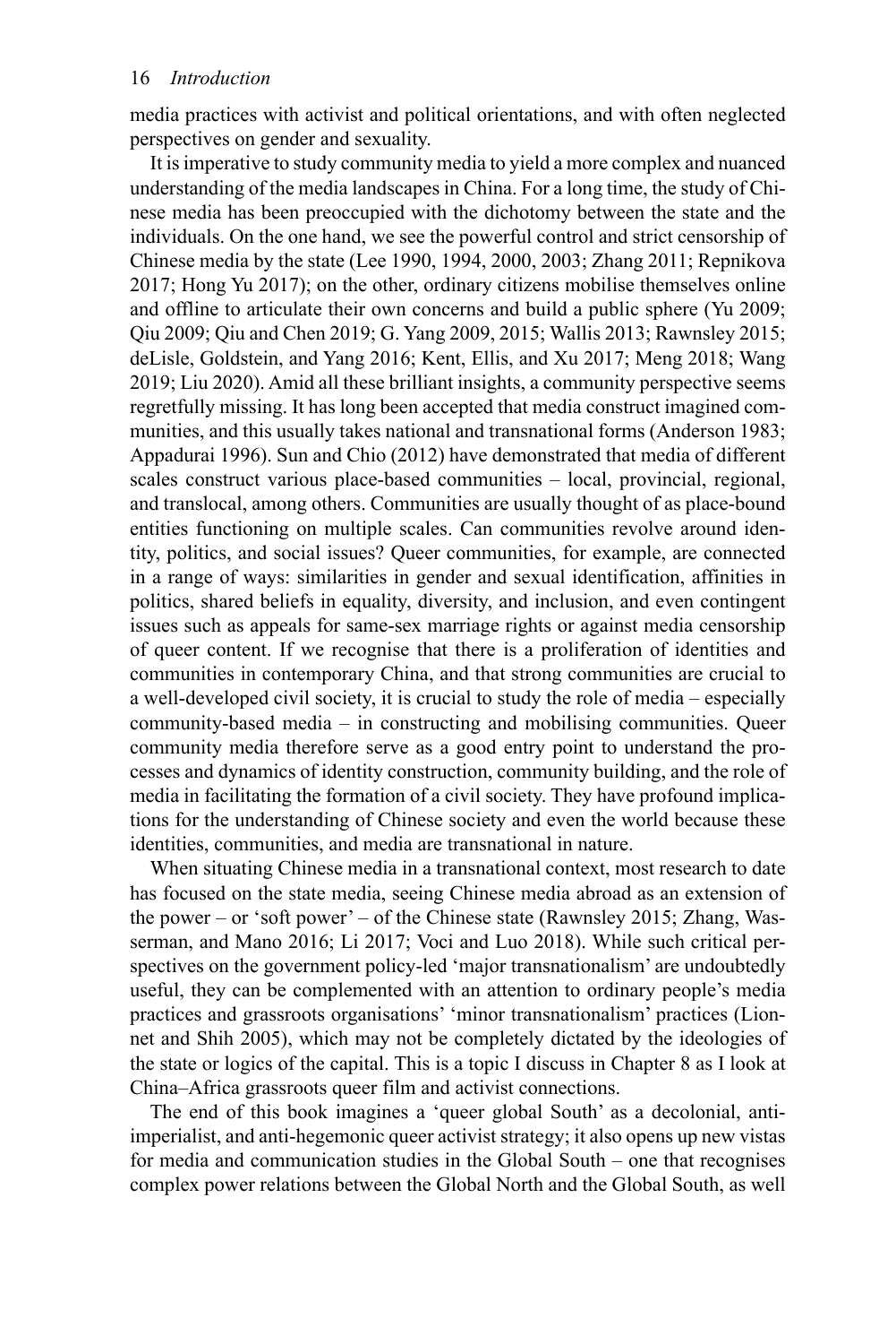media practices with activist and political orientations, and with often neglected perspectives on gender and sexuality.

It is imperative to study community media to yield a more complex and nuanced understanding of the media landscapes in China. For a long time, the study of Chinese media has been preoccupied with the dichotomy between the state and the individuals. On the one hand, we see the powerful control and strict censorship of Chinese media by the state (Lee 1990, 1994, 2000, 2003; Zhang 2011; Repnikova 2017; Hong Yu 2017); on the other, ordinary citizens mobilise themselves online and offline to articulate their own concerns and build a public sphere (Yu 2009; Qiu 2009; Qiu and Chen 2019; G. Yang 2009, 2015; Wallis 2013; Rawnsley 2015; deLisle, Goldstein, and Yang 2016; Kent, Ellis, and Xu 2017; Meng 2018; Wang 2019; Liu 2020). Amid all these brilliant insights, a community perspective seems regretfully missing. It has long been accepted that media construct imagined communities, and this usually takes national and transnational forms (Anderson 1983; Appadurai 1996). Sun and Chio (2012) have demonstrated that media of different scales construct various place-based communities – local, provincial, regional, and translocal, among others. Communities are usually thought of as place-bound entities functioning on multiple scales. Can communities revolve around identity, politics, and social issues? Queer communities, for example, are connected in a range of ways: similarities in gender and sexual identification, affinities in politics, shared beliefs in equality, diversity, and inclusion, and even contingent issues such as appeals for same-sex marriage rights or against media censorship of queer content. If we recognise that there is a proliferation of identities and communities in contemporary China, and that strong communities are crucial to a well-developed civil society, it is crucial to study the role of media – especially community-based media – in constructing and mobilising communities. Queer community media therefore serve as a good entry point to understand the processes and dynamics of identity construction, community building, and the role of media in facilitating the formation of a civil society. They have profound implications for the understanding of Chinese society and even the world because these identities, communities, and media are transnational in nature.

When situating Chinese media in a transnational context, most research to date has focused on the state media, seeing Chinese media abroad as an extension of the power – or 'soft power' – of the Chinese state (Rawnsley 2015; Zhang, Wasserman, and Mano 2016; Li 2017; Voci and Luo 2018). While such critical perspectives on the government policy-led 'major transnationalism' are undoubtedly useful, they can be complemented with an attention to ordinary people's media practices and grassroots organisations' 'minor transnationalism' practices (Lionnet and Shih 2005), which may not be completely dictated by the ideologies of the state or logics of the capital. This is a topic I discuss in Chapter 8 as I look at China–Africa grassroots queer film and activist connections.

The end of this book imagines a 'queer global South' as a decolonial, anti-imperialist, and anti-hegemonic queer activist strategy; it also opens up new vistas for media and communication studies in the Global South – one that recognises complex power relations between the Global North and the Global South, as well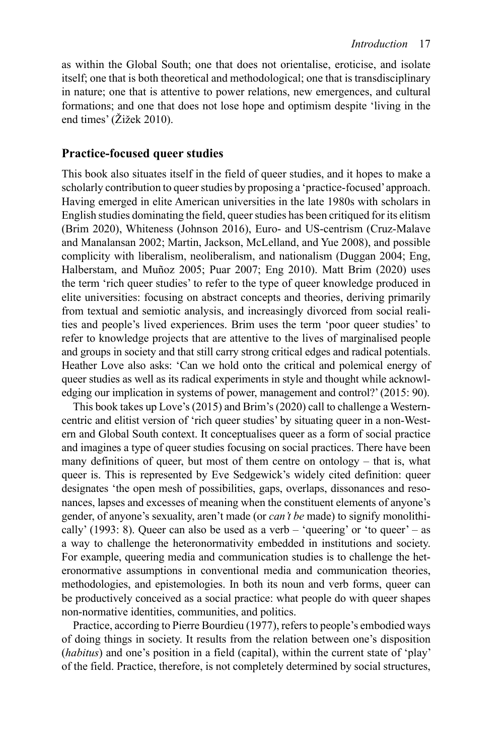as within the Global South; one that does not orientalise, eroticise, and isolate itself; one that is both theoretical and methodological; one that is transdisciplinary in nature; one that is attentive to power relations, new emergences, and cultural formations; and one that does not lose hope and optimism despite 'living in the end times' (Žižek 2010).

## Practice-focused queer studies

This book also situates itself in the field of queer studies, and it hopes to make a scholarly contribution to queer studies by proposing a 'practice-focused' approach. Having emerged in elite American universities in the late 1980s with scholars in English studies dominating the field, queer studies has been critiqued for its elitism (Brim 2020), Whiteness (Johnson 2016), Euro- and US-centrism (Cruz-Malave and Manalansan 2002; Martin, Jackson, McLelland, and Yue 2008), and possible complicity with liberalism, neoliberalism, and nationalism (Duggan 2004; Eng, Halberstam, and Muñoz 2005; Puar 2007; Eng 2010). Matt Brim (2020) uses the term 'rich queer studies' to refer to the type of queer knowledge produced in elite universities: focusing on abstract concepts and theories, deriving primarily from textual and semiotic analysis, and increasingly divorced from social realities and people's lived experiences. Brim uses the term 'poor queer studies' to refer to knowledge projects that are attentive to the lives of marginalised people and groups in society and that still carry strong critical edges and radical potentials. Heather Love also asks: 'Can we hold onto the critical and polemical energy of queer studies as well as its radical experiments in style and thought while acknowledging our implication in systems of power, management and control?' (2015: 90).

This book takes up Love's (2015) and Brim's (2020) call to challenge a Western-centric and elitist version of 'rich queer studies' by situating queer in a non-Western and Global South context. It conceptualises queer as a form of social practice and imagines a type of queer studies focusing on social practices. There have been many definitions of queer, but most of them centre on ontology – that is, what queer is. This is represented by Eve Sedgewick's widely cited definition: queer designates 'the open mesh of possibilities, gaps, overlaps, dissonances and resonances, lapses and excesses of meaning when the constituent elements of anyone's gender, of anyone's sexuality, aren't made (or *can't be* made) to signify monolithically' (1993: 8). Queer can also be used as a verb – 'queering' or 'to queer' – as a way to challenge the heteronormativity embedded in institutions and society. For example, queering media and communication studies is to challenge the heteronormative assumptions in conventional media and communication theories, methodologies, and epistemologies. In both its noun and verb forms, queer can be productively conceived as a social practice: what people do with queer shapes non-normative identities, communities, and politics.

Practice, according to Pierre Bourdieu (1977), refers to people's embodied ways of doing things in society. It results from the relation between one's disposition (*habitus*) and one's position in a field (capital), within the current state of 'play' of the field. Practice, therefore, is not completely determined by social structures,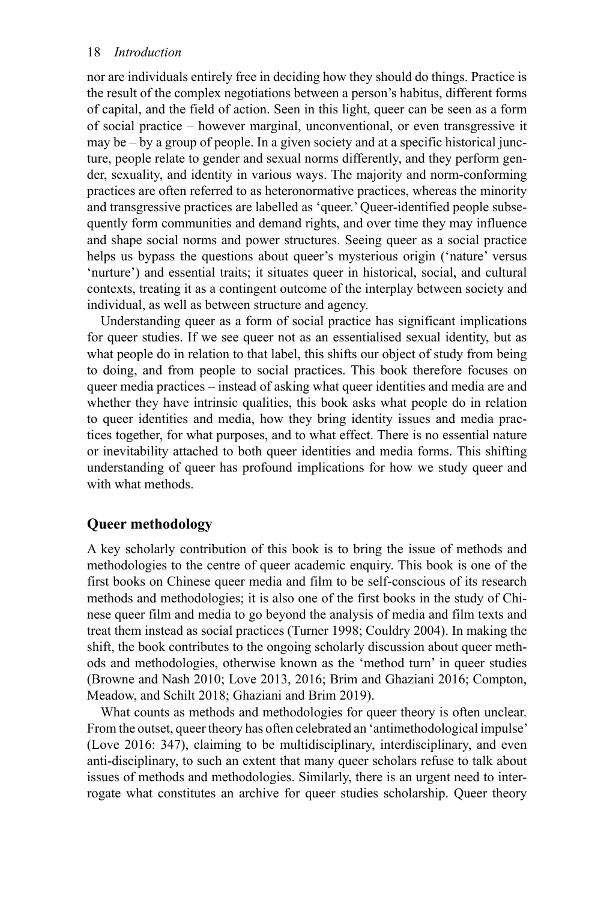nor are individuals entirely free in deciding how they should do things. Practice is the result of the complex negotiations between a person's habitus, different forms of capital, and the field of action. Seen in this light, queer can be seen as a form of social practice – however marginal, unconventional, or even transgressive it may be – by a group of people. In a given society and at a specific historical juncture, people relate to gender and sexual norms differently, and they perform gender, sexuality, and identity in various ways. The majority and norm-conforming practices are often referred to as heteronormative practices, whereas the minority and transgressive practices are labelled as 'queer.' Queer-identified people subsequently form communities and demand rights, and over time they may influence and shape social norms and power structures. Seeing queer as a social practice helps us bypass the questions about queer's mysterious origin ('nature' versus 'nurture') and essential traits; it situates queer in historical, social, and cultural contexts, treating it as a contingent outcome of the interplay between society and individual, as well as between structure and agency.

Understanding queer as a form of social practice has significant implications for queer studies. If we see queer not as an essentialised sexual identity, but as what people do in relation to that label, this shifts our object of study from being to doing, and from people to social practices. This book therefore focuses on queer media practices – instead of asking what queer identities and media are and whether they have intrinsic qualities, this book asks what people do in relation to queer identities and media, how they bring identity issues and media practices together, for what purposes, and to what effect. There is no essential nature or inevitability attached to both queer identities and media forms. This shifting understanding of queer has profound implications for how we study queer and with what methods.

## Queer methodology

A key scholarly contribution of this book is to bring the issue of methods and methodologies to the centre of queer academic enquiry. This book is one of the first books on Chinese queer media and film to be self-conscious of its research methods and methodologies; it is also one of the first books in the study of Chinese queer film and media to go beyond the analysis of media and film texts and treat them instead as social practices (Turner 1998; Couldry 2004). In making the shift, the book contributes to the ongoing scholarly discussion about queer methods and methodologies, otherwise known as the 'method turn' in queer studies (Browne and Nash 2010; Love 2013, 2016; Brim and Ghaziani 2016; Compton, Meadow, and Schilt 2018; Ghaziani and Brim 2019).

What counts as methods and methodologies for queer theory is often unclear. From the outset, queer theory has often celebrated an 'antimethodological impulse' (Love 2016: 347), claiming to be multidisciplinary, interdisciplinary, and even anti-disciplinary, to such an extent that many queer scholars refuse to talk about issues of methods and methodologies. Similarly, there is an urgent need to interrogate what constitutes an archive for queer studies scholarship. Queer theory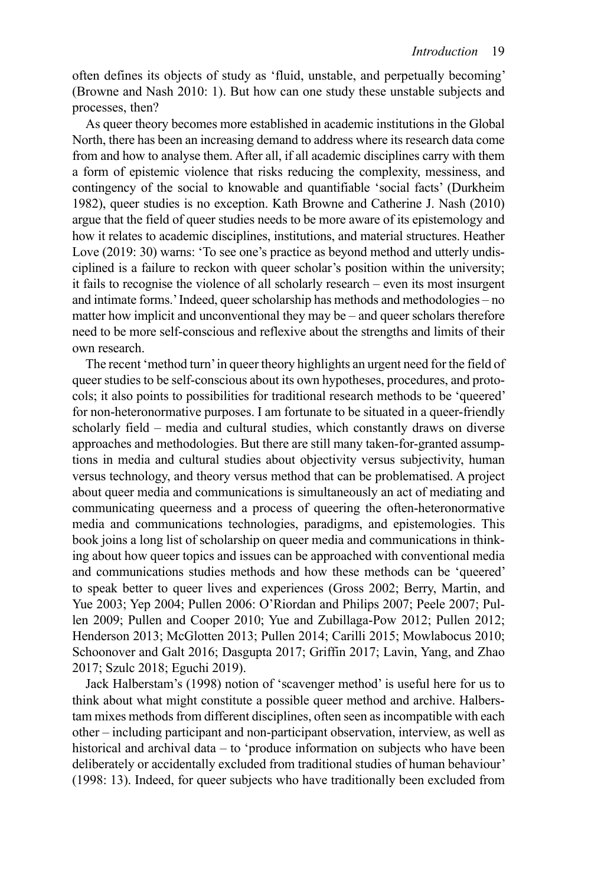often defines its objects of study as 'fluid, unstable, and perpetually becoming' (Browne and Nash 2010: 1). But how can one study these unstable subjects and processes, then?

As queer theory becomes more established in academic institutions in the Global North, there has been an increasing demand to address where its research data come from and how to analyse them. After all, if all academic disciplines carry with them a form of epistemic violence that risks reducing the complexity, messiness, and contingency of the social to knowable and quantifiable 'social facts' (Durkheim 1982), queer studies is no exception. Kath Browne and Catherine J. Nash (2010) argue that the field of queer studies needs to be more aware of its epistemology and how it relates to academic disciplines, institutions, and material structures. Heather Love (2019: 30) warns: 'To see one's practice as beyond method and utterly undisciplined is a failure to reckon with queer scholar's position within the university; it fails to recognise the violence of all scholarly research – even its most insurgent and intimate forms.' Indeed, queer scholarship has methods and methodologies – no matter how implicit and unconventional they may be – and queer scholars therefore need to be more self-conscious and reflexive about the strengths and limits of their own research.

The recent 'method turn' in queer theory highlights an urgent need for the field of queer studies to be self-conscious about its own hypotheses, procedures, and protocols; it also points to possibilities for traditional research methods to be 'queered' for non-heteronormative purposes. I am fortunate to be situated in a queer-friendly scholarly field – media and cultural studies, which constantly draws on diverse approaches and methodologies. But there are still many taken-for-granted assumptions in media and cultural studies about objectivity versus subjectivity, human versus technology, and theory versus method that can be problematised. A project about queer media and communications is simultaneously an act of mediating and communicating queerness and a process of queering the often-heteronormative media and communications technologies, paradigms, and epistemologies. This book joins a long list of scholarship on queer media and communications in thinking about how queer topics and issues can be approached with conventional media and communications studies methods and how these methods can be 'queered' to speak better to queer lives and experiences (Gross 2002; Berry, Martin, and Yue 2003; Yep 2004; Pullen 2006: O'Riordan and Philips 2007; Peele 2007; Pullen 2009; Pullen and Cooper 2010; Yue and Zubillaga-Pow 2012; Pullen 2012; Henderson 2013; McGlotten 2013; Pullen 2014; Carilli 2015; Mowlabocus 2010; Schoonover and Galt 2016; Dasgupta 2017; Griffin 2017; Lavin, Yang, and Zhao 2017; Szulc 2018; Eguchi 2019).

Jack Halberstam's (1998) notion of 'scavenger method' is useful here for us to think about what might constitute a possible queer method and archive. Halberstam mixes methods from different disciplines, often seen as incompatible with each other – including participant and non-participant observation, interview, as well as historical and archival data – to 'produce information on subjects who have been deliberately or accidentally excluded from traditional studies of human behaviour' (1998: 13). Indeed, for queer subjects who have traditionally been excluded from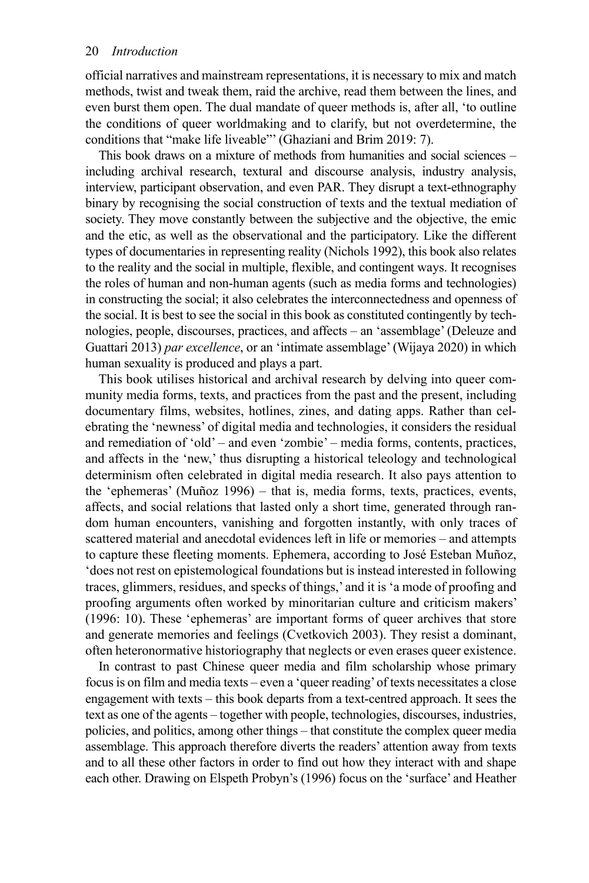official narratives and mainstream representations, it is necessary to mix and match methods, twist and tweak them, raid the archive, read them between the lines, and even burst them open. The dual mandate of queer methods is, after all, 'to outline the conditions of queer worldmaking and to clarify, but not overdetermine, the conditions that "make life liveable"' (Ghaziani and Brim 2019: 7).

This book draws on a mixture of methods from humanities and social sciences – including archival research, textural and discourse analysis, industry analysis, interview, participant observation, and even PAR. They disrupt a text-ethnography binary by recognising the social construction of texts and the textual mediation of society. They move constantly between the subjective and the objective, the emic and the etic, as well as the observational and the participatory. Like the different types of documentaries in representing reality (Nichols 1992), this book also relates to the reality and the social in multiple, flexible, and contingent ways. It recognises the roles of human and non-human agents (such as media forms and technologies) in constructing the social; it also celebrates the interconnectedness and openness of the social. It is best to see the social in this book as constituted contingently by technologies, people, discourses, practices, and affects – an 'assemblage' (Deleuze and Guattari 2013) *par excellence*, or an 'intimate assemblage' (Wijaya 2020) in which human sexuality is produced and plays a part.

This book utilises historical and archival research by delving into queer community media forms, texts, and practices from the past and the present, including documentary films, websites, hotlines, zines, and dating apps. Rather than celebrating the 'newness' of digital media and technologies, it considers the residual and remediation of 'old' – and even 'zombie' – media forms, contents, practices, and affects in the 'new,' thus disrupting a historical teleology and technological determinism often celebrated in digital media research. It also pays attention to the 'ephemeras' (Muñoz 1996) – that is, media forms, texts, practices, events, affects, and social relations that lasted only a short time, generated through random human encounters, vanishing and forgotten instantly, with only traces of scattered material and anecdotal evidences left in life or memories – and attempts to capture these fleeting moments. Ephemera, according to José Esteban Muñoz, 'does not rest on epistemological foundations but is instead interested in following traces, glimmers, residues, and specks of things,' and it is 'a mode of proofing and proofing arguments often worked by minoritarian culture and criticism makers' (1996: 10). These 'ephemeras' are important forms of queer archives that store and generate memories and feelings (Cvetkovich 2003). They resist a dominant, often heteronormative historiography that neglects or even erases queer existence.

In contrast to past Chinese queer media and film scholarship whose primary focus is on film and media texts – even a 'queer reading' of texts necessitates a close engagement with texts – this book departs from a text-centred approach. It sees the text as one of the agents – together with people, technologies, discourses, industries, policies, and politics, among other things – that constitute the complex queer media assemblage. This approach therefore diverts the readers' attention away from texts and to all these other factors in order to find out how they interact with and shape each other. Drawing on Elspeth Probyn's (1996) focus on the 'surface' and Heather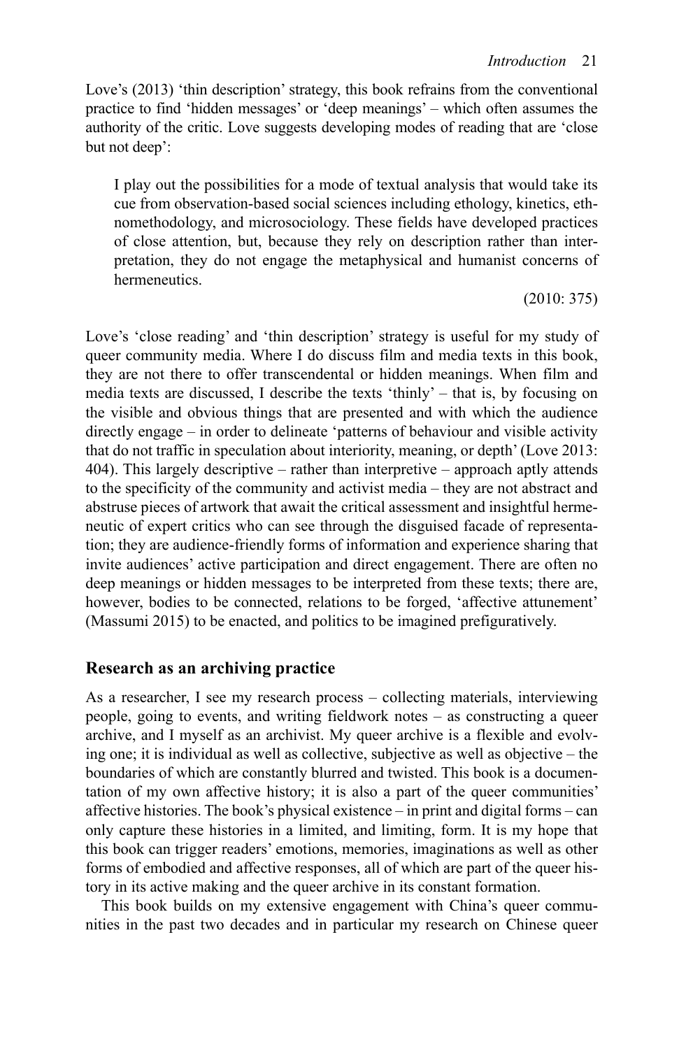Love's (2013) 'thin description' strategy, this book refrains from the conventional practice to find 'hidden messages' or 'deep meanings' – which often assumes the authority of the critic. Love suggests developing modes of reading that are 'close but not deep':

> I play out the possibilities for a mode of textual analysis that would take its cue from observation-based social sciences including ethology, kinetics, ethnomethodology, and microsociology. These fields have developed practices of close attention, but, because they rely on description rather than interpretation, they do not engage the metaphysical and humanist concerns of hermeneutics.
>
> (2010: 375)

Love's 'close reading' and 'thin description' strategy is useful for my study of queer community media. Where I do discuss film and media texts in this book, they are not there to offer transcendental or hidden meanings. When film and media texts are discussed, I describe the texts 'thinly' – that is, by focusing on the visible and obvious things that are presented and with which the audience directly engage – in order to delineate 'patterns of behaviour and visible activity that do not traffic in speculation about interiority, meaning, or depth' (Love 2013: 404). This largely descriptive – rather than interpretive – approach aptly attends to the specificity of the community and activist media – they are not abstract and abstruse pieces of artwork that await the critical assessment and insightful hermeneutic of expert critics who can see through the disguised facade of representation; they are audience-friendly forms of information and experience sharing that invite audiences' active participation and direct engagement. There are often no deep meanings or hidden messages to be interpreted from these texts; there are, however, bodies to be connected, relations to be forged, 'affective attunement' (Massumi 2015) to be enacted, and politics to be imagined prefiguratively.

## Research as an archiving practice

As a researcher, I see my research process – collecting materials, interviewing people, going to events, and writing fieldwork notes – as constructing a queer archive, and I myself as an archivist. My queer archive is a flexible and evolving one; it is individual as well as collective, subjective as well as objective – the boundaries of which are constantly blurred and twisted. This book is a documentation of my own affective history; it is also a part of the queer communities' affective histories. The book's physical existence – in print and digital forms – can only capture these histories in a limited, and limiting, form. It is my hope that this book can trigger readers' emotions, memories, imaginations as well as other forms of embodied and affective responses, all of which are part of the queer history in its active making and the queer archive in its constant formation.

This book builds on my extensive engagement with China's queer communities in the past two decades and in particular my research on Chinese queer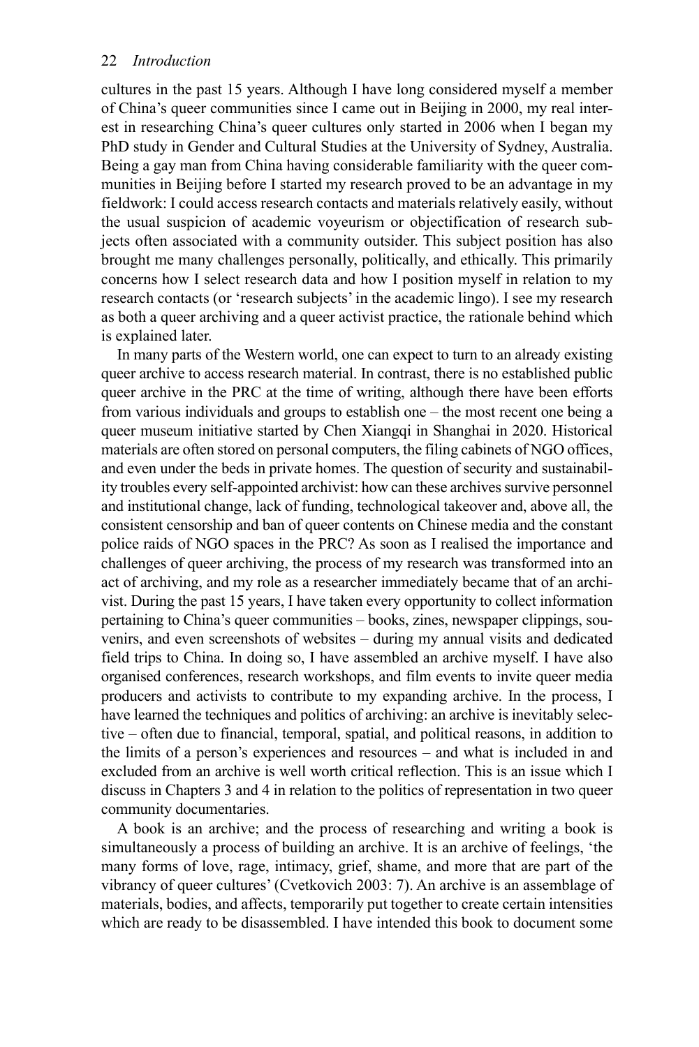cultures in the past 15 years. Although I have long considered myself a member of China's queer communities since I came out in Beijing in 2000, my real interest in researching China's queer cultures only started in 2006 when I began my PhD study in Gender and Cultural Studies at the University of Sydney, Australia. Being a gay man from China having considerable familiarity with the queer communities in Beijing before I started my research proved to be an advantage in my fieldwork: I could access research contacts and materials relatively easily, without the usual suspicion of academic voyeurism or objectification of research subjects often associated with a community outsider. This subject position has also brought me many challenges personally, politically, and ethically. This primarily concerns how I select research data and how I position myself in relation to my research contacts (or 'research subjects' in the academic lingo). I see my research as both a queer archiving and a queer activist practice, the rationale behind which is explained later.

In many parts of the Western world, one can expect to turn to an already existing queer archive to access research material. In contrast, there is no established public queer archive in the PRC at the time of writing, although there have been efforts from various individuals and groups to establish one – the most recent one being a queer museum initiative started by Chen Xiangqi in Shanghai in 2020. Historical materials are often stored on personal computers, the filing cabinets of NGO offices, and even under the beds in private homes. The question of security and sustainability troubles every self-appointed archivist: how can these archives survive personnel and institutional change, lack of funding, technological takeover and, above all, the consistent censorship and ban of queer contents on Chinese media and the constant police raids of NGO spaces in the PRC? As soon as I realised the importance and challenges of queer archiving, the process of my research was transformed into an act of archiving, and my role as a researcher immediately became that of an archivist. During the past 15 years, I have taken every opportunity to collect information pertaining to China's queer communities – books, zines, newspaper clippings, souvenirs, and even screenshots of websites – during my annual visits and dedicated field trips to China. In doing so, I have assembled an archive myself. I have also organised conferences, research workshops, and film events to invite queer media producers and activists to contribute to my expanding archive. In the process, I have learned the techniques and politics of archiving: an archive is inevitably selective – often due to financial, temporal, spatial, and political reasons, in addition to the limits of a person's experiences and resources – and what is included in and excluded from an archive is well worth critical reflection. This is an issue which I discuss in Chapters 3 and 4 in relation to the politics of representation in two queer community documentaries.

A book is an archive; and the process of researching and writing a book is simultaneously a process of building an archive. It is an archive of feelings, 'the many forms of love, rage, intimacy, grief, shame, and more that are part of the vibrancy of queer cultures' (Cvetkovich 2003: 7). An archive is an assemblage of materials, bodies, and affects, temporarily put together to create certain intensities which are ready to be disassembled. I have intended this book to document some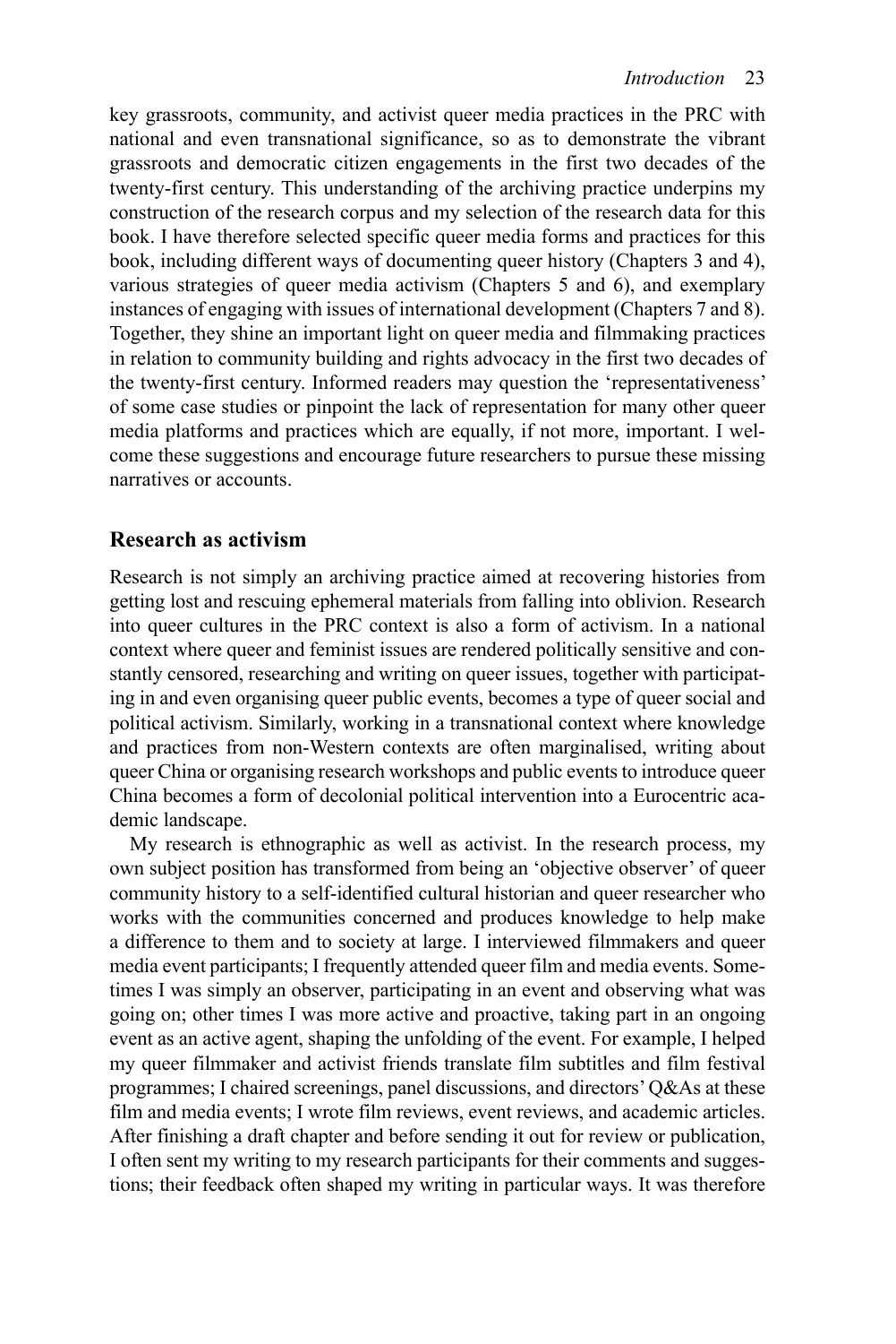key grassroots, community, and activist queer media practices in the PRC with national and even transnational significance, so as to demonstrate the vibrant grassroots and democratic citizen engagements in the first two decades of the twenty-first century. This understanding of the archiving practice underpins my construction of the research corpus and my selection of the research data for this book. I have therefore selected specific queer media forms and practices for this book, including different ways of documenting queer history (Chapters 3 and 4), various strategies of queer media activism (Chapters 5 and 6), and exemplary instances of engaging with issues of international development (Chapters 7 and 8). Together, they shine an important light on queer media and filmmaking practices in relation to community building and rights advocacy in the first two decades of the twenty-first century. Informed readers may question the 'representativeness' of some case studies or pinpoint the lack of representation for many other queer media platforms and practices which are equally, if not more, important. I welcome these suggestions and encourage future researchers to pursue these missing narratives or accounts.

## Research as activism

Research is not simply an archiving practice aimed at recovering histories from getting lost and rescuing ephemeral materials from falling into oblivion. Research into queer cultures in the PRC context is also a form of activism. In a national context where queer and feminist issues are rendered politically sensitive and constantly censored, researching and writing on queer issues, together with participating in and even organising queer public events, becomes a type of queer social and political activism. Similarly, working in a transnational context where knowledge and practices from non-Western contexts are often marginalised, writing about queer China or organising research workshops and public events to introduce queer China becomes a form of decolonial political intervention into a Eurocentric academic landscape.

My research is ethnographic as well as activist. In the research process, my own subject position has transformed from being an 'objective observer' of queer community history to a self-identified cultural historian and queer researcher who works with the communities concerned and produces knowledge to help make a difference to them and to society at large. I interviewed filmmakers and queer media event participants; I frequently attended queer film and media events. Sometimes I was simply an observer, participating in an event and observing what was going on; other times I was more active and proactive, taking part in an ongoing event as an active agent, shaping the unfolding of the event. For example, I helped my queer filmmaker and activist friends translate film subtitles and film festival programmes; I chaired screenings, panel discussions, and directors' Q&As at these film and media events; I wrote film reviews, event reviews, and academic articles. After finishing a draft chapter and before sending it out for review or publication, I often sent my writing to my research participants for their comments and suggestions; their feedback often shaped my writing in particular ways. It was therefore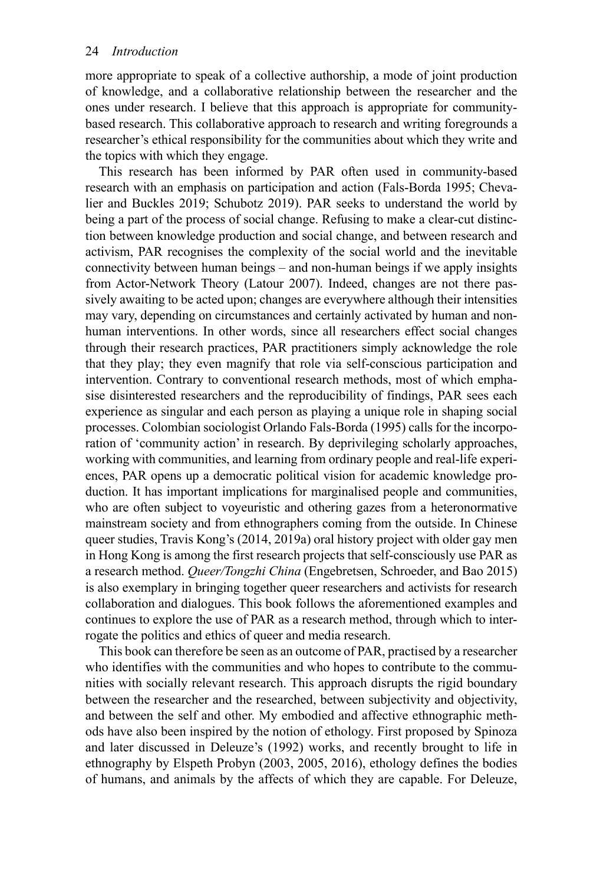more appropriate to speak of a collective authorship, a mode of joint production of knowledge, and a collaborative relationship between the researcher and the ones under research. I believe that this approach is appropriate for community-based research. This collaborative approach to research and writing foregrounds a researcher's ethical responsibility for the communities about which they write and the topics with which they engage.

This research has been informed by PAR often used in community-based research with an emphasis on participation and action (Fals-Borda 1995; Chevalier and Buckles 2019; Schubotz 2019). PAR seeks to understand the world by being a part of the process of social change. Refusing to make a clear-cut distinction between knowledge production and social change, and between research and activism, PAR recognises the complexity of the social world and the inevitable connectivity between human beings – and non-human beings if we apply insights from Actor-Network Theory (Latour 2007). Indeed, changes are not there passively awaiting to be acted upon; changes are everywhere although their intensities may vary, depending on circumstances and certainly activated by human and non-human interventions. In other words, since all researchers effect social changes through their research practices, PAR practitioners simply acknowledge the role that they play; they even magnify that role via self-conscious participation and intervention. Contrary to conventional research methods, most of which emphasise disinterested researchers and the reproducibility of findings, PAR sees each experience as singular and each person as playing a unique role in shaping social processes. Colombian sociologist Orlando Fals-Borda (1995) calls for the incorporation of 'community action' in research. By deprivileging scholarly approaches, working with communities, and learning from ordinary people and real-life experiences, PAR opens up a democratic political vision for academic knowledge production. It has important implications for marginalised people and communities, who are often subject to voyeuristic and othering gazes from a heteronormative mainstream society and from ethnographers coming from the outside. In Chinese queer studies, Travis Kong's (2014, 2019a) oral history project with older gay men in Hong Kong is among the first research projects that self-consciously use PAR as a research method. *Queer/Tongzhi China* (Engebretsen, Schroeder, and Bao 2015) is also exemplary in bringing together queer researchers and activists for research collaboration and dialogues. This book follows the aforementioned examples and continues to explore the use of PAR as a research method, through which to interrogate the politics and ethics of queer and media research.

This book can therefore be seen as an outcome of PAR, practised by a researcher who identifies with the communities and who hopes to contribute to the communities with socially relevant research. This approach disrupts the rigid boundary between the researcher and the researched, between subjectivity and objectivity, and between the self and other. My embodied and affective ethnographic methods have also been inspired by the notion of ethology. First proposed by Spinoza and later discussed in Deleuze's (1992) works, and recently brought to life in ethnography by Elspeth Probyn (2003, 2005, 2016), ethology defines the bodies of humans, and animals by the affects of which they are capable. For Deleuze,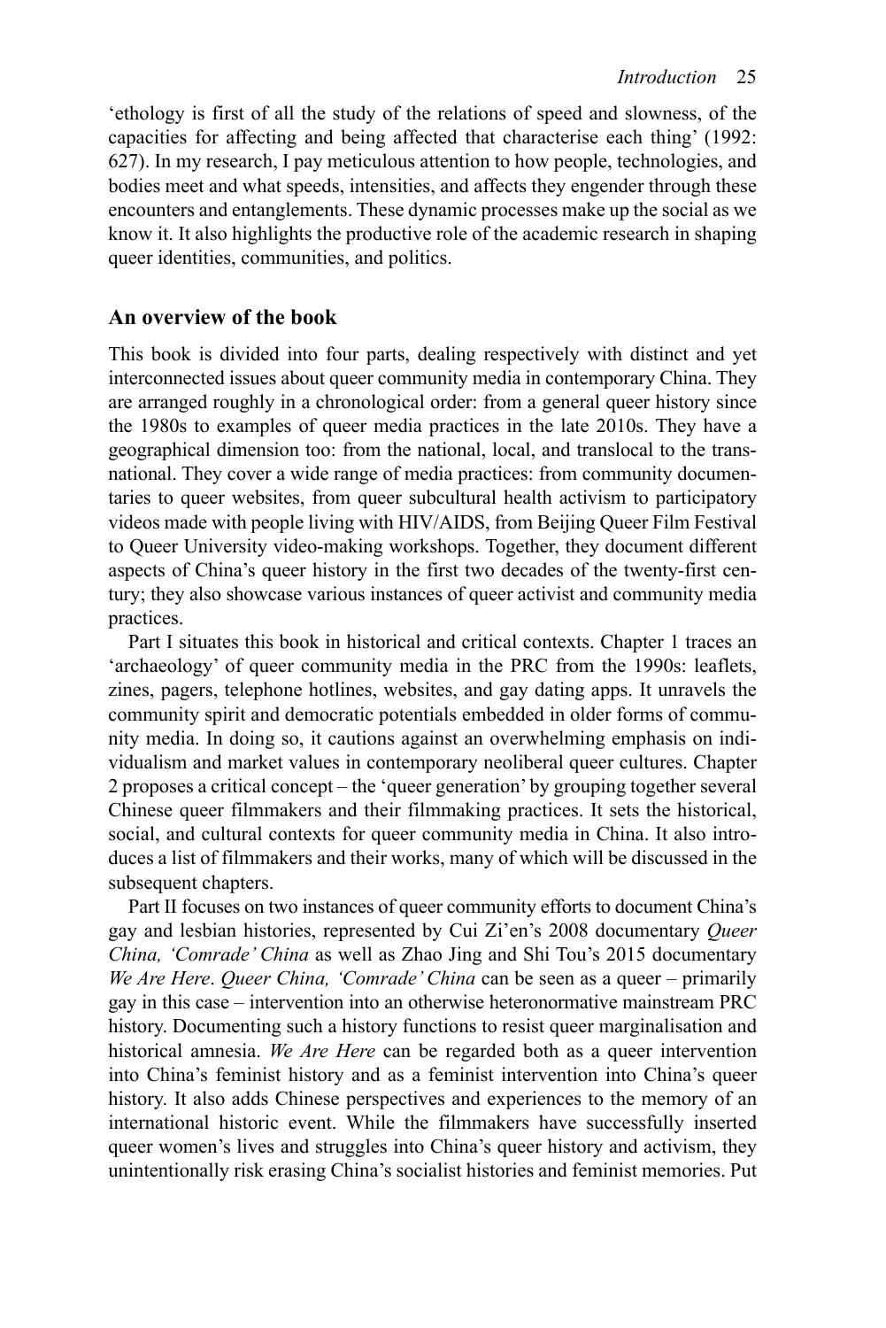'ethology is first of all the study of the relations of speed and slowness, of the capacities for affecting and being affected that characterise each thing' (1992: 627). In my research, I pay meticulous attention to how people, technologies, and bodies meet and what speeds, intensities, and affects they engender through these encounters and entanglements. These dynamic processes make up the social as we know it. It also highlights the productive role of the academic research in shaping queer identities, communities, and politics.

## An overview of the book

This book is divided into four parts, dealing respectively with distinct and yet interconnected issues about queer community media in contemporary China. They are arranged roughly in a chronological order: from a general queer history since the 1980s to examples of queer media practices in the late 2010s. They have a geographical dimension too: from the national, local, and translocal to the transnational. They cover a wide range of media practices: from community documentaries to queer websites, from queer subcultural health activism to participatory videos made with people living with HIV/AIDS, from Beijing Queer Film Festival to Queer University video-making workshops. Together, they document different aspects of China's queer history in the first two decades of the twenty-first century; they also showcase various instances of queer activist and community media practices.

Part I situates this book in historical and critical contexts. Chapter 1 traces an 'archaeology' of queer community media in the PRC from the 1990s: leaflets, zines, pagers, telephone hotlines, websites, and gay dating apps. It unravels the community spirit and democratic potentials embedded in older forms of community media. In doing so, it cautions against an overwhelming emphasis on individualism and market values in contemporary neoliberal queer cultures. Chapter 2 proposes a critical concept – the 'queer generation' by grouping together several Chinese queer filmmakers and their filmmaking practices. It sets the historical, social, and cultural contexts for queer community media in China. It also introduces a list of filmmakers and their works, many of which will be discussed in the subsequent chapters.

Part II focuses on two instances of queer community efforts to document China's gay and lesbian histories, represented by Cui Zi'en's 2008 documentary *Queer China, 'Comrade' China* as well as Zhao Jing and Shi Tou's 2015 documentary *We Are Here*. *Queer China, 'Comrade' China* can be seen as a queer – primarily gay in this case – intervention into an otherwise heteronormative mainstream PRC history. Documenting such a history functions to resist queer marginalisation and historical amnesia. *We Are Here* can be regarded both as a queer intervention into China's feminist history and as a feminist intervention into China's queer history. It also adds Chinese perspectives and experiences to the memory of an international historic event. While the filmmakers have successfully inserted queer women's lives and struggles into China's queer history and activism, they unintentionally risk erasing China's socialist histories and feminist memories. Put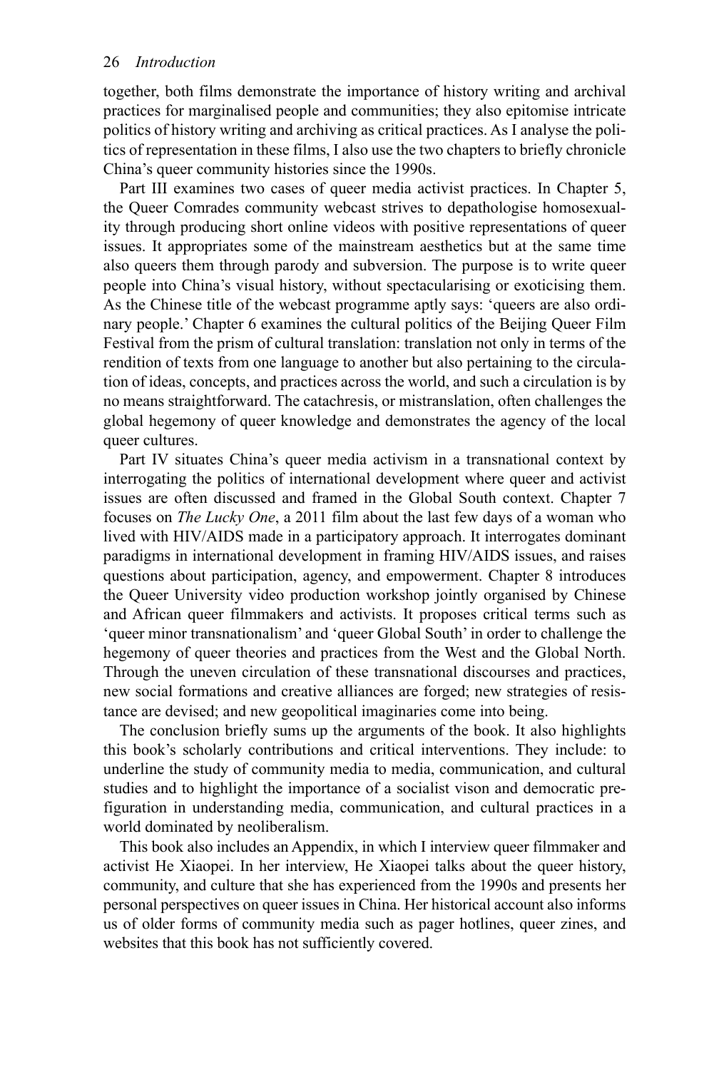together, both films demonstrate the importance of history writing and archival practices for marginalised people and communities; they also epitomise intricate politics of history writing and archiving as critical practices. As I analyse the politics of representation in these films, I also use the two chapters to briefly chronicle China's queer community histories since the 1990s.

Part III examines two cases of queer media activist practices. In Chapter 5, the Queer Comrades community webcast strives to depathologise homosexuality through producing short online videos with positive representations of queer issues. It appropriates some of the mainstream aesthetics but at the same time also queers them through parody and subversion. The purpose is to write queer people into China's visual history, without spectacularising or exoticising them. As the Chinese title of the webcast programme aptly says: 'queers are also ordinary people.' Chapter 6 examines the cultural politics of the Beijing Queer Film Festival from the prism of cultural translation: translation not only in terms of the rendition of texts from one language to another but also pertaining to the circulation of ideas, concepts, and practices across the world, and such a circulation is by no means straightforward. The catachresis, or mistranslation, often challenges the global hegemony of queer knowledge and demonstrates the agency of the local queer cultures.

Part IV situates China's queer media activism in a transnational context by interrogating the politics of international development where queer and activist issues are often discussed and framed in the Global South context. Chapter 7 focuses on *The Lucky One*, a 2011 film about the last few days of a woman who lived with HIV/AIDS made in a participatory approach. It interrogates dominant paradigms in international development in framing HIV/AIDS issues, and raises questions about participation, agency, and empowerment. Chapter 8 introduces the Queer University video production workshop jointly organised by Chinese and African queer filmmakers and activists. It proposes critical terms such as 'queer minor transnationalism' and 'queer Global South' in order to challenge the hegemony of queer theories and practices from the West and the Global North. Through the uneven circulation of these transnational discourses and practices, new social formations and creative alliances are forged; new strategies of resistance are devised; and new geopolitical imaginaries come into being.

The conclusion briefly sums up the arguments of the book. It also highlights this book's scholarly contributions and critical interventions. They include: to underline the study of community media to media, communication, and cultural studies and to highlight the importance of a socialist vison and democratic prefiguration in understanding media, communication, and cultural practices in a world dominated by neoliberalism.

This book also includes an Appendix, in which I interview queer filmmaker and activist He Xiaopei. In her interview, He Xiaopei talks about the queer history, community, and culture that she has experienced from the 1990s and presents her personal perspectives on queer issues in China. Her historical account also informs us of older forms of community media such as pager hotlines, queer zines, and websites that this book has not sufficiently covered.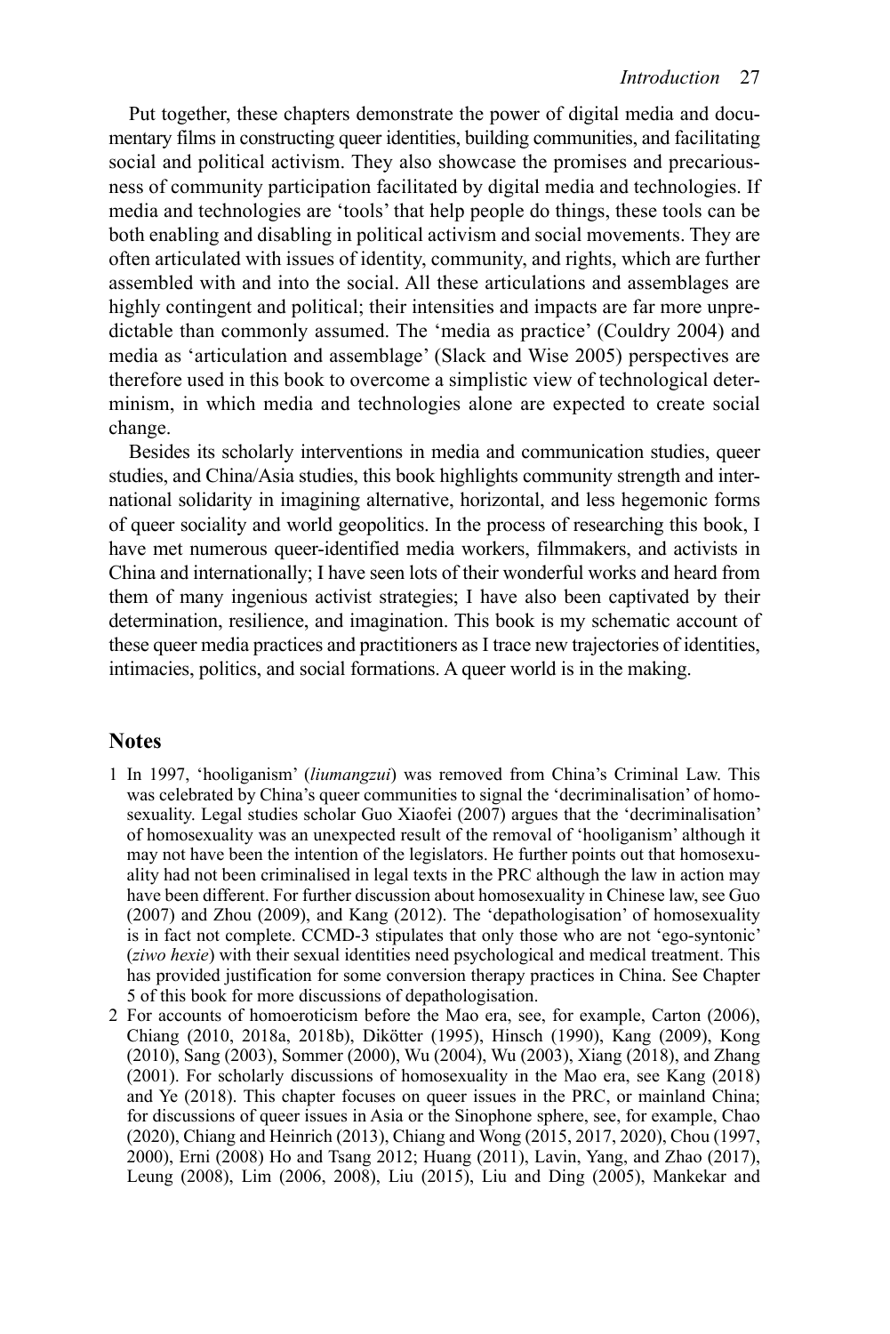Put together, these chapters demonstrate the power of digital media and documentary films in constructing queer identities, building communities, and facilitating social and political activism. They also showcase the promises and precariousness of community participation facilitated by digital media and technologies. If media and technologies are 'tools' that help people do things, these tools can be both enabling and disabling in political activism and social movements. They are often articulated with issues of identity, community, and rights, which are further assembled with and into the social. All these articulations and assemblages are highly contingent and political; their intensities and impacts are far more unpredictable than commonly assumed. The 'media as practice' (Couldry 2004) and media as 'articulation and assemblage' (Slack and Wise 2005) perspectives are therefore used in this book to overcome a simplistic view of technological determinism, in which media and technologies alone are expected to create social change.

Besides its scholarly interventions in media and communication studies, queer studies, and China/Asia studies, this book highlights community strength and international solidarity in imagining alternative, horizontal, and less hegemonic forms of queer sociality and world geopolitics. In the process of researching this book, I have met numerous queer-identified media workers, filmmakers, and activists in China and internationally; I have seen lots of their wonderful works and heard from them of many ingenious activist strategies; I have also been captivated by their determination, resilience, and imagination. This book is my schematic account of these queer media practices and practitioners as I trace new trajectories of identities, intimacies, politics, and social formations. A queer world is in the making.

## Notes

1 In 1997, 'hooliganism' (*liumangzui*) was removed from China's Criminal Law. This was celebrated by China's queer communities to signal the 'decriminalisation' of homosexuality. Legal studies scholar Guo Xiaofei (2007) argues that the 'decriminalisation' of homosexuality was an unexpected result of the removal of 'hooliganism' although it may not have been the intention of the legislators. He further points out that homosexuality had not been criminalised in legal texts in the PRC although the law in action may have been different. For further discussion about homosexuality in Chinese law, see Guo (2007) and Zhou (2009), and Kang (2012). The 'depathologisation' of homosexuality is in fact not complete. CCMD-3 stipulates that only those who are not 'ego-syntonic' (*ziwo hexie*) with their sexual identities need psychological and medical treatment. This has provided justification for some conversion therapy practices in China. See Chapter 5 of this book for more discussions of depathologisation.

2 For accounts of homoeroticism before the Mao era, see, for example, Carton (2006), Chiang (2010, 2018a, 2018b), Dikötter (1995), Hinsch (1990), Kang (2009), Kong (2010), Sang (2003), Sommer (2000), Wu (2004), Wu (2003), Xiang (2018), and Zhang (2001). For scholarly discussions of homosexuality in the Mao era, see Kang (2018) and Ye (2018). This chapter focuses on queer issues in the PRC, or mainland China; for discussions of queer issues in Asia or the Sinophone sphere, see, for example, Chao (2020), Chiang and Heinrich (2013), Chiang and Wong (2015, 2017, 2020), Chou (1997, 2000), Erni (2008) Ho and Tsang 2012; Huang (2011), Lavin, Yang, and Zhao (2017), Leung (2008), Lim (2006, 2008), Liu (2015), Liu and Ding (2005), Mankekar and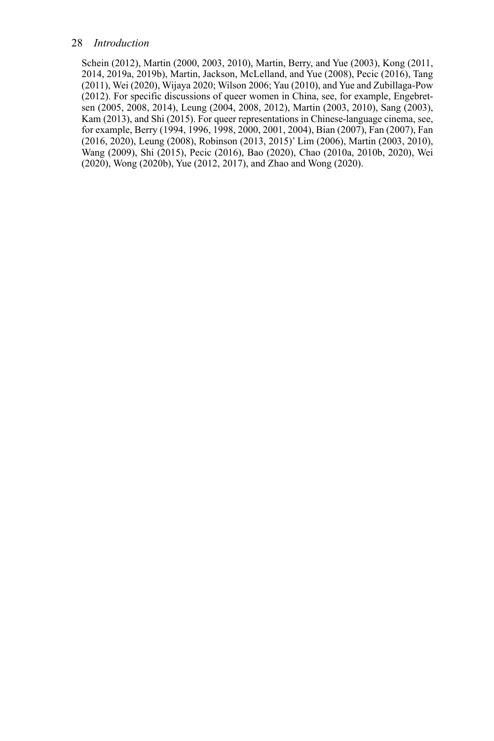Schein (2012), Martin (2000, 2003, 2010), Martin, Berry, and Yue (2003), Kong (2011, 2014, 2019a, 2019b), Martin, Jackson, McLelland, and Yue (2008), Pecic (2016), Tang (2011), Wei (2020), Wijaya 2020; Wilson 2006; Yau (2010), and Yue and Zubillaga-Pow (2012). For specific discussions of queer women in China, see, for example, Engebretsen (2005, 2008, 2014), Leung (2004, 2008, 2012), Martin (2003, 2010), Sang (2003), Kam (2013), and Shi (2015). For queer representations in Chinese-language cinema, see, for example, Berry (1994, 1996, 1998, 2000, 2001, 2004), Bian (2007), Fan (2007), Fan (2016, 2020), Leung (2008), Robinson (2013, 2015)' Lim (2006), Martin (2003, 2010), Wang (2009), Shi (2015), Pecic (2016), Bao (2020), Chao (2010a, 2010b, 2020), Wei (2020), Wong (2020b), Yue (2012, 2017), and Zhao and Wong (2020).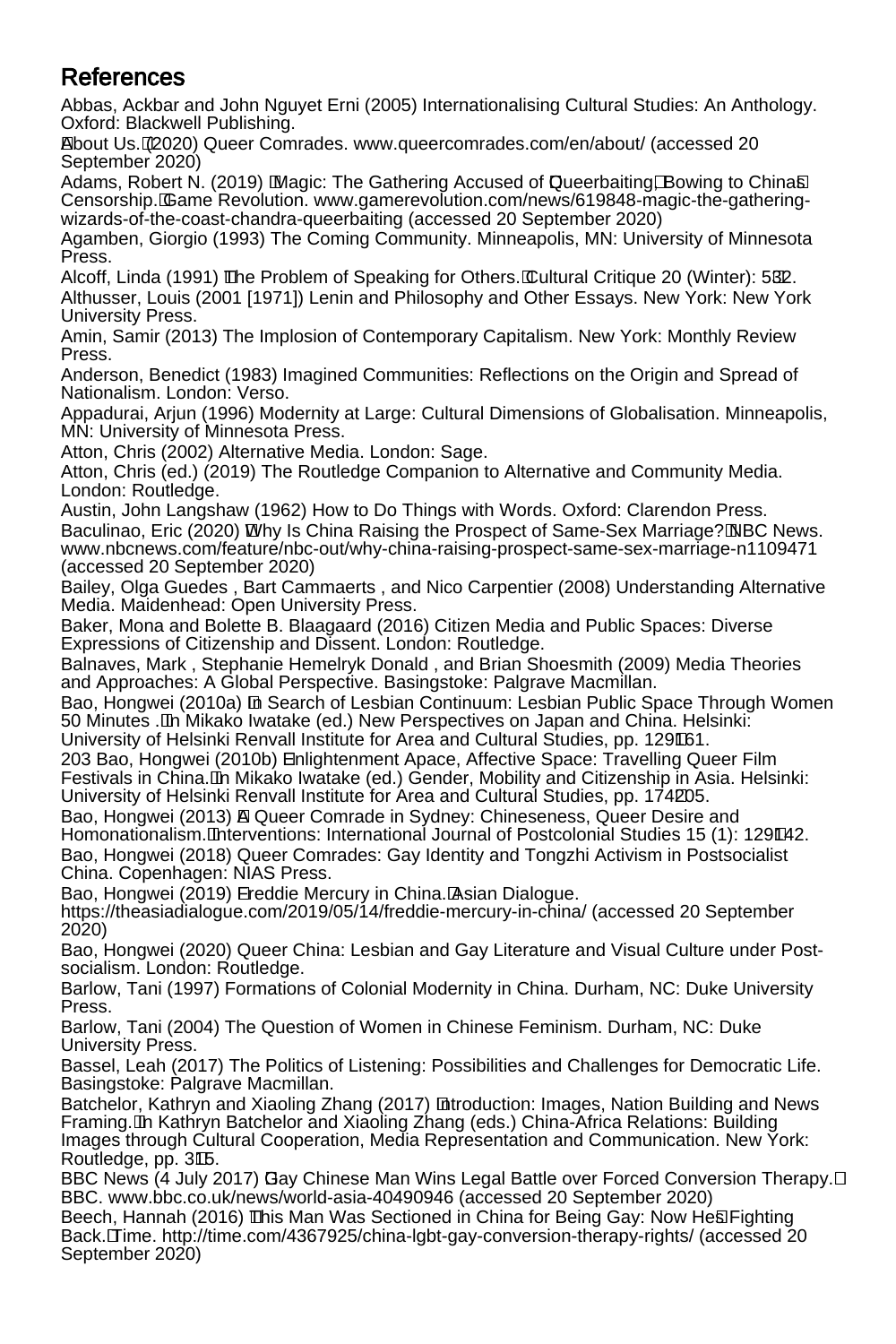## References

Abbas, Ackbar and John Nguyet Erni (2005) Internationalising Cultural Studies: An Anthology. Oxford: Blackwell Publishing.

'About Us.' (2020) Queer Comrades. www.queercomrades.com/en/about/ (accessed 20 September 2020)

Adams, Robert N. (2019) 'Magic: The Gathering Accused of Queerbaiting, Bowing to China's Censorship.' Game Revolution. www.gamerevolution.com/news/619848-magic-the-gathering-wizards-of-the-coast-chandra-queerbaiting (accessed 20 September 2020)

Agamben, Giorgio (1993) The Coming Community. Minneapolis, MN: University of Minnesota Press.

Alcoff, Linda (1991) 'The Problem of Speaking for Others.' Cultural Critique 20 (Winter): 5–32.

Althusser, Louis (2001 [1971]) Lenin and Philosophy and Other Essays. New York: New York University Press.

Amin, Samir (2013) The Implosion of Contemporary Capitalism. New York: Monthly Review Press.

Anderson, Benedict (1983) Imagined Communities: Reflections on the Origin and Spread of Nationalism. London: Verso.

Appadurai, Arjun (1996) Modernity at Large: Cultural Dimensions of Globalisation. Minneapolis, MN: University of Minnesota Press.

Atton, Chris (2002) Alternative Media. London: Sage.

Atton, Chris (ed.) (2019) The Routledge Companion to Alternative and Community Media. London: Routledge.

Austin, John Langshaw (1962) How to Do Things with Words. Oxford: Clarendon Press.

Baculinao, Eric (2020) 'Why Is China Raising the Prospect of Same-Sex Marriage?' NBC News. www.nbcnews.com/feature/nbc-out/why-china-raising-prospect-same-sex-marriage-n1109471 (accessed 20 September 2020)

Bailey, Olga Guedes , Bart Cammaerts , and Nico Carpentier (2008) Understanding Alternative Media. Maidenhead: Open University Press.

Baker, Mona and Bolette B. Blaagaard (2016) Citizen Media and Public Spaces: Diverse Expressions of Citizenship and Dissent. London: Routledge.

Balnaves, Mark , Stephanie Hemelryk Donald , and Brian Shoesmith (2009) Media Theories and Approaches: A Global Perspective. Basingstoke: Palgrave Macmillan.

Bao, Hongwei (2010a) 'In Search of Lesbian Continuum: Lesbian Public Space Through Women 50 Minutes .' In Mikako Iwatake (ed.) New Perspectives on Japan and China. Helsinki: University of Helsinki Renvall Institute for Area and Cultural Studies, pp. 129–161.

203 Bao, Hongwei (2010b) 'Enlightenment Apace, Affective Space: Travelling Queer Film Festivals in China.' In Mikako Iwatake (ed.) Gender, Mobility and Citizenship in Asia. Helsinki: University of Helsinki Renvall Institute for Area and Cultural Studies, pp. 174–205.

Bao, Hongwei (2013) 'A Queer Comrade in Sydney: Chineseness, Queer Desire and Homonationalism.' Interventions: International Journal of Postcolonial Studies 15 (1): 129–142.

Bao, Hongwei (2018) Queer Comrades: Gay Identity and Tongzhi Activism in Postsocialist China. Copenhagen: NIAS Press.

Bao, Hongwei (2019) 'Freddie Mercury in China.' Asian Dialogue. https://theasiadialogue.com/2019/05/14/freddie-mercury-in-china/ (accessed 20 September 2020)

Bao, Hongwei (2020) Queer China: Lesbian and Gay Literature and Visual Culture under Post-socialism. London: Routledge.

Barlow, Tani (1997) Formations of Colonial Modernity in China. Durham, NC: Duke University Press.

Barlow, Tani (2004) The Question of Women in Chinese Feminism. Durham, NC: Duke University Press.

Bassel, Leah (2017) The Politics of Listening: Possibilities and Challenges for Democratic Life. Basingstoke: Palgrave Macmillan.

Batchelor, Kathryn and Xiaoling Zhang (2017) 'Introduction: Images, Nation Building and News Framing.' In Kathryn Batchelor and Xiaoling Zhang (eds.) China-Africa Relations: Building Images through Cultural Cooperation, Media Representation and Communication. New York: Routledge, pp. 3–15.

BBC News (4 July 2017) 'Gay Chinese Man Wins Legal Battle over Forced Conversion Therapy.' BBC. www.bbc.co.uk/news/world-asia-40490946 (accessed 20 September 2020)

Beech, Hannah (2016) 'This Man Was Sectioned in China for Being Gay: Now He's Fighting Back.' Time. http://time.com/4367925/china-lgbt-gay-conversion-therapy-rights/ (accessed 20 September 2020)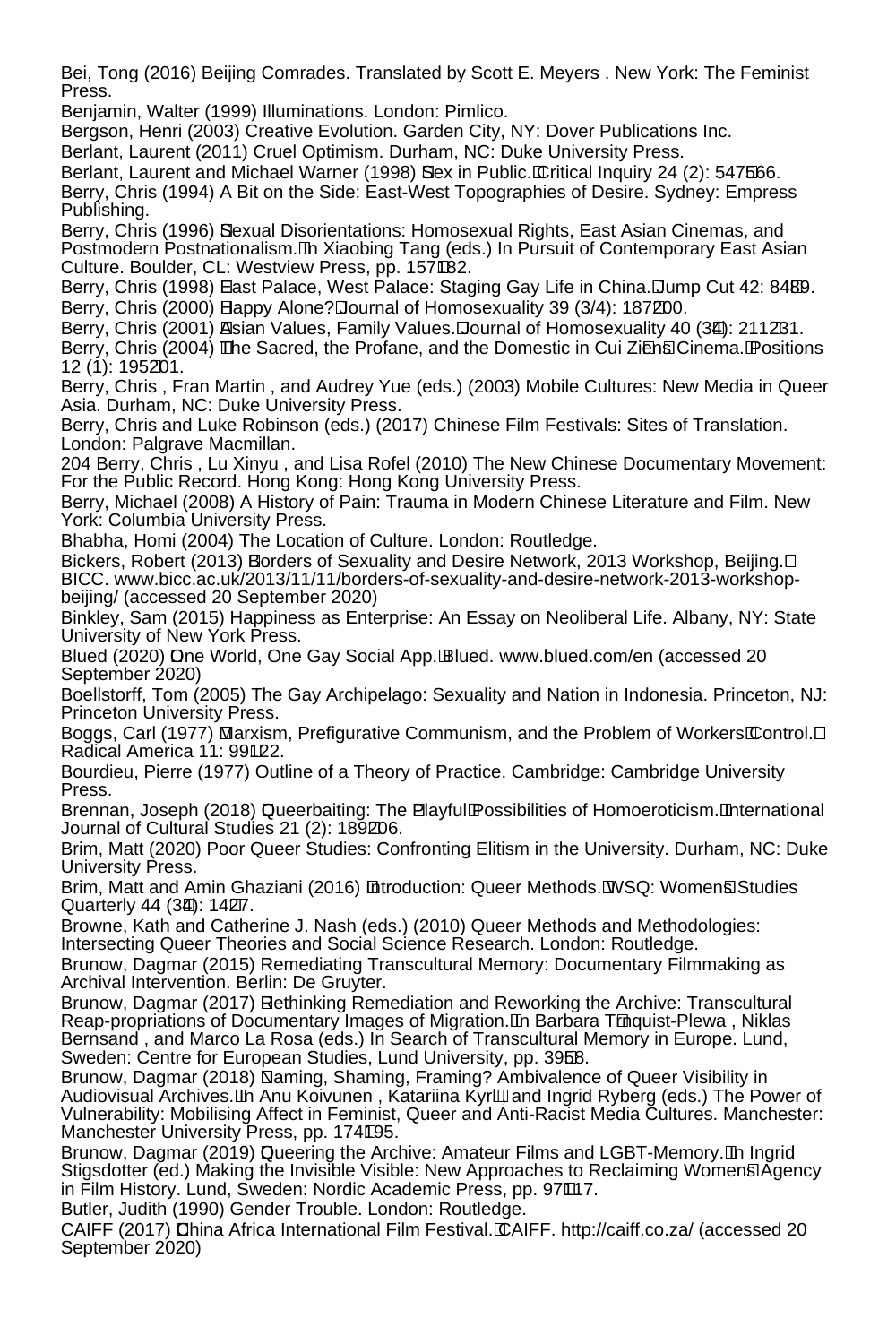Bei, Tong (2016) Beijing Comrades. Translated by Scott E. Meyers . New York: The Feminist Press.

Benjamin, Walter (1999) Illuminations. London: Pimlico.

Bergson, Henri (2003) Creative Evolution. Garden City, NY: Dover Publications Inc.

Berlant, Laurent (2011) Cruel Optimism. Durham, NC: Duke University Press.

Berlant, Laurent and Michael Warner (1998) Sex in Public. Critical Inquiry 24 (2): 547–566.

Berry, Chris (1994) A Bit on the Side: East-West Topographies of Desire. Sydney: Empress Publishing.

Berry, Chris (1996) Sexual Disorientations: Homosexual Rights, East Asian Cinemas, and Postmodern Postnationalism. In Xiaobing Tang (eds.) In Pursuit of Contemporary East Asian Culture. Boulder, CL: Westview Press, pp. 157–182.

Berry, Chris (1998) East Palace, West Palace: Staging Gay Life in China. Jump Cut 42: 84–89.

Berry, Chris (2000) Happy Alone? Journal of Homosexuality 39 (3/4): 187–200.

Berry, Chris (2001) Asian Values, Family Values. Journal of Homosexuality 40 (3–4): 211–231.

Berry, Chris (2004) The Sacred, the Profane, and the Domestic in Cui Zi'en's Cinema. Positions 12 (1): 195–201.

Berry, Chris , Fran Martin , and Audrey Yue (eds.) (2003) Mobile Cultures: New Media in Queer Asia. Durham, NC: Duke University Press.

Berry, Chris and Luke Robinson (eds.) (2017) Chinese Film Festivals: Sites of Translation. London: Palgrave Macmillan.

204 Berry, Chris , Lu Xinyu , and Lisa Rofel (2010) The New Chinese Documentary Movement: For the Public Record. Hong Kong: Hong Kong University Press.

Berry, Michael (2008) A History of Pain: Trauma in Modern Chinese Literature and Film. New York: Columbia University Press.

Bhabha, Homi (2004) The Location of Culture. London: Routledge.

Bickers, Robert (2013) Borders of Sexuality and Desire Network, 2013 Workshop, Beijing. BICC. www.bicc.ac.uk/2013/11/11/borders-of-sexuality-and-desire-network-2013-workshop-beijing/ (accessed 20 September 2020)

Binkley, Sam (2015) Happiness as Enterprise: An Essay on Neoliberal Life. Albany, NY: State University of New York Press.

Blued (2020) One World, One Gay Social App. Blued. www.blued.com/en (accessed 20 September 2020)

Boellstorff, Tom (2005) The Gay Archipelago: Sexuality and Nation in Indonesia. Princeton, NJ: Princeton University Press.

Boggs, Carl (1977) Marxism, Prefigurative Communism, and the Problem of Workers' Control. Radical America 11: 99–122.

Bourdieu, Pierre (1977) Outline of a Theory of Practice. Cambridge: Cambridge University Press.

Brennan, Joseph (2018) Queerbaiting: The 'Playful' Possibilities of Homoeroticism. International Journal of Cultural Studies 21 (2): 189–206.

Brim, Matt (2020) Poor Queer Studies: Confronting Elitism in the University. Durham, NC: Duke University Press.

Brim, Matt and Amin Ghaziani (2016) Introduction: Queer Methods. WSQ: Women's Studies Quarterly 44 (3–4): 14–27.

Browne, Kath and Catherine J. Nash (eds.) (2010) Queer Methods and Methodologies: Intersecting Queer Theories and Social Science Research. London: Routledge.

Brunow, Dagmar (2015) Remediating Transcultural Memory: Documentary Filmmaking as Archival Intervention. Berlin: De Gruyter.

Brunow, Dagmar (2017) Rethinking Remediation and Reworking the Archive: Transcultural Reap-propriations of Documentary Images of Migration. In Barbara Törnquist-Plewa , Niklas Bernsand , and Marco La Rosa (eds.) In Search of Transcultural Memory in Europe. Lund, Sweden: Centre for European Studies, Lund University, pp. 39–58.

Brunow, Dagmar (2018) Naming, Shaming, Framing? Ambivalence of Queer Visibility in Audiovisual Archives. In Anu Koivunen , Katariina Kyrölä , and Ingrid Ryberg (eds.) The Power of Vulnerability: Mobilising Affect in Feminist, Queer and Anti-Racist Media Cultures. Manchester: Manchester University Press, pp. 174–195.

Brunow, Dagmar (2019) Queering the Archive: Amateur Films and LGBT-Memory. In Ingrid Stigsdotter (ed.) Making the Invisible Visible: New Approaches to Reclaiming Women's Agency in Film History. Lund, Sweden: Nordic Academic Press, pp. 97–117.

Butler, Judith (1990) Gender Trouble. London: Routledge.

CAIFF (2017) China Africa International Film Festival. CAIFF. http://caiff.co.za/ (accessed 20 September 2020)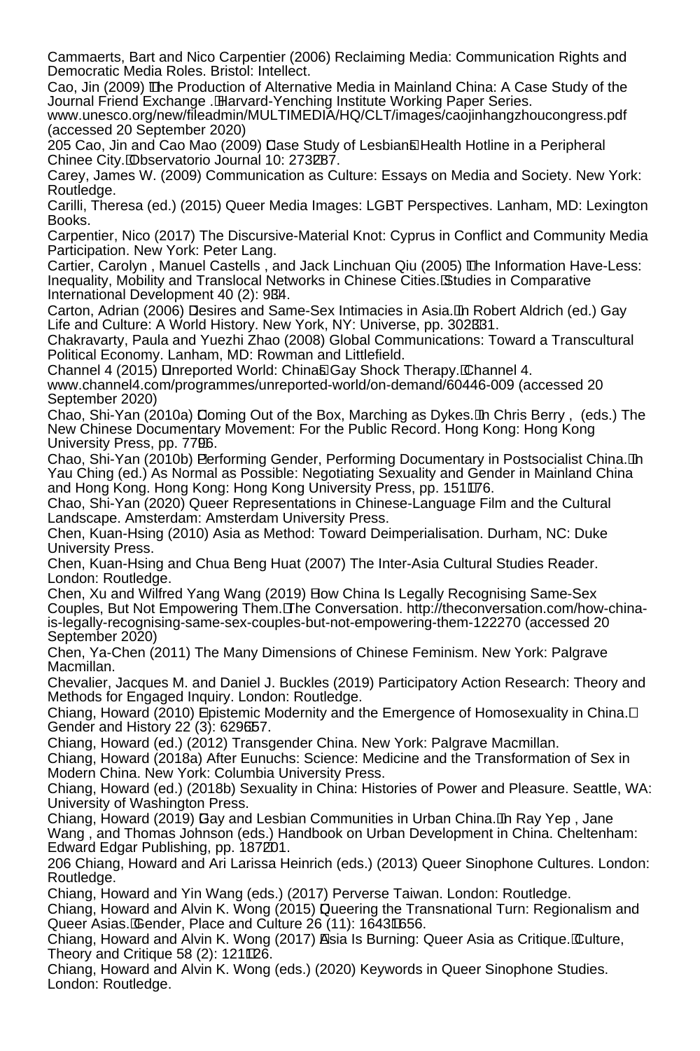Cammaerts, Bart and Nico Carpentier (2006) Reclaiming Media: Communication Rights and Democratic Media Roles. Bristol: Intellect.

Cao, Jin (2009) The Production of Alternative Media in Mainland China: A Case Study of the Journal Friend Exchange . Harvard-Yenching Institute Working Paper Series. www.unesco.org/new/fileadmin/MULTIMEDIA/HQ/CLT/images/caojinhangzhoucongress.pdf (accessed 20 September 2020)

205 Cao, Jin and Cao Mao (2009) Case Study of Lesbians Health Hotline in a Peripheral Chinee City. Observatorio Journal 10: 273287.

Carey, James W. (2009) Communication as Culture: Essays on Media and Society. New York: Routledge.

Carilli, Theresa (ed.) (2015) Queer Media Images: LGBT Perspectives. Lanham, MD: Lexington Books.

Carpentier, Nico (2017) The Discursive-Material Knot: Cyprus in Conflict and Community Media Participation. New York: Peter Lang.

Cartier, Carolyn , Manuel Castells , and Jack Linchuan Qiu (2005) The Information Have-Less: Inequality, Mobility and Translocal Networks in Chinese Cities. Studies in Comparative International Development 40 (2): 934.

Carton, Adrian (2006) Desires and Same-Sex Intimacies in Asia. In Robert Aldrich (ed.) Gay Life and Culture: A World History. New York, NY: Universe, pp. 302331.

Chakravarty, Paula and Yuezhi Zhao (2008) Global Communications: Toward a Transcultural Political Economy. Lanham, MD: Rowman and Littlefield.

Channel 4 (2015) Unreported World: Chinas Gay Shock Therapy. Channel 4. www.channel4.com/programmes/unreported-world/on-demand/60446-009 (accessed 20 September 2020)

Chao, Shi-Yan (2010a) Coming Out of the Box, Marching as Dykes. In Chris Berry , (eds.) The New Chinese Documentary Movement: For the Public Record. Hong Kong: Hong Kong University Press, pp. 7796.

Chao, Shi-Yan (2010b) Performing Gender, Performing Documentary in Postsocialist China. In Yau Ching (ed.) As Normal as Possible: Negotiating Sexuality and Gender in Mainland China and Hong Kong. Hong Kong: Hong Kong University Press, pp. 151176.

Chao, Shi-Yan (2020) Queer Representations in Chinese-Language Film and the Cultural Landscape. Amsterdam: Amsterdam University Press.

Chen, Kuan-Hsing (2010) Asia as Method: Toward Deimperialisation. Durham, NC: Duke University Press.

Chen, Kuan-Hsing and Chua Beng Huat (2007) The Inter-Asia Cultural Studies Reader. London: Routledge.

Chen, Xu and Wilfred Yang Wang (2019) How China Is Legally Recognising Same-Sex Couples, But Not Empowering Them. The Conversation. http://theconversation.com/how-china-is-legally-recognising-same-sex-couples-but-not-empowering-them-122270 (accessed 20 September 2020)

Chen, Ya-Chen (2011) The Many Dimensions of Chinese Feminism. New York: Palgrave Macmillan.

Chevalier, Jacques M. and Daniel J. Buckles (2019) Participatory Action Research: Theory and Methods for Engaged Inquiry. London: Routledge.

Chiang, Howard (2010) Epistemic Modernity and the Emergence of Homosexuality in China. Gender and History 22 (3): 629657.

Chiang, Howard (ed.) (2012) Transgender China. New York: Palgrave Macmillan.

Chiang, Howard (2018a) After Eunuchs: Science: Medicine and the Transformation of Sex in Modern China. New York: Columbia University Press.

Chiang, Howard (ed.) (2018b) Sexuality in China: Histories of Power and Pleasure. Seattle, WA: University of Washington Press.

Chiang, Howard (2019) Gay and Lesbian Communities in Urban China. In Ray Yep , Jane Wang , and Thomas Johnson (eds.) Handbook on Urban Development in China. Cheltenham: Edward Edgar Publishing, pp. 187201.

206 Chiang, Howard and Ari Larissa Heinrich (eds.) (2013) Queer Sinophone Cultures. London: Routledge.

Chiang, Howard and Yin Wang (eds.) (2017) Perverse Taiwan. London: Routledge.

Chiang, Howard and Alvin K. Wong (2015) Queering the Transnational Turn: Regionalism and Queer Asias. Gender, Place and Culture 26 (11): 16431656.

Chiang, Howard and Alvin K. Wong (2017) Asia Is Burning: Queer Asia as Critique. Culture, Theory and Critique 58 (2): 121126.

Chiang, Howard and Alvin K. Wong (eds.) (2020) Keywords in Queer Sinophone Studies. London: Routledge.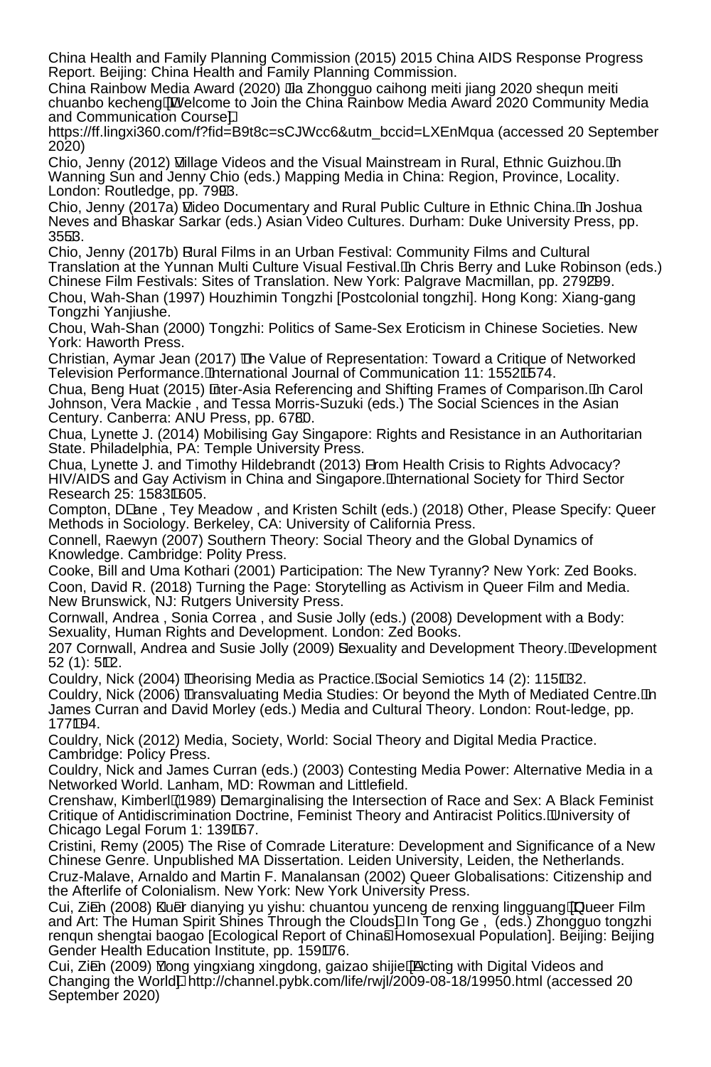China Health and Family Planning Commission (2015) 2015 China AIDS Response Progress Report. Beijing: China Health and Family Planning Commission.

China Rainbow Media Award (2020) Jia Zhongguo caihong meiti jiang 2020 shequn meiti chuanbo kecheng [Welcome to Join the China Rainbow Media Award 2020 Community Media and Communication Course]. https://ff.lingxi360.com/f?fid=B9t8c=sCJWcc6&utm_bccid=LXEnMqua (accessed 20 September 2020)

Chio, Jenny (2012) Village Videos and the Visual Mainstream in Rural, Ethnic Guizhou. In Wanning Sun and Jenny Chio (eds.) Mapping Media in China: Region, Province, Locality. London: Routledge, pp. 79–93.

Chio, Jenny (2017a) Video Documentary and Rural Public Culture in Ethnic China. In Joshua Neves and Bhaskar Sarkar (eds.) Asian Video Cultures. Durham: Duke University Press, pp. 35–53.

Chio, Jenny (2017b) Rural Films in an Urban Festival: Community Films and Cultural Translation at the Yunnan Multi Culture Visual Festival. In Chris Berry and Luke Robinson (eds.) Chinese Film Festivals: Sites of Translation. New York: Palgrave Macmillan, pp. 279–299.

Chou, Wah-Shan (1997) Houzhimin Tongzhi [Postcolonial tongzhi]. Hong Kong: Xiang-gang Tongzhi Yanjiushe.

Chou, Wah-Shan (2000) Tongzhi: Politics of Same-Sex Eroticism in Chinese Societies. New York: Haworth Press.

Christian, Aymar Jean (2017) The Value of Representation: Toward a Critique of Networked Television Performance. International Journal of Communication 11: 1552–1574.

Chua, Beng Huat (2015) Inter-Asia Referencing and Shifting Frames of Comparison. In Carol Johnson, Vera Mackie , and Tessa Morris-Suzuki (eds.) The Social Sciences in the Asian Century. Canberra: ANU Press, pp. 67–80.

Chua, Lynette J. (2014) Mobilising Gay Singapore: Rights and Resistance in an Authoritarian State. Philadelphia, PA: Temple University Press.

Chua, Lynette J. and Timothy Hildebrandt (2013) From Health Crisis to Rights Advocacy? HIV/AIDS and Gay Activism in China and Singapore. International Society for Third Sector Research 25: 1583–1605.

Compton, D'Lane , Tey Meadow , and Kristen Schilt (eds.) (2018) Other, Please Specify: Queer Methods in Sociology. Berkeley, CA: University of California Press.

Connell, Raewyn (2007) Southern Theory: Social Theory and the Global Dynamics of Knowledge. Cambridge: Polity Press.

Cooke, Bill and Uma Kothari (2001) Participation: The New Tyranny? New York: Zed Books.

Coon, David R. (2018) Turning the Page: Storytelling as Activism in Queer Film and Media. New Brunswick, NJ: Rutgers University Press.

Cornwall, Andrea , Sonia Correa , and Susie Jolly (eds.) (2008) Development with a Body: Sexuality, Human Rights and Development. London: Zed Books.

207 Cornwall, Andrea and Susie Jolly (2009) Sexuality and Development Theory. Development 52 (1): 5–12.

Couldry, Nick (2004) Theorising Media as Practice. Social Semiotics 14 (2): 115–132.

Couldry, Nick (2006) Transvaluating Media Studies: Or beyond the Myth of Mediated Centre. In James Curran and David Morley (eds.) Media and Cultural Theory. London: Rout-ledge, pp. 177–194.

Couldry, Nick (2012) Media, Society, World: Social Theory and Digital Media Practice. Cambridge: Policy Press.

Couldry, Nick and James Curran (eds.) (2003) Contesting Media Power: Alternative Media in a Networked World. Lanham, MD: Rowman and Littlefield.

Crenshaw, Kimberlé (1989) Demarginalising the Intersection of Race and Sex: A Black Feminist Critique of Antidiscrimination Doctrine, Feminist Theory and Antiracist Politics. University of Chicago Legal Forum 1: 139–167.

Cristini, Remy (2005) The Rise of Comrade Literature: Development and Significance of a New Chinese Genre. Unpublished MA Dissertation. Leiden University, Leiden, the Netherlands.

Cruz-Malave, Arnaldo and Martin F. Manalansan (2002) Queer Globalisations: Citizenship and the Afterlife of Colonialism. New York: New York University Press.

Cui, Zi'en (2008) Ku'er dianying yu yishu: chuantou yunceng de renxing lingguang [Queer Film and Art: The Human Spirit Shines Through the Clouds]. In Tong Ge , (eds.) Zhongguo tongzhi renqun shengtai baogao [Ecological Report of China's Homosexual Population]. Beijing: Beijing Gender Health Education Institute, pp. 159–176.

Cui, Zi'en (2009) Yong yingxiang xingdong, gaizao shijie [Acting with Digital Videos and Changing the World]. http://channel.pybk.com/life/rwjl/2009-08-18/19950.html (accessed 20 September 2020)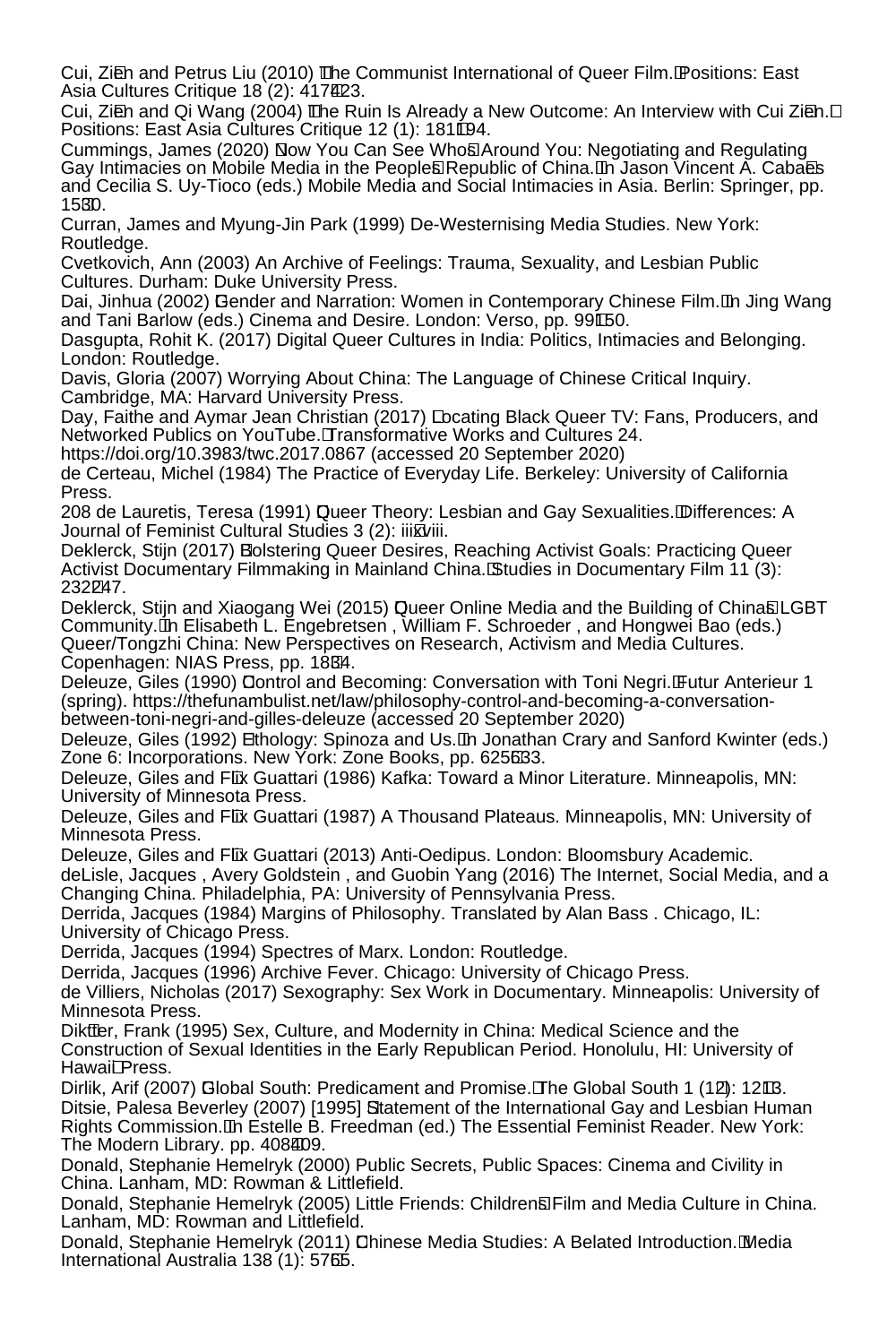Cui, Zi̇̄en and Petrus Liu (2010) The Communist International of Queer Film. Positions: East Asia Cultures Critique 18 (2): 417–423.

Cui, Zi̇̄en and Qi Wang (2004) The Ruin Is Already a New Outcome: An Interview with Cui Zi̇̄en. Positions: East Asia Cultures Critique 12 (1): 181–194.

Cummings, James (2020) Now You Can See Who's Around You: Negotiating and Regulating Gay Intimacies on Mobile Media in the People's Republic of China. In Jason Vincent A. Cabañes and Cecilia S. Uy-Tioco (eds.) Mobile Media and Social Intimacies in Asia. Berlin: Springer, pp. 15–30.

Curran, James and Myung-Jin Park (1999) De-Westernising Media Studies. New York: Routledge.

Cvetkovich, Ann (2003) An Archive of Feelings: Trauma, Sexuality, and Lesbian Public Cultures. Durham: Duke University Press.

Dai, Jinhua (2002) Gender and Narration: Women in Contemporary Chinese Film. In Jing Wang and Tani Barlow (eds.) Cinema and Desire. London: Verso, pp. 99–150.

Dasgupta, Rohit K. (2017) Digital Queer Cultures in India: Politics, Intimacies and Belonging. London: Routledge.

Davis, Gloria (2007) Worrying About China: The Language of Chinese Critical Inquiry. Cambridge, MA: Harvard University Press.

Day, Faithe and Aymar Jean Christian (2017) Locating Black Queer TV: Fans, Producers, and Networked Publics on YouTube. Transformative Works and Cultures 24. https://doi.org/10.3983/twc.2017.0867 (accessed 20 September 2020)

de Certeau, Michel (1984) The Practice of Everyday Life. Berkeley: University of California Press.

208 de Lauretis, Teresa (1991) Queer Theory: Lesbian and Gay Sexualities. Differences: A Journal of Feminist Cultural Studies 3 (2): iii–xviii.

Deklerck, Stijn (2017) Bolstering Queer Desires, Reaching Activist Goals: Practicing Queer Activist Documentary Filmmaking in Mainland China. Studies in Documentary Film 11 (3): 232–247.

Deklerck, Stijn and Xiaogang Wei (2015) Queer Online Media and the Building of China's LGBT Community. In Elisabeth L. Engebretsen , William F. Schroeder , and Hongwei Bao (eds.) Queer/Tongzhi China: New Perspectives on Research, Activism and Media Cultures. Copenhagen: NIAS Press, pp. 18–34.

Deleuze, Giles (1990) Control and Becoming: Conversation with Toni Negri. Futur Anterieur 1 (spring). https://thefunambulist.net/law/philosophy-control-and-becoming-a-conversation-between-toni-negri-and-gilles-deleuze (accessed 20 September 2020)

Deleuze, Giles (1992) Ethology: Spinoza and Us. In Jonathan Crary and Sanford Kwinter (eds.) Zone 6: Incorporations. New York: Zone Books, pp. 625–633.

Deleuze, Giles and Félix Guattari (1986) Kafka: Toward a Minor Literature. Minneapolis, MN: University of Minnesota Press.

Deleuze, Giles and Félix Guattari (1987) A Thousand Plateaus. Minneapolis, MN: University of Minnesota Press.

Deleuze, Giles and Félix Guattari (2013) Anti-Oedipus. London: Bloomsbury Academic.

deLisle, Jacques , Avery Goldstein , and Guobin Yang (2016) The Internet, Social Media, and a Changing China. Philadelphia, PA: University of Pennsylvania Press.

Derrida, Jacques (1984) Margins of Philosophy. Translated by Alan Bass . Chicago, IL: University of Chicago Press.

Derrida, Jacques (1994) Spectres of Marx. London: Routledge.

Derrida, Jacques (1996) Archive Fever. Chicago: University of Chicago Press.

de Villiers, Nicholas (2017) Sexography: Sex Work in Documentary. Minneapolis: University of Minnesota Press.

Dikötter, Frank (1995) Sex, Culture, and Modernity in China: Medical Science and the Construction of Sexual Identities in the Early Republican Period. Honolulu, HI: University of Hawai'i Press.

Dirlik, Arif (2007) Global South: Predicament and Promise. The Global South 1 (1–2): 12–13.

Ditsie, Palesa Beverley (2007) [1995] Statement of the International Gay and Lesbian Human Rights Commission. In Estelle B. Freedman (ed.) The Essential Feminist Reader. New York: The Modern Library. pp. 408–409.

Donald, Stephanie Hemelryk (2000) Public Secrets, Public Spaces: Cinema and Civility in China. Lanham, MD: Rowman & Littlefield.

Donald, Stephanie Hemelryk (2005) Little Friends: Children's Film and Media Culture in China. Lanham, MD: Rowman and Littlefield.

Donald, Stephanie Hemelryk (2011) Chinese Media Studies: A Belated Introduction. Media International Australia 138 (1): 57–65.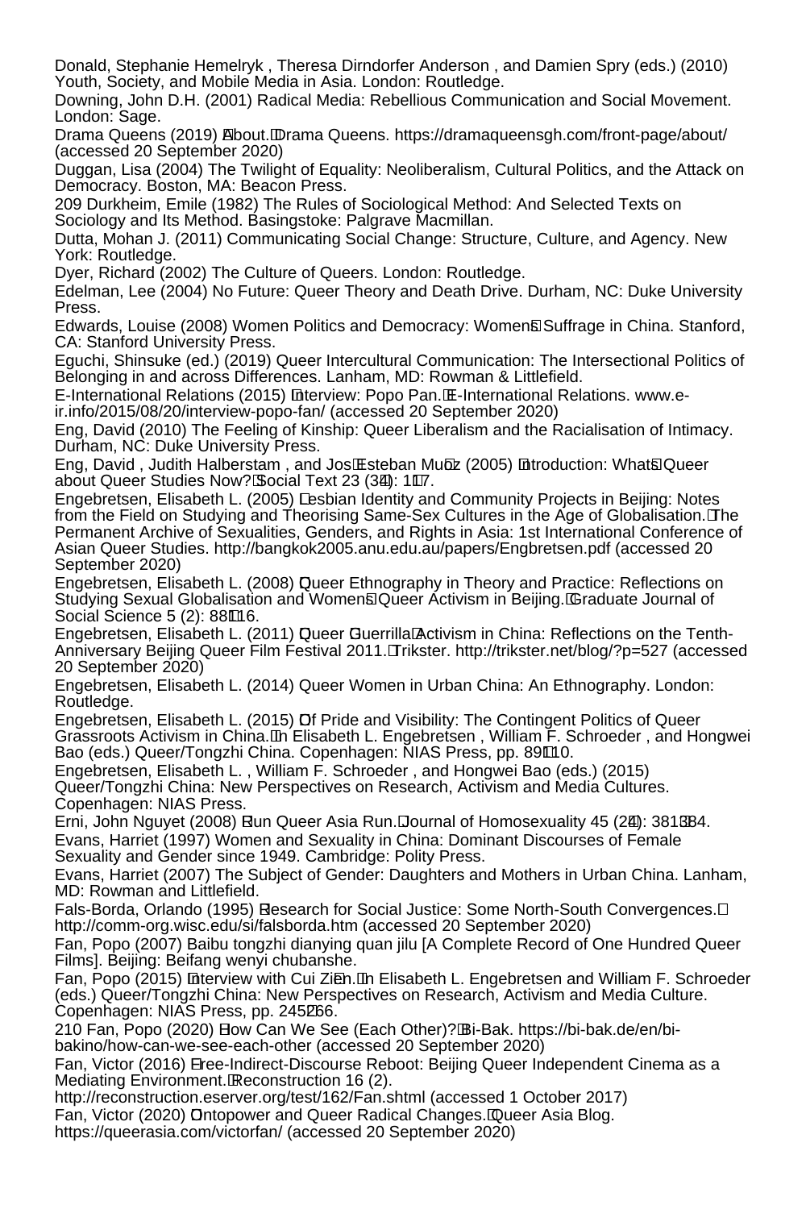Donald, Stephanie Hemelryk , Theresa Dirndorfer Anderson , and Damien Spry (eds.) (2010) Youth, Society, and Mobile Media in Asia. London: Routledge.

Downing, John D.H. (2001) Radical Media: Rebellious Communication and Social Movement. London: Sage.

Drama Queens (2019) About. Drama Queens. https://dramaqueensgh.com/front-page/about/ (accessed 20 September 2020)

Duggan, Lisa (2004) The Twilight of Equality: Neoliberalism, Cultural Politics, and the Attack on Democracy. Boston, MA: Beacon Press.

209 Durkheim, Emile (1982) The Rules of Sociological Method: And Selected Texts on Sociology and Its Method. Basingstoke: Palgrave Macmillan.

Dutta, Mohan J. (2011) Communicating Social Change: Structure, Culture, and Agency. New York: Routledge.

Dyer, Richard (2002) The Culture of Queers. London: Routledge.

Edelman, Lee (2004) No Future: Queer Theory and Death Drive. Durham, NC: Duke University Press.

Edwards, Louise (2008) Women Politics and Democracy: Women's Suffrage in China. Stanford, CA: Stanford University Press.

Eguchi, Shinsuke (ed.) (2019) Queer Intercultural Communication: The Intersectional Politics of Belonging in and across Differences. Lanham, MD: Rowman & Littlefield.

E-International Relations (2015) Interview: Popo Pan. E-International Relations. www.e-ir.info/2015/08/20/interview-popo-fan/ (accessed 20 September 2020)

Eng, David (2010) The Feeling of Kinship: Queer Liberalism and the Racialisation of Intimacy. Durham, NC: Duke University Press.

Eng, David , Judith Halberstam , and José Esteban Muñoz (2005) Introduction: What's Queer about Queer Studies Now? Social Text 23 (3–4): 1–17.

Engebretsen, Elisabeth L. (2005) Lesbian Identity and Community Projects in Beijing: Notes from the Field on Studying and Theorising Same-Sex Cultures in the Age of Globalisation. The Permanent Archive of Sexualities, Genders, and Rights in Asia: 1st International Conference of Asian Queer Studies. http://bangkok2005.anu.edu.au/papers/Engbretsen.pdf (accessed 20 September 2020)

Engebretsen, Elisabeth L. (2008) Queer Ethnography in Theory and Practice: Reflections on Studying Sexual Globalisation and Women's Queer Activism in Beijing. Graduate Journal of Social Science 5 (2): 88–116.

Engebretsen, Elisabeth L. (2011) Queer Guerrilla Activism in China: Reflections on the Tenth-Anniversary Beijing Queer Film Festival 2011. Trikster. http://trikster.net/blog/?p=527 (accessed 20 September 2020)

Engebretsen, Elisabeth L. (2014) Queer Women in Urban China: An Ethnography. London: Routledge.

Engebretsen, Elisabeth L. (2015) Of Pride and Visibility: The Contingent Politics of Queer Grassroots Activism in China. In Elisabeth L. Engebretsen , William F. Schroeder , and Hongwei Bao (eds.) Queer/Tongzhi China. Copenhagen: NIAS Press, pp. 89–110.

Engebretsen, Elisabeth L. , William F. Schroeder , and Hongwei Bao (eds.) (2015) Queer/Tongzhi China: New Perspectives on Research, Activism and Media Cultures. Copenhagen: NIAS Press.

Erni, John Nguyet (2008) Run Queer Asia Run. Journal of Homosexuality 45 (2–4): 381–384.

Evans, Harriet (1997) Women and Sexuality in China: Dominant Discourses of Female Sexuality and Gender since 1949. Cambridge: Polity Press.

Evans, Harriet (2007) The Subject of Gender: Daughters and Mothers in Urban China. Lanham, MD: Rowman and Littlefield.

Fals-Borda, Orlando (1995) Research for Social Justice: Some North-South Convergences. http://comm-org.wisc.edu/si/falsborda.htm (accessed 20 September 2020)

Fan, Popo (2007) Baibu tongzhi dianying quan jilu [A Complete Record of One Hundred Queer Films]. Beijing: Beifang wenyi chubanshe.

Fan, Popo (2015) Interview with Cui Zi'en. In Elisabeth L. Engebretsen and William F. Schroeder (eds.) Queer/Tongzhi China: New Perspectives on Research, Activism and Media Culture. Copenhagen: NIAS Press, pp. 245–266.

210 Fan, Popo (2020) How Can We See (Each Other)? Bi-Bak. https://bi-bak.de/en/bi-bakino/how-can-we-see-each-other (accessed 20 September 2020)

Fan, Victor (2016) Free-Indirect-Discourse Reboot: Beijing Queer Independent Cinema as a Mediating Environment. Reconstruction 16 (2). http://reconstruction.eserver.org/test/162/Fan.shtml (accessed 1 October 2017)

Fan, Victor (2020) Ontopower and Queer Radical Changes. Queer Asia Blog. https://queerasia.com/victorfan/ (accessed 20 September 2020)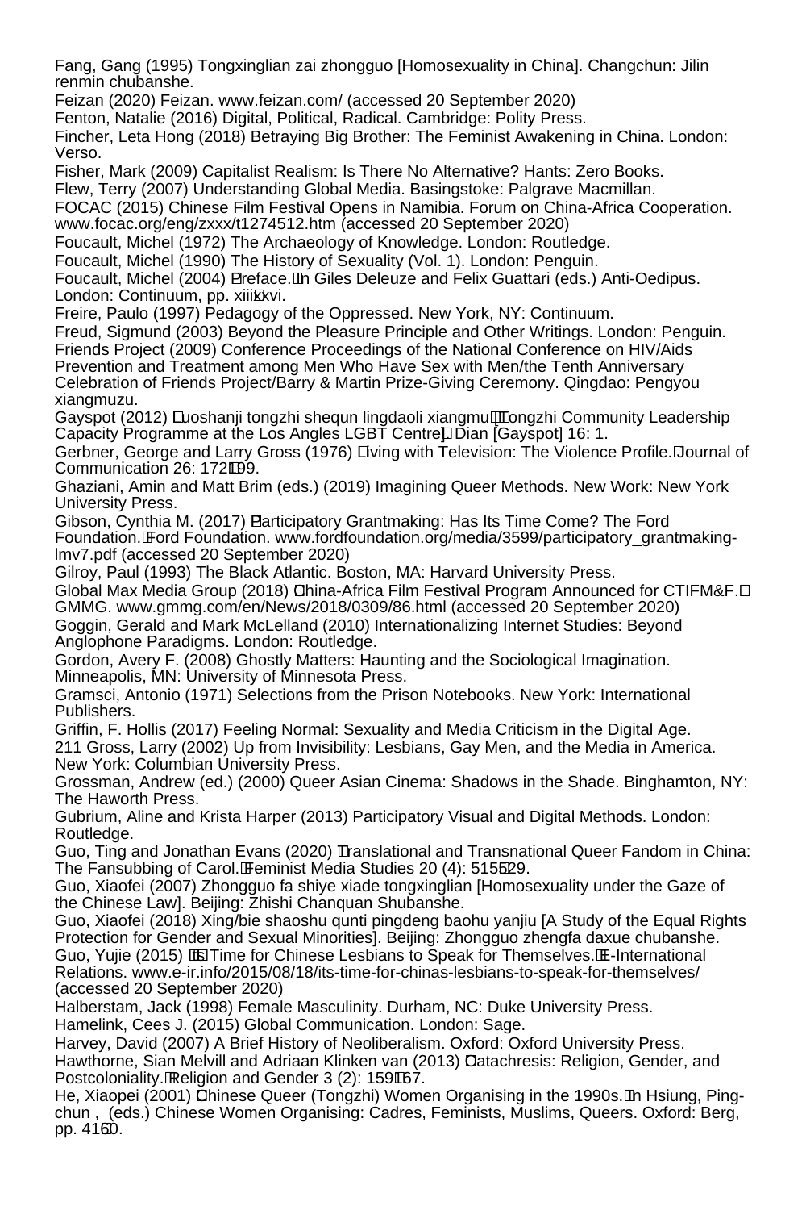Fang, Gang (1995) Tongxinglian zai zhongguo [Homosexuality in China]. Changchun: Jilin renmin chubanshe.

Feizan (2020) Feizan. www.feizan.com/ (accessed 20 September 2020)

Fenton, Natalie (2016) Digital, Political, Radical. Cambridge: Polity Press.

Fincher, Leta Hong (2018) Betraying Big Brother: The Feminist Awakening in China. London: Verso.

Fisher, Mark (2009) Capitalist Realism: Is There No Alternative? Hants: Zero Books.

Flew, Terry (2007) Understanding Global Media. Basingstoke: Palgrave Macmillan.

FOCAC (2015) Chinese Film Festival Opens in Namibia. Forum on China-Africa Cooperation. www.focac.org/eng/zxxx/t1274512.htm (accessed 20 September 2020)

Foucault, Michel (1972) The Archaeology of Knowledge. London: Routledge.

Foucault, Michel (1990) The History of Sexuality (Vol. 1). London: Penguin.

Foucault, Michel (2004) 'Preface.' In Giles Deleuze and Felix Guattari (eds.) Anti-Oedipus. London: Continuum, pp. xiii–xvi.

Freire, Paulo (1997) Pedagogy of the Oppressed. New York, NY: Continuum.

Freud, Sigmund (2003) Beyond the Pleasure Principle and Other Writings. London: Penguin.

Friends Project (2009) Conference Proceedings of the National Conference on HIV/Aids Prevention and Treatment among Men Who Have Sex with Men/the Tenth Anniversary Celebration of Friends Project/Barry & Martin Prize-Giving Ceremony. Qingdao: Pengyou xiangmuzu.

Gayspot (2012) 'Luoshanji tongzhi shequn lingdaoli xiangmu' [Tongzhi Community Leadership Capacity Programme at the Los Angles LGBT Centre]. Dian [Gayspot] 16: 1.

Gerbner, George and Larry Gross (1976) 'Living with Television: The Violence Profile.' Journal of Communication 26: 172–199.

Ghaziani, Amin and Matt Brim (eds.) (2019) Imagining Queer Methods. New Work: New York University Press.

Gibson, Cynthia M. (2017) 'Participatory Grantmaking: Has Its Time Come? The Ford Foundation.' Ford Foundation. www.fordfoundation.org/media/3599/participatory_grantmaking-lmv7.pdf (accessed 20 September 2020)

Gilroy, Paul (1993) The Black Atlantic. Boston, MA: Harvard University Press.

Global Max Media Group (2018) 'China-Africa Film Festival Program Announced for CTIFM&F.' GMMG. www.gmmg.com/en/News/2018/0309/86.html (accessed 20 September 2020)

Goggin, Gerald and Mark McLelland (2010) Internationalizing Internet Studies: Beyond Anglophone Paradigms. London: Routledge.

Gordon, Avery F. (2008) Ghostly Matters: Haunting and the Sociological Imagination. Minneapolis, MN: University of Minnesota Press.

Gramsci, Antonio (1971) Selections from the Prison Notebooks. New York: International Publishers.

Griffin, F. Hollis (2017) Feeling Normal: Sexuality and Media Criticism in the Digital Age.

211 Gross, Larry (2002) Up from Invisibility: Lesbians, Gay Men, and the Media in America. New York: Columbian University Press.

Grossman, Andrew (ed.) (2000) Queer Asian Cinema: Shadows in the Shade. Binghamton, NY: The Haworth Press.

Gubrium, Aline and Krista Harper (2013) Participatory Visual and Digital Methods. London: Routledge.

Guo, Ting and Jonathan Evans (2020) 'Translational and Transnational Queer Fandom in China: The Fansubbing of Carol.' Feminist Media Studies 20 (4): 515–529.

Guo, Xiaofei (2007) Zhongguo fa shiye xiade tongxinglian [Homosexuality under the Gaze of the Chinese Law]. Beijing: Zhishi Chanquan Shubanshe.

Guo, Xiaofei (2018) Xing/bie shaoshu qunti pingdeng baohu yanjiu [A Study of the Equal Rights Protection for Gender and Sexual Minorities]. Beijing: Zhongguo zhengfa daxue chubanshe.

Guo, Yujie (2015) 'It's Time for Chinese Lesbians to Speak for Themselves.' E-International Relations. www.e-ir.info/2015/08/18/its-time-for-chinas-lesbians-to-speak-for-themselves/ (accessed 20 September 2020)

Halberstam, Jack (1998) Female Masculinity. Durham, NC: Duke University Press.

Hamelink, Cees J. (2015) Global Communication. London: Sage.

Harvey, David (2007) A Brief History of Neoliberalism. Oxford: Oxford University Press.

Hawthorne, Sian Melvill and Adriaan Klinken van (2013) 'Catachresis: Religion, Gender, and Postcoloniality.' Religion and Gender 3 (2): 159–167.

He, Xiaopei (2001) 'Chinese Queer (Tongzhi) Women Organising in the 1990s.' In Hsiung, Ping-chun , (eds.) Chinese Women Organising: Cadres, Feminists, Muslims, Queers. Oxford: Berg, pp. 41–60.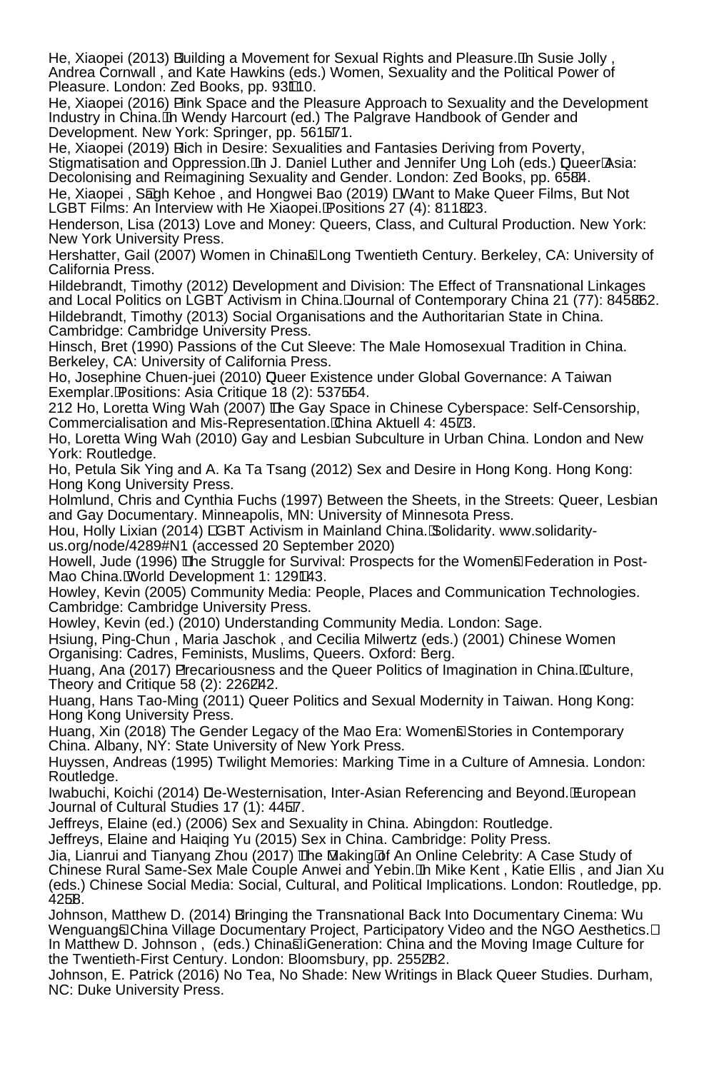He, Xiaopei (2013) ‘Building a Movement for Sexual Rights and Pleasure.’ In Susie Jolly, Andrea Cornwall, and Kate Hawkins (eds.) Women, Sexuality and the Political Power of Pleasure. London: Zed Books, pp. 93–110.

He, Xiaopei (2016) ‘Pink Space and the Pleasure Approach to Sexuality and the Development Industry in China.’ In Wendy Harcourt (ed.) The Palgrave Handbook of Gender and Development. New York: Springer, pp. 561–571.

He, Xiaopei (2019) ‘Rich in Desire: Sexualities and Fantasies Deriving from Poverty, Stigmatisation and Oppression.’ In J. Daniel Luther and Jennifer Ung Loh (eds.) ‘Queer’ Asia: Decolonising and Reimagining Sexuality and Gender. London: Zed Books, pp. 65–84.

He, Xiaopei, Sá́gh Kehoe, and Hongwei Bao (2019) ‘I Want to Make Queer Films, But Not LGBT Films: An Interview with He Xiaopei.’ Positions 27 (4): 811–823.

Henderson, Lisa (2013) Love and Money: Queers, Class, and Cultural Production. New York: New York University Press.

Hershatter, Gail (2007) Women in China’s Long Twentieth Century. Berkeley, CA: University of California Press.

Hildebrandt, Timothy (2012) ‘Development and Division: The Effect of Transnational Linkages and Local Politics on LGBT Activism in China.’ Journal of Contemporary China 21 (77): 845–862.

Hildebrandt, Timothy (2013) Social Organisations and the Authoritarian State in China. Cambridge: Cambridge University Press.

Hinsch, Bret (1990) Passions of the Cut Sleeve: The Male Homosexual Tradition in China. Berkeley, CA: University of California Press.

Ho, Josephine Chuen-juei (2010) ‘Queer Existence under Global Governance: A Taiwan Exemplar.’ Positions: Asia Critique 18 (2): 537–554.

Ho, Loretta Wing Wah (2007) ‘The Gay Space in Chinese Cyberspace: Self-Censorship, Commercialisation and Mis-Representation.’ China Aktuell 4: 45–73.

Ho, Loretta Wing Wah (2010) Gay and Lesbian Subculture in Urban China. London and New York: Routledge.

Ho, Petula Sik Ying and A. Ka Ta Tsang (2012) Sex and Desire in Hong Kong. Hong Kong: Hong Kong University Press.

Holmlund, Chris and Cynthia Fuchs (1997) Between the Sheets, in the Streets: Queer, Lesbian and Gay Documentary. Minneapolis, MN: University of Minnesota Press.

Hou, Holly Lixian (2014) ‘LGBT Activism in Mainland China.’ Solidarity. www.solidarity-us.org/node/4289#N1 (accessed 20 September 2020)

Howell, Jude (1996) ‘The Struggle for Survival: Prospects for the Women’s Federation in Post-Mao China.’ World Development 1: 129–143.

Howley, Kevin (2005) Community Media: People, Places and Communication Technologies. Cambridge: Cambridge University Press.

Howley, Kevin (ed.) (2010) Understanding Community Media. London: Sage.

Hsiung, Ping-Chun, Maria Jaschok, and Cecilia Milwertz (eds.) (2001) Chinese Women Organising: Cadres, Feminists, Muslims, Queers. Oxford: Berg.

Huang, Ana (2017) ‘Precariousness and the Queer Politics of Imagination in China.’ Culture, Theory and Critique 58 (2): 226–242.

Huang, Hans Tao-Ming (2011) Queer Politics and Sexual Modernity in Taiwan. Hong Kong: Hong Kong University Press.

Huang, Xin (2018) The Gender Legacy of the Mao Era: Women’s Stories in Contemporary China. Albany, NY: State University of New York Press.

Huyssen, Andreas (1995) Twilight Memories: Marking Time in a Culture of Amnesia. London: Routledge.

Iwabuchi, Koichi (2014) ‘De-Westernisation, Inter-Asian Referencing and Beyond.’ European Journal of Cultural Studies 17 (1): 44–57.

Jeffreys, Elaine (ed.) (2006) Sex and Sexuality in China. Abingdon: Routledge.

Jeffreys, Elaine and Haiqing Yu (2015) Sex in China. Cambridge: Polity Press.

Jia, Lianrui and Tianyang Zhou (2017) ‘The ‘Making’ of An Online Celebrity: A Case Study of Chinese Rural Same-Sex Male Couple Anwei and Yebin.’ In Mike Kent, Katie Ellis, and Jian Xu (eds.) Chinese Social Media: Social, Cultural, and Political Implications. London: Routledge, pp. 42–58.

Johnson, Matthew D. (2014) ‘Bringing the Transnational Back Into Documentary Cinema: Wu Wenguang’s China Village Documentary Project, Participatory Video and the NGO Aesthetics.’ In Matthew D. Johnson, (eds.) China’s iGeneration: China and the Moving Image Culture for the Twentieth-First Century. London: Bloomsbury, pp. 255–282.

Johnson, E. Patrick (2016) No Tea, No Shade: New Writings in Black Queer Studies. Durham, NC: Duke University Press.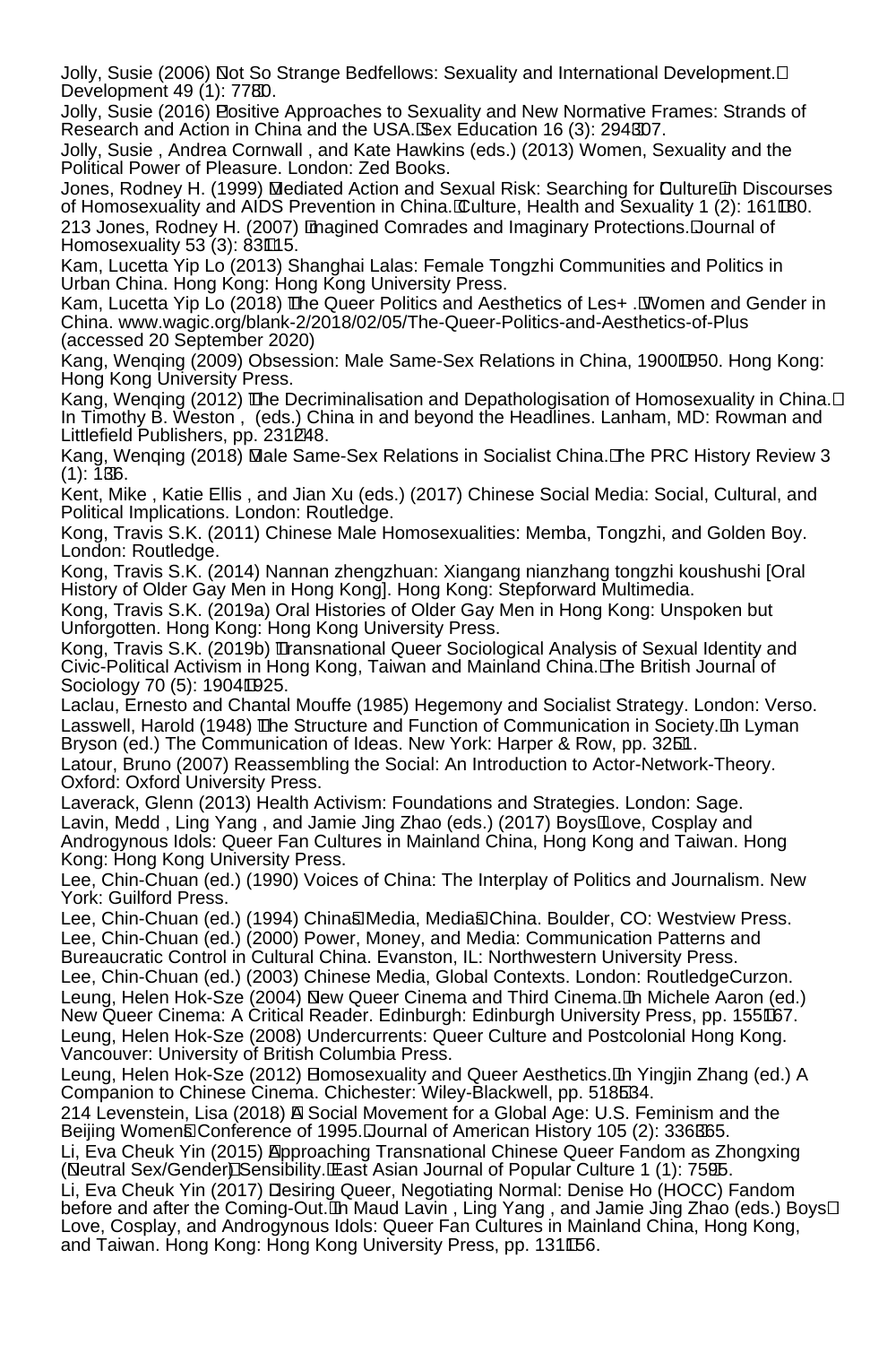Jolly, Susie (2006) Not So Strange Bedfellows: Sexuality and International Development. Development 49 (1): 77–80.

Jolly, Susie (2016) Positive Approaches to Sexuality and New Normative Frames: Strands of Research and Action in China and the USA. Sex Education 16 (3): 294–307.

Jolly, Susie , Andrea Cornwall , and Kate Hawkins (eds.) (2013) Women, Sexuality and the Political Power of Pleasure. London: Zed Books.

Jones, Rodney H. (1999) Mediated Action and Sexual Risk: Searching for Culture in Discourses of Homosexuality and AIDS Prevention in China. Culture, Health and Sexuality 1 (2): 161–180.

213 Jones, Rodney H. (2007) Imagined Comrades and Imaginary Protections. Journal of Homosexuality 53 (3): 83–115.

Kam, Lucetta Yip Lo (2013) Shanghai Lalas: Female Tongzhi Communities and Politics in Urban China. Hong Kong: Hong Kong University Press.

Kam, Lucetta Yip Lo (2018) The Queer Politics and Aesthetics of Les+ . Women and Gender in China. www.wagic.org/blank-2/2018/02/05/The-Queer-Politics-and-Aesthetics-of-Plus (accessed 20 September 2020)

Kang, Wenqing (2009) Obsession: Male Same-Sex Relations in China, 1900–1950. Hong Kong: Hong Kong University Press.

Kang, Wenqing (2012) The Decriminalisation and Depathologisation of Homosexuality in China. In Timothy B. Weston , (eds.) China in and beyond the Headlines. Lanham, MD: Rowman and Littlefield Publishers, pp. 231–248.

Kang, Wenqing (2018) Male Same-Sex Relations in Socialist China. The PRC History Review 3 (1): 1–36.

Kent, Mike , Katie Ellis , and Jian Xu (eds.) (2017) Chinese Social Media: Social, Cultural, and Political Implications. London: Routledge.

Kong, Travis S.K. (2011) Chinese Male Homosexualities: Memba, Tongzhi, and Golden Boy. London: Routledge.

Kong, Travis S.K. (2014) Nannan zhengzhuan: Xiangang nianzhang tongzhi koushushi [Oral History of Older Gay Men in Hong Kong]. Hong Kong: Stepforward Multimedia.

Kong, Travis S.K. (2019a) Oral Histories of Older Gay Men in Hong Kong: Unspoken but Unforgotten. Hong Kong: Hong Kong University Press.

Kong, Travis S.K. (2019b) Transnational Queer Sociological Analysis of Sexual Identity and Civic-Political Activism in Hong Kong, Taiwan and Mainland China. The British Journal of Sociology 70 (5): 1904–1925.

Laclau, Ernesto and Chantal Mouffe (1985) Hegemony and Socialist Strategy. London: Verso.

Lasswell, Harold (1948) The Structure and Function of Communication in Society. In Lyman Bryson (ed.) The Communication of Ideas. New York: Harper & Row, pp. 32–51.

Latour, Bruno (2007) Reassembling the Social: An Introduction to Actor-Network-Theory. Oxford: Oxford University Press.

Laverack, Glenn (2013) Health Activism: Foundations and Strategies. London: Sage.

Lavin, Medd , Ling Yang , and Jamie Jing Zhao (eds.) (2017) Boys' Love, Cosplay and Androgynous Idols: Queer Fan Cultures in Mainland China, Hong Kong and Taiwan. Hong Kong: Hong Kong University Press.

Lee, Chin-Chuan (ed.) (1990) Voices of China: The Interplay of Politics and Journalism. New York: Guilford Press.

Lee, Chin-Chuan (ed.) (1994) China's Media, Media's China. Boulder, CO: Westview Press.

Lee, Chin-Chuan (ed.) (2000) Power, Money, and Media: Communication Patterns and Bureaucratic Control in Cultural China. Evanston, IL: Northwestern University Press.

Lee, Chin-Chuan (ed.) (2003) Chinese Media, Global Contexts. London: RoutledgeCurzon.

Leung, Helen Hok-Sze (2004) New Queer Cinema and Third Cinema. In Michele Aaron (ed.) New Queer Cinema: A Critical Reader. Edinburgh: Edinburgh University Press, pp. 155–167.

Leung, Helen Hok-Sze (2008) Undercurrents: Queer Culture and Postcolonial Hong Kong. Vancouver: University of British Columbia Press.

Leung, Helen Hok-Sze (2012) Homosexuality and Queer Aesthetics. In Yingjin Zhang (ed.) A Companion to Chinese Cinema. Chichester: Wiley-Blackwell, pp. 518–534.

214 Levenstein, Lisa (2018) A Social Movement for a Global Age: U.S. Feminism and the Beijing Women's Conference of 1995. Journal of American History 105 (2): 336–365.

Li, Eva Cheuk Yin (2015) Approaching Transnational Chinese Queer Fandom as Zhongxing (Neutral Sex/Gender) Sensibility. East Asian Journal of Popular Culture 1 (1): 75–95.

Li, Eva Cheuk Yin (2017) Desiring Queer, Negotiating Normal: Denise Ho (HOCC) Fandom before and after the Coming-Out. In Maud Lavin , Ling Yang , and Jamie Jing Zhao (eds.) Boys' Love, Cosplay, and Androgynous Idols: Queer Fan Cultures in Mainland China, Hong Kong, and Taiwan. Hong Kong: Hong Kong University Press, pp. 131–156.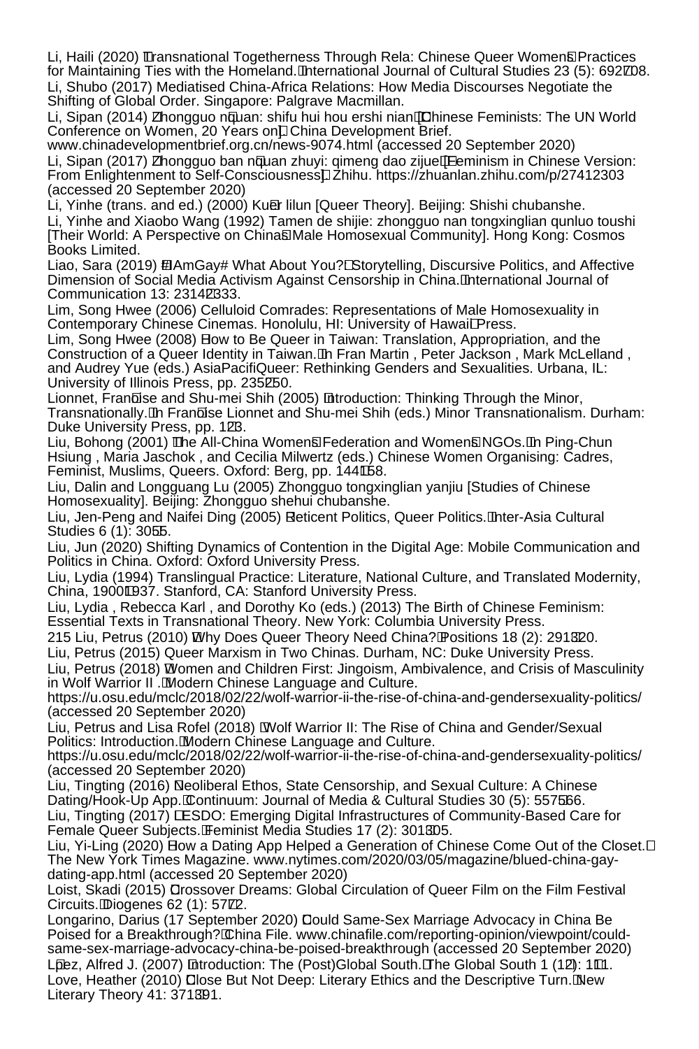Li, Haili (2020) 'Transnational Togetherness Through Rela: Chinese Queer Women's Practices for Maintaining Ties with the Homeland.' International Journal of Cultural Studies 23 (5): 692–708.

Li, Shubo (2017) Mediatised China-Africa Relations: How Media Discourses Negotiate the Shifting of Global Order. Singapore: Palgrave Macmillan.

Li, Sipan (2014) 'Zhongguo nüquan: shifu hui hou ershi nian' [Chinese Feminists: The UN World Conference on Women, 20 Years on]. China Development Brief. www.chinadevelopmentbrief.org.cn/news-9074.html (accessed 20 September 2020)

Li, Sipan (2017) 'Zhongguo ban nüquan zhuyi: qimeng dao zijue' [Feminism in Chinese Version: From Enlightenment to Self-Consciousness]. Zhihu. https://zhuanlan.zhihu.com/p/27412303 (accessed 20 September 2020)

Li, Yinhe (trans. and ed.) (2000) Ku'er lilun [Queer Theory]. Beijing: Shishi chubanshe.

Li, Yinhe and Xiaobo Wang (1992) Tamen de shijie: zhongguo nan tongxinglian qunluo toushi [Their World: A Perspective on China's Male Homosexual Community]. Hong Kong: Cosmos Books Limited.

Liao, Sara (2019) '#IAmGay# What About You?: Storytelling, Discursive Politics, and Affective Dimension of Social Media Activism Against Censorship in China.' International Journal of Communication 13: 2314–2333.

Lim, Song Hwee (2006) Celluloid Comrades: Representations of Male Homosexuality in Contemporary Chinese Cinemas. Honolulu, HI: University of Hawai'i Press.

Lim, Song Hwee (2008) 'How to Be Queer in Taiwan: Translation, Appropriation, and the Construction of a Queer Identity in Taiwan.' In Fran Martin , Peter Jackson , Mark McLelland , and Audrey Yue (eds.) AsiaPacifiQueer: Rethinking Genders and Sexualities. Urbana, IL: University of Illinois Press, pp. 235–250.

Lionnet, Françoise and Shu-mei Shih (2005) 'Introduction: Thinking Through the Minor, Transnationally.' In Françoise Lionnet and Shu-mei Shih (eds.) Minor Transnationalism. Durham: Duke University Press, pp. 1–23.

Liu, Bohong (2001) 'The All-China Women's Federation and Women's NGOs.' In Ping-Chun Hsiung , Maria Jaschok , and Cecilia Milwertz (eds.) Chinese Women Organising: Cadres, Feminist, Muslims, Queers. Oxford: Berg, pp. 141–158.

Liu, Dalin and Longguang Lu (2005) Zhongguo tongxinglian yanjiu [Studies of Chinese Homosexuality]. Beijing: Zhongguo shehui chubanshe.

Liu, Jen-Peng and Naifei Ding (2005) 'Reticent Politics, Queer Politics.' Inter-Asia Cultural Studies 6 (1): 30–55.

Liu, Jun (2020) Shifting Dynamics of Contention in the Digital Age: Mobile Communication and Politics in China. Oxford: Oxford University Press.

Liu, Lydia (1994) Translingual Practice: Literature, National Culture, and Translated Modernity, China, 1900–1937. Stanford, CA: Stanford University Press.

Liu, Lydia , Rebecca Karl , and Dorothy Ko (eds.) (2013) The Birth of Chinese Feminism: Essential Texts in Transnational Theory. New York: Columbia University Press.

Liu, Petrus (2010) 'Why Does Queer Theory Need China?' Positions 18 (2): 291–320.

Liu, Petrus (2015) Queer Marxism in Two Chinas. Durham, NC: Duke University Press.

Liu, Petrus (2018) 'Women and Children First: Jingoism, Ambivalence, and Crisis of Masculinity in Wolf Warrior II .' Modern Chinese Language and Culture. https://u.osu.edu/mclc/2018/02/22/wolf-warrior-ii-the-rise-of-china-and-gendersexuality-politics/ (accessed 20 September 2020)

Liu, Petrus and Lisa Rofel (2018) 'Wolf Warrior II: The Rise of China and Gender/Sexual Politics: Introduction.' Modern Chinese Language and Culture. https://u.osu.edu/mclc/2018/02/22/wolf-warrior-ii-the-rise-of-china-and-gendersexuality-politics/ (accessed 20 September 2020)

Liu, Tingting (2016) 'Neoliberal Ethos, State Censorship, and Sexual Culture: A Chinese Dating/Hook-Up App.' Continuum: Journal of Media & Cultural Studies 30 (5): 557–566.

Liu, Tingting (2017) 'LESDO: Emerging Digital Infrastructures of Community-Based Care for Female Queer Subjects.' Feminist Media Studies 17 (2): 301–305.

Liu, Yi-Ling (2020) 'How a Dating App Helped a Generation of Chinese Come Out of the Closet.' The New York Times Magazine. www.nytimes.com/2020/03/05/magazine/blued-china-gay-dating-app.html (accessed 20 September 2020)

Loist, Skadi (2015) 'Crossover Dreams: Global Circulation of Queer Film on the Film Festival Circuits.' Diogenes 62 (1): 57–72.

Longarino, Darius (17 September 2020) 'Could Same-Sex Marriage Advocacy in China Be Poised for a Breakthrough?' China File. www.chinafile.com/reporting-opinion/viewpoint/could-same-sex-marriage-advocacy-china-be-poised-breakthrough (accessed 20 September 2020)

López, Alfred J. (2007) 'Introduction: The (Post)Global South.' The Global South 1 (1–2): 1–11.

Love, Heather (2010) 'Close But Not Deep: Literary Ethics and the Descriptive Turn.' New Literary Theory 41: 371–391.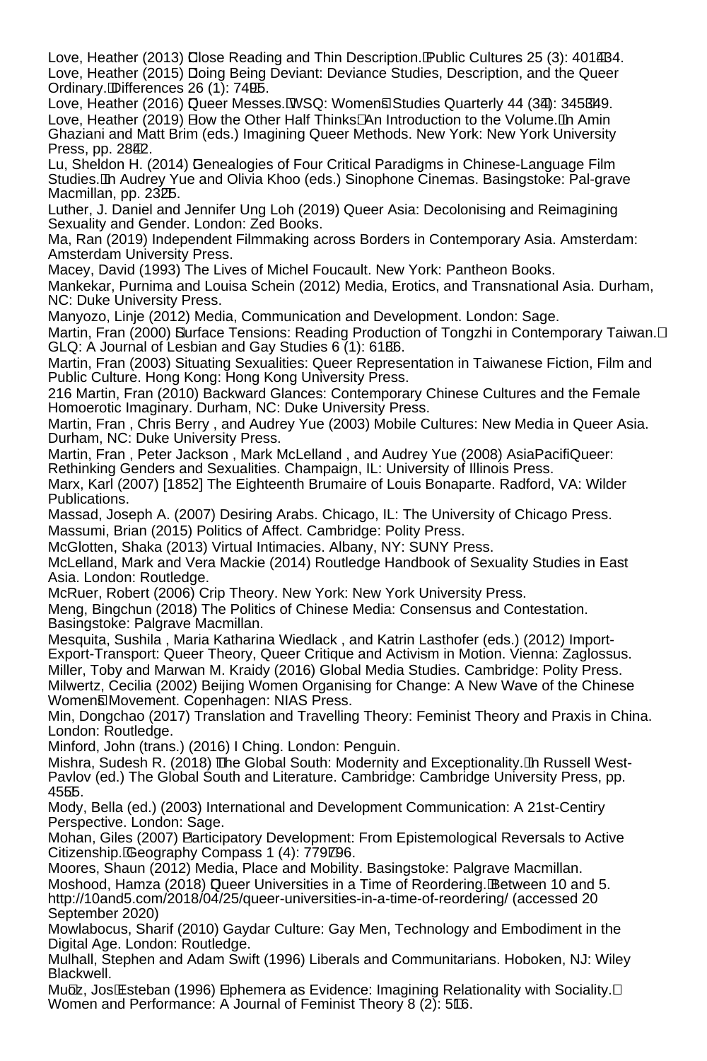Love, Heather (2013) Close Reading and Thin Description. Public Cultures 25 (3): 401–434.
Love, Heather (2015) Doing Being Deviant: Deviance Studies, Description, and the Queer Ordinary. Differences 26 (1): 74–95.
Love, Heather (2016) Queer Messes. WSQ: Women's Studies Quarterly 44 (3–4): 345–349.
Love, Heather (2019) How the Other Half Thinks: An Introduction to the Volume. In Amin Ghaziani and Matt Brim (eds.) Imagining Queer Methods. New York: New York University Press, pp. 28–42.
Lu, Sheldon H. (2014) Genealogies of Four Critical Paradigms in Chinese-Language Film Studies. In Audrey Yue and Olivia Khoo (eds.) Sinophone Cinemas. Basingstoke: Pal-grave Macmillan, pp. 23–25.
Luther, J. Daniel and Jennifer Ung Loh (2019) Queer Asia: Decolonising and Reimagining Sexuality and Gender. London: Zed Books.
Ma, Ran (2019) Independent Filmmaking across Borders in Contemporary Asia. Amsterdam: Amsterdam University Press.
Macey, David (1993) The Lives of Michel Foucault. New York: Pantheon Books.
Mankekar, Purnima and Louisa Schein (2012) Media, Erotics, and Transnational Asia. Durham, NC: Duke University Press.
Manyozo, Linje (2012) Media, Communication and Development. London: Sage.
Martin, Fran (2000) Surface Tensions: Reading Production of Tongzhi in Contemporary Taiwan. GLQ: A Journal of Lesbian and Gay Studies 6 (1): 61–86.
Martin, Fran (2003) Situating Sexualities: Queer Representation in Taiwanese Fiction, Film and Public Culture. Hong Kong: Hong Kong University Press.
216 Martin, Fran (2010) Backward Glances: Contemporary Chinese Cultures and the Female Homoerotic Imaginary. Durham, NC: Duke University Press.
Martin, Fran , Chris Berry , and Audrey Yue (2003) Mobile Cultures: New Media in Queer Asia. Durham, NC: Duke University Press.
Martin, Fran , Peter Jackson , Mark McLelland , and Audrey Yue (2008) AsiaPacifiQueer: Rethinking Genders and Sexualities. Champaign, IL: University of Illinois Press.
Marx, Karl (2007) [1852] The Eighteenth Brumaire of Louis Bonaparte. Radford, VA: Wilder Publications.
Massad, Joseph A. (2007) Desiring Arabs. Chicago, IL: The University of Chicago Press.
Massumi, Brian (2015) Politics of Affect. Cambridge: Polity Press.
McGlotten, Shaka (2013) Virtual Intimacies. Albany, NY: SUNY Press.
McLelland, Mark and Vera Mackie (2014) Routledge Handbook of Sexuality Studies in East Asia. London: Routledge.
McRuer, Robert (2006) Crip Theory. New York: New York University Press.
Meng, Bingchun (2018) The Politics of Chinese Media: Consensus and Contestation. Basingstoke: Palgrave Macmillan.
Mesquita, Sushila , Maria Katharina Wiedlack , and Katrin Lasthofer (eds.) (2012) Import-Export-Transport: Queer Theory, Queer Critique and Activism in Motion. Vienna: Zaglossus.
Miller, Toby and Marwan M. Kraidy (2016) Global Media Studies. Cambridge: Polity Press.
Milwertz, Cecilia (2002) Beijing Women Organising for Change: A New Wave of the Chinese Women's Movement. Copenhagen: NIAS Press.
Min, Dongchao (2017) Translation and Travelling Theory: Feminist Theory and Praxis in China. London: Routledge.
Minford, John (trans.) (2016) I Ching. London: Penguin.
Mishra, Sudesh R. (2018) The Global South: Modernity and Exceptionality. In Russell West-Pavlov (ed.) The Global South and Literature. Cambridge: Cambridge University Press, pp. 45–55.
Mody, Bella (ed.) (2003) International and Development Communication: A 21st-Centiry Perspective. London: Sage.
Mohan, Giles (2007) Participatory Development: From Epistemological Reversals to Active Citizenship. Geography Compass 1 (4): 779–796.
Moores, Shaun (2012) Media, Place and Mobility. Basingstoke: Palgrave Macmillan.
Moshood, Hamza (2018) Queer Universities in a Time of Reordering. Between 10 and 5. http://10and5.com/2018/04/25/queer-universities-in-a-time-of-reordering/ (accessed 20 September 2020)
Mowlabocus, Sharif (2010) Gaydar Culture: Gay Men, Technology and Embodiment in the Digital Age. London: Routledge.
Mulhall, Stephen and Adam Swift (1996) Liberals and Communitarians. Hoboken, NJ: Wiley Blackwell.
Muñoz, José Esteban (1996) Ephemera as Evidence: Imagining Relationality with Sociality. Women and Performance: A Journal of Feminist Theory 8 (2): 5–16.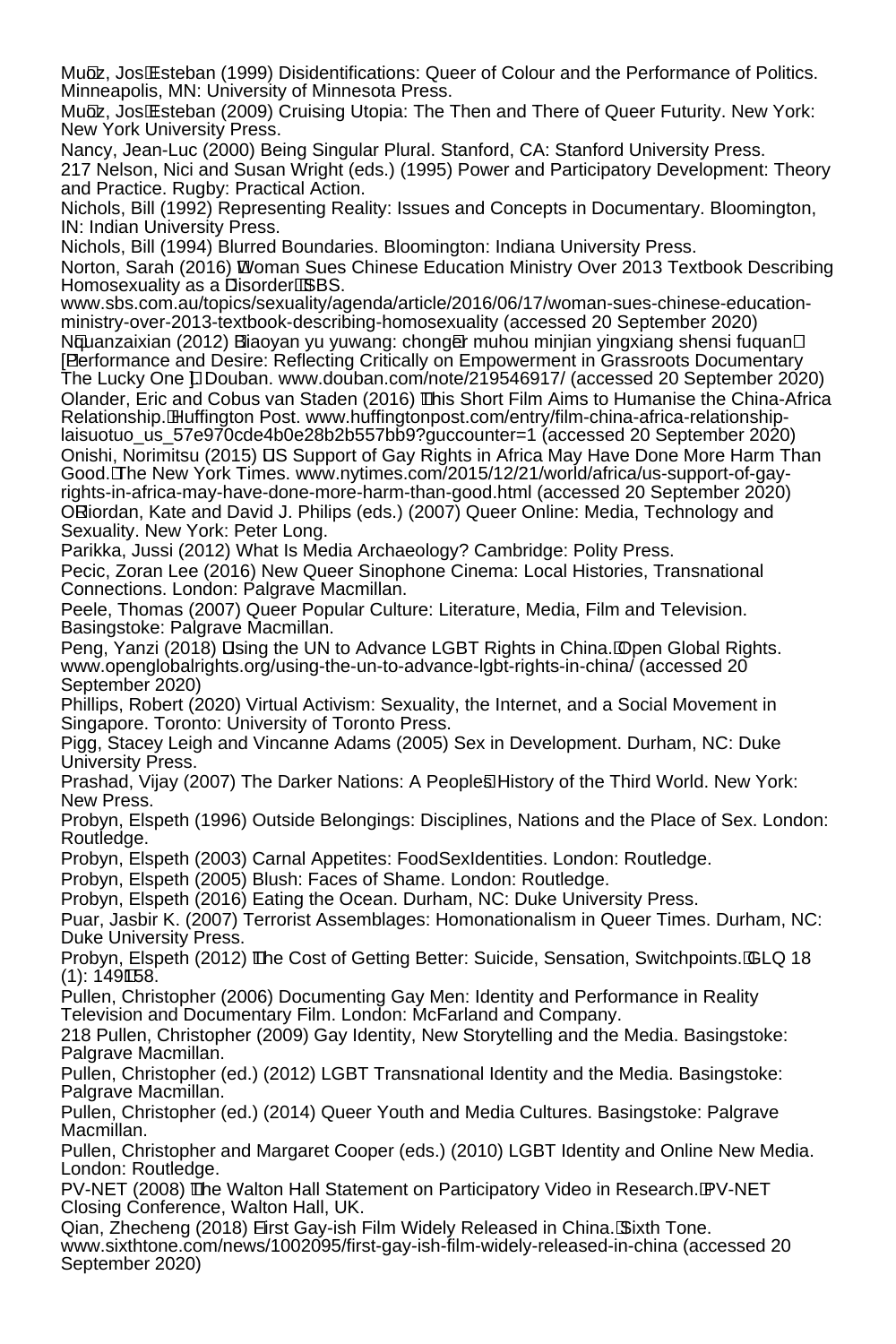Muñoz, José Esteban (1999) Disidentifications: Queer of Colour and the Performance of Politics. Minneapolis, MN: University of Minnesota Press.

Muñoz, José Esteban (2009) Cruising Utopia: The Then and There of Queer Futurity. New York: New York University Press.

Nancy, Jean-Luc (2000) Being Singular Plural. Stanford, CA: Stanford University Press.

217 Nelson, Nici and Susan Wright (eds.) (1995) Power and Participatory Development: Theory and Practice. Rugby: Practical Action.

Nichols, Bill (1992) Representing Reality: Issues and Concepts in Documentary. Bloomington, IN: Indian University Press.

Nichols, Bill (1994) Blurred Boundaries. Bloomington: Indiana University Press.

Norton, Sarah (2016) 'Woman Sues Chinese Education Ministry Over 2013 Textbook Describing Homosexuality as a 'Disorder'.' SBS. www.sbs.com.au/topics/sexuality/agenda/article/2016/06/17/woman-sues-chinese-education-ministry-over-2013-textbook-describing-homosexuality (accessed 20 September 2020)

Nüquanzaixian (2012) 'Biaoyan yu yuwang: chong'er muhou minjian yingxiang shensi fuquan' ['Performance and Desire: Reflecting Critically on Empowerment in Grassroots Documentary The Lucky One']. Douban. www.douban.com/note/219546917/ (accessed 20 September 2020)

Olander, Eric and Cobus van Staden (2016) 'This Short Film Aims to Humanise the China-Africa Relationship.' Huffington Post. www.huffingtonpost.com/entry/film-china-africa-relationship-laisuotuo_us_57e970cde4b0e28b2b557bb9?guccounter=1 (accessed 20 September 2020)

Onishi, Norimitsu (2015) 'US Support of Gay Rights in Africa May Have Done More Harm Than Good.' The New York Times. www.nytimes.com/2015/12/21/world/africa/us-support-of-gay-rights-in-africa-may-have-done-more-harm-than-good.html (accessed 20 September 2020)

O'Riordan, Kate and David J. Philips (eds.) (2007) Queer Online: Media, Technology and Sexuality. New York: Peter Long.

Parikka, Jussi (2012) What Is Media Archaeology? Cambridge: Polity Press.

Pecic, Zoran Lee (2016) New Queer Sinophone Cinema: Local Histories, Transnational Connections. London: Palgrave Macmillan.

Peele, Thomas (2007) Queer Popular Culture: Literature, Media, Film and Television. Basingstoke: Palgrave Macmillan.

Peng, Yanzi (2018) 'Using the UN to Advance LGBT Rights in China.' Open Global Rights. www.openglobalrights.org/using-the-un-to-advance-lgbt-rights-in-china/ (accessed 20 September 2020)

Phillips, Robert (2020) Virtual Activism: Sexuality, the Internet, and a Social Movement in Singapore. Toronto: University of Toronto Press.

Pigg, Stacey Leigh and Vincanne Adams (2005) Sex in Development. Durham, NC: Duke University Press.

Prashad, Vijay (2007) The Darker Nations: A People's History of the Third World. New York: New Press.

Probyn, Elspeth (1996) Outside Belongings: Disciplines, Nations and the Place of Sex. London: Routledge.

Probyn, Elspeth (2003) Carnal Appetites: FoodSexIdentities. London: Routledge.

Probyn, Elspeth (2005) Blush: Faces of Shame. London: Routledge.

Probyn, Elspeth (2016) Eating the Ocean. Durham, NC: Duke University Press.

Puar, Jasbir K. (2007) Terrorist Assemblages: Homonationalism in Queer Times. Durham, NC: Duke University Press.

Probyn, Elspeth (2012) 'The Cost of Getting Better: Suicide, Sensation, Switchpoints.' GLQ 18 (1): 149–158.

Pullen, Christopher (2006) Documenting Gay Men: Identity and Performance in Reality Television and Documentary Film. London: McFarland and Company.

218 Pullen, Christopher (2009) Gay Identity, New Storytelling and the Media. Basingstoke: Palgrave Macmillan.

Pullen, Christopher (ed.) (2012) LGBT Transnational Identity and the Media. Basingstoke: Palgrave Macmillan.

Pullen, Christopher (ed.) (2014) Queer Youth and Media Cultures. Basingstoke: Palgrave Macmillan.

Pullen, Christopher and Margaret Cooper (eds.) (2010) LGBT Identity and Online New Media. London: Routledge.

PV-NET (2008) 'The Walton Hall Statement on Participatory Video in Research.' PV-NET Closing Conference, Walton Hall, UK.

Qian, Zhecheng (2018) 'First Gay-ish Film Widely Released in China.' Sixth Tone. www.sixthtone.com/news/1002095/first-gay-ish-film-widely-released-in-china (accessed 20 September 2020)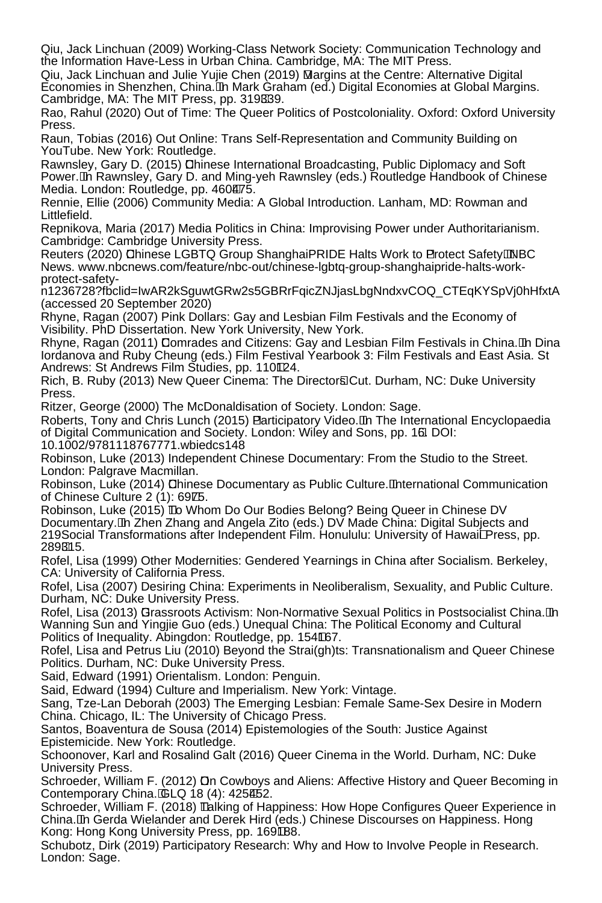Qiu, Jack Linchuan (2009) Working-Class Network Society: Communication Technology and the Information Have-Less in Urban China. Cambridge, MA: The MIT Press.

Qiu, Jack Linchuan and Julie Yujie Chen (2019) 'Margins at the Centre: Alternative Digital Economies in Shenzhen, China.' In Mark Graham (ed.) Digital Economies at Global Margins. Cambridge, MA: The MIT Press, pp. 319–339.

Rao, Rahul (2020) Out of Time: The Queer Politics of Postcoloniality. Oxford: Oxford University Press.

Raun, Tobias (2016) Out Online: Trans Self-Representation and Community Building on YouTube. New York: Routledge.

Rawnsley, Gary D. (2015) 'Chinese International Broadcasting, Public Diplomacy and Soft Power.' In Rawnsley, Gary D. and Ming-yeh Rawnsley (eds.) Routledge Handbook of Chinese Media. London: Routledge, pp. 460–475.

Rennie, Ellie (2006) Community Media: A Global Introduction. Lanham, MD: Rowman and Littlefield.

Repnikova, Maria (2017) Media Politics in China: Improvising Power under Authoritarianism. Cambridge: Cambridge University Press.

Reuters (2020) 'Chinese LGBTQ Group ShanghaiPRIDE Halts Work to 'Protect Safety'.' NBC News. www.nbcnews.com/feature/nbc-out/chinese-lgbtq-group-shanghaipride-halts-work-protect-safety-n1236728?fbclid=IwAR2kSguwtGRw2s5GBRrFqicZNJjasLbgNndxvCOQ_CTEqKYSpVj0hHfxtA (accessed 20 September 2020)

Rhyne, Ragan (2007) Pink Dollars: Gay and Lesbian Film Festivals and the Economy of Visibility. PhD Dissertation. New York University, New York.

Rhyne, Ragan (2011) 'Comrades and Citizens: Gay and Lesbian Film Festivals in China.' In Dina Iordanova and Ruby Cheung (eds.) Film Festival Yearbook 3: Film Festivals and East Asia. St Andrews: St Andrews Film Studies, pp. 110–124.

Rich, B. Ruby (2013) New Queer Cinema: The Directors' Cut. Durham, NC: Duke University Press.

Ritzer, George (2000) The McDonaldisation of Society. London: Sage.

Roberts, Tony and Chris Lunch (2015) 'Participatory Video.' In The International Encyclopaedia of Digital Communication and Society. London: Wiley and Sons, pp. 1–6. DOI: 10.1002/9781118767771.wbiedcs148

Robinson, Luke (2013) Independent Chinese Documentary: From the Studio to the Street. London: Palgrave Macmillan.

Robinson, Luke (2014) 'Chinese Documentary as Public Culture.' International Communication of Chinese Culture 2 (1): 69–75.

Robinson, Luke (2015) 'To Whom Do Our Bodies Belong? Being Queer in Chinese DV Documentary.' In Zhen Zhang and Angela Zito (eds.) DV Made China: Digital Subjects and 219Social Transformations after Independent Film. Honolulu: University of Hawai'i Press, pp. 289–315.

Rofel, Lisa (1999) Other Modernities: Gendered Yearnings in China after Socialism. Berkeley, CA: University of California Press.

Rofel, Lisa (2007) Desiring China: Experiments in Neoliberalism, Sexuality, and Public Culture. Durham, NC: Duke University Press.

Rofel, Lisa (2013) 'Grassroots Activism: Non-Normative Sexual Politics in Postsocialist China.' In Wanning Sun and Yingjie Guo (eds.) Unequal China: The Political Economy and Cultural Politics of Inequality. Abingdon: Routledge, pp. 154–167.

Rofel, Lisa and Petrus Liu (2010) Beyond the Strai(gh)ts: Transnationalism and Queer Chinese Politics. Durham, NC: Duke University Press.

Said, Edward (1991) Orientalism. London: Penguin.

Said, Edward (1994) Culture and Imperialism. New York: Vintage.

Sang, Tze-Lan Deborah (2003) The Emerging Lesbian: Female Same-Sex Desire in Modern China. Chicago, IL: The University of Chicago Press.

Santos, Boaventura de Sousa (2014) Epistemologies of the South: Justice Against Epistemicide. New York: Routledge.

Schoonover, Karl and Rosalind Galt (2016) Queer Cinema in the World. Durham, NC: Duke University Press.

Schroeder, William F. (2012) 'On Cowboys and Aliens: Affective History and Queer Becoming in Contemporary China.' GLQ 18 (4): 425–452.

Schroeder, William F. (2018) 'Talking of Happiness: How Hope Configures Queer Experience in China.' In Gerda Wielander and Derek Hird (eds.) Chinese Discourses on Happiness. Hong Kong: Hong Kong University Press, pp. 169–188.

Schubotz, Dirk (2019) Participatory Research: Why and How to Involve People in Research. London: Sage.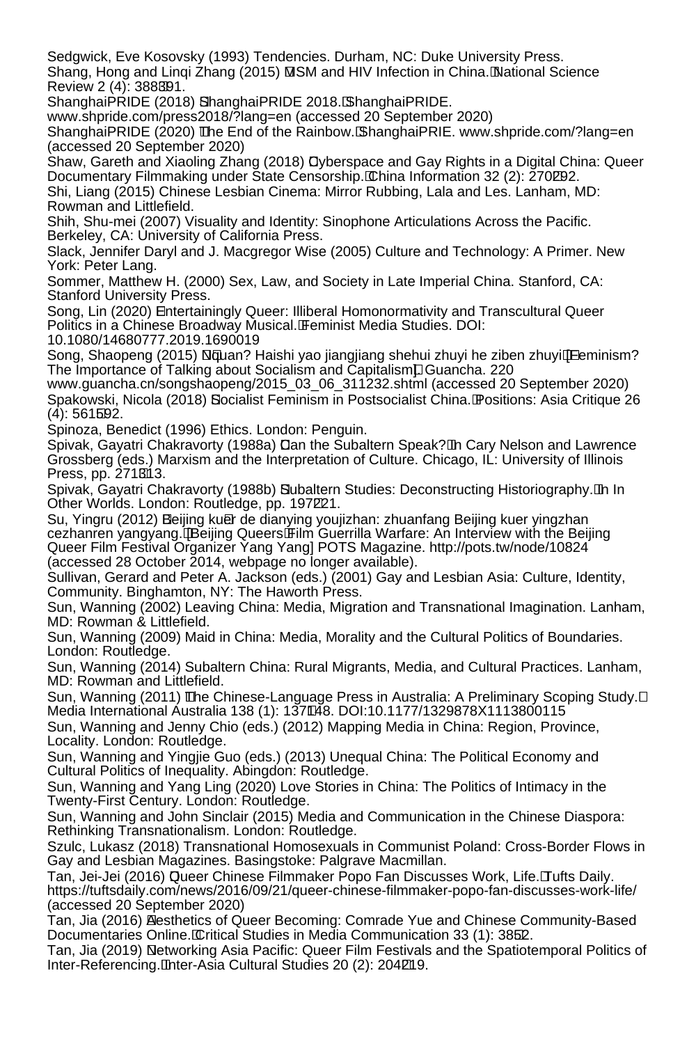Sedgwick, Eve Kosovsky (1993) Tendencies. Durham, NC: Duke University Press.

Shang, Hong and Linqi Zhang (2015) 'MSM and HIV Infection in China.' National Science Review 2 (4): 388–391.

ShanghaiPRIDE (2018) 'ShanghaiPRIDE 2018.' ShanghaiPRIDE. www.shpride.com/press2018/?lang=en (accessed 20 September 2020)

ShanghaiPRIDE (2020) 'The End of the Rainbow.' ShanghaiPRIE. www.shpride.com/?lang=en (accessed 20 September 2020)

Shaw, Gareth and Xiaoling Zhang (2018) 'Cyberspace and Gay Rights in a Digital China: Queer Documentary Filmmaking under State Censorship.' China Information 32 (2): 270–292.

Shi, Liang (2015) Chinese Lesbian Cinema: Mirror Rubbing, Lala and Les. Lanham, MD: Rowman and Littlefield.

Shih, Shu-mei (2007) Visuality and Identity: Sinophone Articulations Across the Pacific. Berkeley, CA: University of California Press.

Slack, Jennifer Daryl and J. Macgregor Wise (2005) Culture and Technology: A Primer. New York: Peter Lang.

Sommer, Matthew H. (2000) Sex, Law, and Society in Late Imperial China. Stanford, CA: Stanford University Press.

Song, Lin (2020) 'Entertainingly Queer: Illiberal Homonormativity and Transcultural Queer Politics in a Chinese Broadway Musical.' Feminist Media Studies. DOI: 10.1080/14680777.2019.1690019

Song, Shaopeng (2015) 'Nüquan? Haishi yao jiangjiang shehui zhuyi he ziben zhuyi' [Feminism? The Importance of Talking about Socialism and Capitalism]. Guancha. 220 www.guancha.cn/songshaopeng/2015_03_06_311232.shtml (accessed 20 September 2020)

Spakowski, Nicola (2018) 'Socialist Feminism in Postsocialist China.' Positions: Asia Critique 26 (4): 561–592.

Spinoza, Benedict (1996) Ethics. London: Penguin.

Spivak, Gayatri Chakravorty (1988a) 'Can the Subaltern Speak?' In Cary Nelson and Lawrence Grossberg (eds.) Marxism and the Interpretation of Culture. Chicago, IL: University of Illinois Press, pp. 271–313.

Spivak, Gayatri Chakravorty (1988b) 'Subaltern Studies: Deconstructing Historiography.' In In Other Worlds. London: Routledge, pp. 197–221.

Su, Yingru (2012) 'Beijing ku'er de dianying youjizhan: zhuanfang Beijing kuer yingzhan cezhanren yangyang.' [Beijing Queers' Film Guerrilla Warfare: An Interview with the Beijing Queer Film Festival Organizer Yang Yang] POTS Magazine. http://pots.tw/node/10824 (accessed 28 October 2014, webpage no longer available).

Sullivan, Gerard and Peter A. Jackson (eds.) (2001) Gay and Lesbian Asia: Culture, Identity, Community. Binghamton, NY: The Haworth Press.

Sun, Wanning (2002) Leaving China: Media, Migration and Transnational Imagination. Lanham, MD: Rowman & Littlefield.

Sun, Wanning (2009) Maid in China: Media, Morality and the Cultural Politics of Boundaries. London: Routledge.

Sun, Wanning (2014) Subaltern China: Rural Migrants, Media, and Cultural Practices. Lanham, MD: Rowman and Littlefield.

Sun, Wanning (2011) 'The Chinese-Language Press in Australia: A Preliminary Scoping Study.' Media International Australia 138 (1): 137–148. DOI:10.1177/1329878X1113800115

Sun, Wanning and Jenny Chio (eds.) (2012) Mapping Media in China: Region, Province, Locality. London: Routledge.

Sun, Wanning and Yingjie Guo (eds.) (2013) Unequal China: The Political Economy and Cultural Politics of Inequality. Abingdon: Routledge.

Sun, Wanning and Yang Ling (2020) Love Stories in China: The Politics of Intimacy in the Twenty-First Century. London: Routledge.

Sun, Wanning and John Sinclair (2015) Media and Communication in the Chinese Diaspora: Rethinking Transnationalism. London: Routledge.

Szulc, Lukasz (2018) Transnational Homosexuals in Communist Poland: Cross-Border Flows in Gay and Lesbian Magazines. Basingstoke: Palgrave Macmillan.

Tan, Jei-Jei (2016) 'Queer Chinese Filmmaker Popo Fan Discusses Work, Life.' Tufts Daily. https://tuftsdaily.com/news/2016/09/21/queer-chinese-filmmaker-popo-fan-discusses-work-life/ (accessed 20 September 2020)

Tan, Jia (2016) 'Aesthetics of Queer Becoming: Comrade Yue and Chinese Community-Based Documentaries Online.' Critical Studies in Media Communication 33 (1): 38–52.

Tan, Jia (2019) 'Networking Asia Pacific: Queer Film Festivals and the Spatiotemporal Politics of Inter-Referencing.' Inter-Asia Cultural Studies 20 (2): 204–219.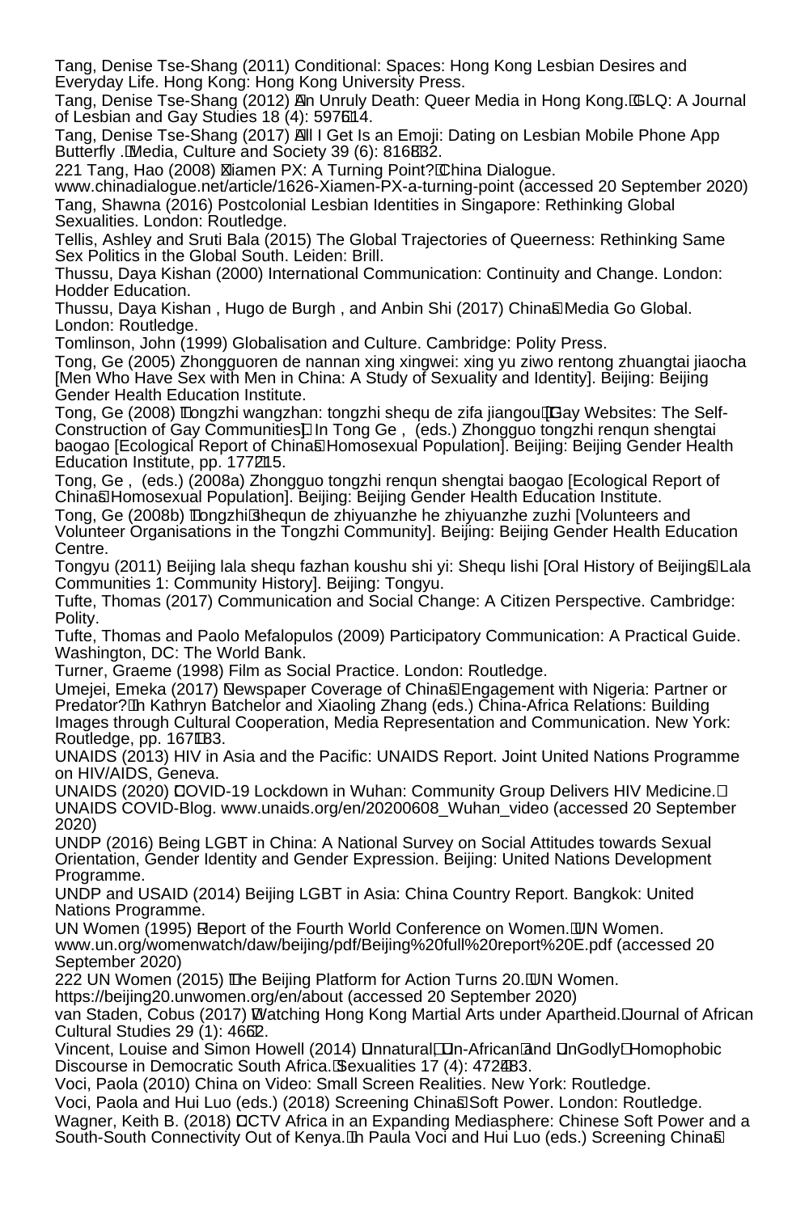Tang, Denise Tse-Shang (2011) Conditional: Spaces: Hong Kong Lesbian Desires and Everyday Life. Hong Kong: Hong Kong University Press.

Tang, Denise Tse-Shang (2012) ‘An Unruly Death: Queer Media in Hong Kong.’ GLQ: A Journal of Lesbian and Gay Studies 18 (4): 597–614.

Tang, Denise Tse-Shang (2017) ‘All I Get Is an Emoji: Dating on Lesbian Mobile Phone App Butterfly.’ Media, Culture and Society 39 (6): 816–832.

Tang, Hao (2008) ‘Xiamen PX: A Turning Point?’ China Dialogue. www.chinadialogue.net/article/1626-Xiamen-PX-a-turning-point (accessed 20 September 2020)

Tang, Shawna (2016) Postcolonial Lesbian Identities in Singapore: Rethinking Global Sexualities. London: Routledge.

Tellis, Ashley and Sruti Bala (2015) The Global Trajectories of Queerness: Rethinking Same Sex Politics in the Global South. Leiden: Brill.

Thussu, Daya Kishan (2000) International Communication: Continuity and Change. London: Hodder Education.

Thussu, Daya Kishan , Hugo de Burgh , and Anbin Shi (2017) China’s Media Go Global. London: Routledge.

Tomlinson, John (1999) Globalisation and Culture. Cambridge: Polity Press.

Tong, Ge (2005) Zhongguoren de nannan xing xingwei: xing yu ziwo rentong zhuangtai jiaocha [Men Who Have Sex with Men in China: A Study of Sexuality and Identity]. Beijing: Beijing Gender Health Education Institute.

Tong, Ge (2008) ‘Tongzhi wangzhan: tongzhi shequ de zifa jiangou’ [Gay Websites: The Self-Construction of Gay Communities]. In Tong Ge , (eds.) Zhongguo tongzhi renqun shengtai baogao [Ecological Report of China’s Homosexual Population]. Beijing: Beijing Gender Health Education Institute, pp. 177–215.

Tong, Ge , (eds.) (2008a) Zhongguo tongzhi renqun shengtai baogao [Ecological Report of China’s Homosexual Population]. Beijing: Beijing Gender Health Education Institute.

Tong, Ge (2008b) ‘Tongzhi’ shequn de zhiyuanzhe he zhiyuanzhe zuzhi [Volunteers and Volunteer Organisations in the Tongzhi Community]. Beijing: Beijing Gender Health Education Centre.

Tongyu (2011) Beijing lala shequ fazhan koushu shi yi: Shequ lishi [Oral History of Beijing’s Lala Communities 1: Community History]. Beijing: Tongyu.

Tufte, Thomas (2017) Communication and Social Change: A Citizen Perspective. Cambridge: Polity.

Tufte, Thomas and Paolo Mefalopulos (2009) Participatory Communication: A Practical Guide. Washington, DC: The World Bank.

Turner, Graeme (1998) Film as Social Practice. London: Routledge.

Umejei, Emeka (2017) ‘Newspaper Coverage of China’s Engagement with Nigeria: Partner or Predator?’ In Kathryn Batchelor and Xiaoling Zhang (eds.) China-Africa Relations: Building Images through Cultural Cooperation, Media Representation and Communication. New York: Routledge, pp. 167–183.

UNAIDS (2013) HIV in Asia and the Pacific: UNAIDS Report. Joint United Nations Programme on HIV/AIDS, Geneva.

UNAIDS (2020) ‘COVID-19 Lockdown in Wuhan: Community Group Delivers HIV Medicine.’ UNAIDS COVID-Blog. www.unaids.org/en/20200608_Wuhan_video (accessed 20 September 2020)

UNDP (2016) Being LGBT in China: A National Survey on Social Attitudes towards Sexual Orientation, Gender Identity and Gender Expression. Beijing: United Nations Development Programme.

UNDP and USAID (2014) Beijing LGBT in Asia: China Country Report. Bangkok: United Nations Programme.

UN Women (1995) ‘Report of the Fourth World Conference on Women.’ UN Women. www.un.org/womenwatch/daw/beijing/pdf/Beijing%20full%20report%20E.pdf (accessed 20 September 2020)

UN Women (2015) ‘The Beijing Platform for Action Turns 20.’ UN Women. https://beijing20.unwomen.org/en/about (accessed 20 September 2020)

van Staden, Cobus (2017) ‘Watching Hong Kong Martial Arts under Apartheid.’ Journal of African Cultural Studies 29 (1): 46–62.

Vincent, Louise and Simon Howell (2014) ‘“Unnatural”, “Un-African” and “UnGodly” Homophobic Discourse in Democratic South Africa.’ Sexualities 17 (4): 472–483.

Voci, Paola (2010) China on Video: Small Screen Realities. New York: Routledge.

Voci, Paola and Hui Luo (eds.) (2018) Screening China’s Soft Power. London: Routledge.

Wagner, Keith B. (2018) ‘CCTV Africa in an Expanding Mediasphere: Chinese Soft Power and a South-South Connectivity Out of Kenya.’ In Paula Voci and Hui Luo (eds.) Screening China’s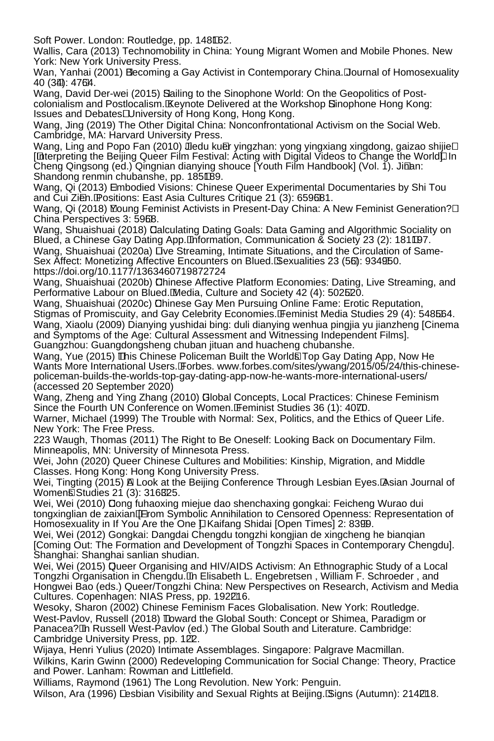Soft Power. London: Routledge, pp. 148–162.

Wallis, Cara (2013) Technomobility in China: Young Migrant Women and Mobile Phones. New York: New York University Press.

Wan, Yanhai (2001) 'Becoming a Gay Activist in Contemporary China.' Journal of Homosexuality 40 (3–4): 47–64.

Wang, David Der-wei (2015) 'Sailing to the Sinophone World: On the Geopolitics of Post-colonialism and Postlocalism.' Keynote Delivered at the Workshop 'Sinophone Hong Kong: Issues and Debates', University of Hong Kong, Hong Kong.

Wang, Jing (2019) The Other Digital China: Nonconfrontational Activism on the Social Web. Cambridge, MA: Harvard University Press.

Wang, Ling and Popo Fan (2010) 'Jiedu kuer yingzhan: yong yingxiang xingdong, gaizao shijie' [Interpreting the Beijing Queer Film Festival: Acting with Digital Videos to Change the World]. In Cheng Qingsong (ed.) Qingnian dianying shouce [Youth Film Handbook] (Vol. 1). Ji'nan: Shandong renmin chubanshe, pp. 185–189.

Wang, Qi (2013) 'Embodied Visions: Chinese Queer Experimental Documentaries by Shi Tou and Cui Zi'en.' Positions: East Asia Cultures Critique 21 (3): 659–681.

Wang, Qi (2018) 'Young Feminist Activists in Present-Day China: A New Feminist Generation?' China Perspectives 3: 59–68.

Wang, Shuaishuai (2018) 'Calculating Dating Goals: Data Gaming and Algorithmic Sociality on Blued, a Chinese Gay Dating App.' Information, Communication & Society 23 (2): 181–197.

Wang, Shuaishuai (2020a) 'Live Streaming, Intimate Situations, and the Circulation of Same-Sex Affect: Monetizing Affective Encounters on Blued.' Sexualities 23 (5–6): 934–950. https://doi.org/10.1177/1363460719872724

Wang, Shuaishuai (2020b) 'Chinese Affective Platform Economies: Dating, Live Streaming, and Performative Labour on Blued.' Media, Culture and Society 42 (4): 502–520.

Wang, Shuaishuai (2020c) 'Chinese Gay Men Pursuing Online Fame: Erotic Reputation, Stigmas of Promiscuity, and Gay Celebrity Economies.' Feminist Media Studies 29 (4): 548–564.

Wang, Xiaolu (2009) Dianying yushidai bing: duli dianying wenhua pingjia yu jianzheng [Cinema and Symptoms of the Age: Cultural Assessment and Witnessing Independent Films]. Guangzhou: Guangdongsheng chuban jituan and huacheng chubanshe.

Wang, Yue (2015) 'This Chinese Policeman Built the World's Top Gay Dating App, Now He Wants More International Users.' Forbes. www.forbes.com/sites/ywang/2015/05/24/this-chinese-policeman-builds-the-worlds-top-gay-dating-app-now-he-wants-more-international-users/ (accessed 20 September 2020)

Wang, Zheng and Ying Zhang (2010) 'Global Concepts, Local Practices: Chinese Feminism Since the Fourth UN Conference on Women.' Feminist Studies 36 (1): 40–70.

Warner, Michael (1999) The Trouble with Normal: Sex, Politics, and the Ethics of Queer Life. New York: The Free Press.

Waugh, Thomas (2011) The Right to Be Oneself: Looking Back on Documentary Film. Minneapolis, MN: University of Minnesota Press.

Wei, John (2020) Queer Chinese Cultures and Mobilities: Kinship, Migration, and Middle Classes. Hong Kong: Hong Kong University Press.

Wei, Tingting (2015) 'A Look at the Beijing Conference Through Lesbian Eyes.' Asian Journal of Women's Studies 21 (3): 316–325.

Wei, Wei (2010) 'Cong fuhaoxing miejue dao shenchaxing gongkai: Feicheng Wurao dui tongxinglian de zaixian' [From Symbolic Annihilation to Censored Openness: Representation of Homosexuality in If You Are the One]. Kaifang Shidai [Open Times] 2: 83–99.

Wei, Wei (2012) Gongkai: Dangdai Chengdu tongzhi kongjian de xingcheng he bianqian [Coming Out: The Formation and Development of Tongzhi Spaces in Contemporary Chengdu]. Shanghai: Shanghai sanlian shudian.

Wei, Wei (2015) 'Queer Organising and HIV/AIDS Activism: An Ethnographic Study of a Local Tongzhi Organisation in Chengdu.' In Elisabeth L. Engebretsen , William F. Schroeder , and Hongwei Bao (eds.) Queer/Tongzhi China: New Perspectives on Research, Activism and Media Cultures. Copenhagen: NIAS Press, pp. 192–216.

Wesoky, Sharon (2002) Chinese Feminism Faces Globalisation. New York: Routledge.

West-Pavlov, Russell (2018) 'Toward the Global South: Concept or Chimera, Paradigm or Panacea?' In Russell West-Pavlov (ed.) The Global South and Literature. Cambridge: Cambridge University Press, pp. 1–22.

Wijaya, Henri Yulius (2020) Intimate Assemblages. Singapore: Palgrave Macmillan.

Wilkins, Karin Gwinn (2000) Redeveloping Communication for Social Change: Theory, Practice and Power. Lanham: Rowman and Littlefield.

Williams, Raymond (1961) The Long Revolution. New York: Penguin.

Wilson, Ara (1996) 'Lesbian Visibility and Sexual Rights at Beijing.' Signs (Autumn): 214–218.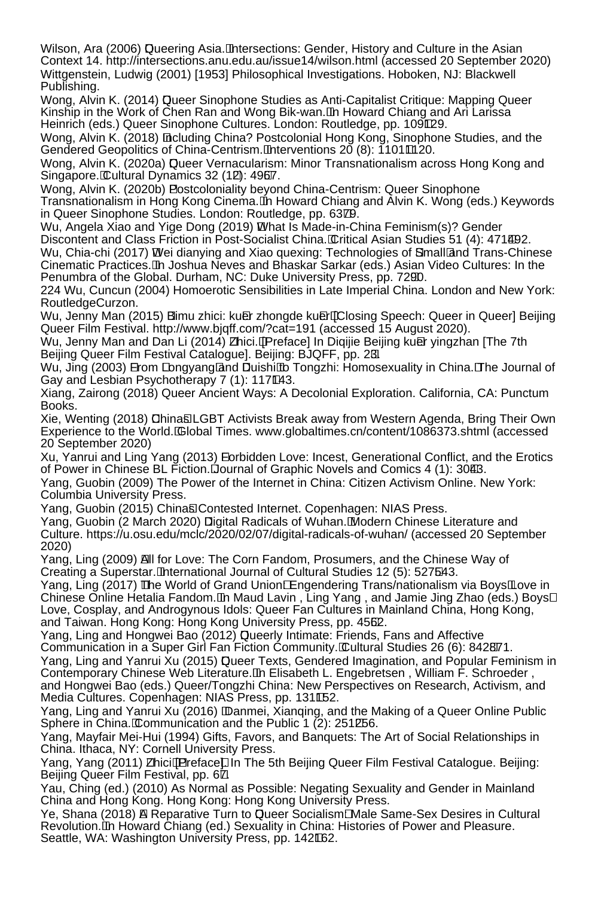Wilson, Ara (2006) 'Queering Asia.' Intersections: Gender, History and Culture in the Asian Context 14. http://intersections.anu.edu.au/issue14/wilson.html (accessed 20 September 2020)

Wittgenstein, Ludwig (2001) [1953] Philosophical Investigations. Hoboken, NJ: Blackwell Publishing.

Wong, Alvin K. (2014) 'Queer Sinophone Studies as Anti-Capitalist Critique: Mapping Queer Kinship in the Work of Chen Ran and Wong Bik-wan.' In Howard Chiang and Ari Larissa Heinrich (eds.) Queer Sinophone Cultures. London: Routledge, pp. 109–129.

Wong, Alvin K. (2018) 'Including China? Postcolonial Hong Kong, Sinophone Studies, and the Gendered Geopolitics of China-Centrism.' Interventions 20 (8): 1101–1120.

Wong, Alvin K. (2020a) 'Queer Vernacularism: Minor Transnationalism across Hong Kong and Singapore.' Cultural Dynamics 32 (1–2): 49–67.

Wong, Alvin K. (2020b) 'Postcoloniality beyond China-Centrism: Queer Sinophone Transnationalism in Hong Kong Cinema.' In Howard Chiang and Alvin K. Wong (eds.) Keywords in Queer Sinophone Studies. London: Routledge, pp. 63–79.

Wu, Angela Xiao and Yige Dong (2019) 'What Is Made-in-China Feminism(s)? Gender Discontent and Class Friction in Post-Socialist China.' Critical Asian Studies 51 (4): 471–492.

Wu, Chia-chi (2017) 'Wei dianying and Xiao quexing: Technologies of "Small" and Trans-Chinese Cinematic Practices.' In Joshua Neves and Bhaskar Sarkar (eds.) Asian Video Cultures: In the Penumbra of the Global. Durham, NC: Duke University Press, pp. 72–90.

224 Wu, Cuncun (2004) Homoerotic Sensibilities in Late Imperial China. London and New York: RoutledgeCurzon.

Wu, Jenny Man (2015) 'Bimu zhici: ku'er zhongde ku'er' [Closing Speech: Queer in Queer] Beijing Queer Film Festival. http://www.bjqff.com/?cat=191 (accessed 15 August 2020).

Wu, Jenny Man and Dan Li (2014) 'Zhici.' [Preface] In Diqijie Beijing ku'er yingzhan [The 7th Beijing Queer Film Festival Catalogue]. Beijing: BJQFF, pp. 2–3.

Wu, Jing (2003) 'From "Longyang" and "Duishi" to Tongzhi: Homosexuality in China.' The Journal of Gay and Lesbian Psychotherapy 7 (1): 117–143.

Xiang, Zairong (2018) Queer Ancient Ways: A Decolonial Exploration. California, CA: Punctum Books.

Xie, Wenting (2018) 'China's LGBT Activists Break away from Western Agenda, Bring Their Own Experience to the World.' Global Times. www.globaltimes.cn/content/1086373.shtml (accessed 20 September 2020)

Xu, Yanrui and Ling Yang (2013) 'Forbidden Love: Incest, Generational Conflict, and the Erotics of Power in Chinese BL Fiction.' Journal of Graphic Novels and Comics 4 (1): 30–43.

Yang, Guobin (2009) The Power of the Internet in China: Citizen Activism Online. New York: Columbia University Press.

Yang, Guobin (2015) China's Contested Internet. Copenhagen: NIAS Press.

Yang, Guobin (2 March 2020) 'Digital Radicals of Wuhan.' Modern Chinese Literature and Culture. https://u.osu.edu/mclc/2020/02/07/digital-radicals-of-wuhan/ (accessed 20 September 2020)

Yang, Ling (2009) 'All for Love: The Corn Fandom, Prosumers, and the Chinese Way of Creating a Superstar.' International Journal of Cultural Studies 12 (5): 527–543.

Yang, Ling (2017) 'The World of Grand Union: Engendering Trans/nationalism via Boys' Love in Chinese Online Hetalia Fandom.' In Maud Lavin , Ling Yang , and Jamie Jing Zhao (eds.) Boys' Love, Cosplay, and Androgynous Idols: Queer Fan Cultures in Mainland China, Hong Kong, and Taiwan. Hong Kong: Hong Kong University Press, pp. 45–62.

Yang, Ling and Hongwei Bao (2012) 'Queerly Intimate: Friends, Fans and Affective Communication in a Super Girl Fan Fiction Community.' Cultural Studies 26 (6): 842–871.

Yang, Ling and Yanrui Xu (2015) 'Queer Texts, Gendered Imagination, and Popular Feminism in Contemporary Chinese Web Literature.' In Elisabeth L. Engebretsen , William F. Schroeder , and Hongwei Bao (eds.) Queer/Tongzhi China: New Perspectives on Research, Activism, and Media Cultures. Copenhagen: NIAS Press, pp. 131–152.

Yang, Ling and Yanrui Xu (2016) '"Danmei, Xianqing, and the Making of a Queer Online Public Sphere in China.' Communication and the Public 1 (2): 251–256.

Yang, Mayfair Mei-Hui (1994) Gifts, Favors, and Banquets: The Art of Social Relationships in China. Ithaca, NY: Cornell University Press.

Yang, Yang (2011) 'Zhici' [Preface]. In The 5th Beijing Queer Film Festival Catalogue. Beijing: Beijing Queer Film Festival, pp. 6–7.

Yau, Ching (ed.) (2010) As Normal as Possible: Negating Sexuality and Gender in Mainland China and Hong Kong. Hong Kong: Hong Kong University Press.

Ye, Shana (2018) 'A Reparative Turn to "Queer Socialism": Male Same-Sex Desires in Cultural Revolution.' In Howard Chiang (ed.) Sexuality in China: Histories of Power and Pleasure. Seattle, WA: Washington University Press, pp. 142–162.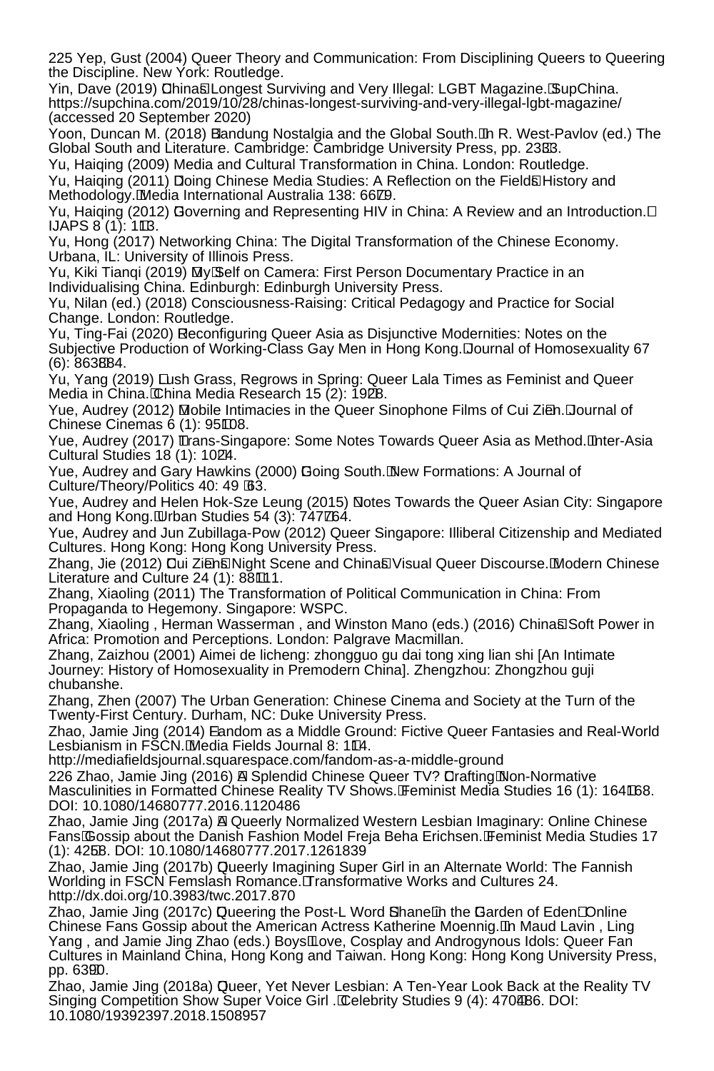225 Yep, Gust (2004) Queer Theory and Communication: From Disciplining Queers to Queering the Discipline. New York: Routledge.

Yin, Dave (2019) ‘China’s Longest Surviving and Very Illegal: LGBT Magazine.’ SupChina. https://supchina.com/2019/10/28/chinas-longest-surviving-and-very-illegal-lgbt-magazine/ (accessed 20 September 2020)

Yoon, Duncan M. (2018) ‘Bandung Nostalgia and the Global South.’ In R. West-Pavlov (ed.) The Global South and Literature. Cambridge: Cambridge University Press, pp. 23–33.

Yu, Haiqing (2009) Media and Cultural Transformation in China. London: Routledge.

Yu, Haiqing (2011) ‘Doing Chinese Media Studies: A Reflection on the Field’s History and Methodology.’ Media International Australia 138: 66–79.

Yu, Haiqing (2012) ‘Governing and Representing HIV in China: A Review and an Introduction.’ IJAPS 8 (1): 1–13.

Yu, Hong (2017) Networking China: The Digital Transformation of the Chinese Economy. Urbana, IL: University of Illinois Press.

Yu, Kiki Tianqi (2019) ‘My’ Self on Camera: First Person Documentary Practice in an Individualising China. Edinburgh: Edinburgh University Press.

Yu, Nilan (ed.) (2018) Consciousness-Raising: Critical Pedagogy and Practice for Social Change. London: Routledge.

Yu, Ting-Fai (2020) ‘Reconfiguring Queer Asia as Disjunctive Modernities: Notes on the Subjective Production of Working-Class Gay Men in Hong Kong.’ Journal of Homosexuality 67 (6): 863–884.

Yu, Yang (2019) ‘Lush Grass, Regrows in Spring: Queer Lala Times as Feminist and Queer Media in China.’ China Media Research 15 (2): 19–28.

Yue, Audrey (2012) ‘Mobile Intimacies in the Queer Sinophone Films of Cui Zi’en.’ Journal of Chinese Cinemas 6 (1): 95–108.

Yue, Audrey (2017) ‘Trans-Singapore: Some Notes Towards Queer Asia as Method.’ Inter-Asia Cultural Studies 18 (1): 10–24.

Yue, Audrey and Gary Hawkins (2000) ‘Going South.’ New Formations: A Journal of Culture/Theory/Politics 40: 49 –63.

Yue, Audrey and Helen Hok-Sze Leung (2015) ‘Notes Towards the Queer Asian City: Singapore and Hong Kong.’ Urban Studies 54 (3): 747–764.

Yue, Audrey and Jun Zubillaga-Pow (2012) Queer Singapore: Illiberal Citizenship and Mediated Cultures. Hong Kong: Hong Kong University Press.

Zhang, Jie (2012) ‘Cui Zi’en’s Night Scene and China’s Visual Queer Discourse.’ Modern Chinese Literature and Culture 24 (1): 88–111.

Zhang, Xiaoling (2011) The Transformation of Political Communication in China: From Propaganda to Hegemony. Singapore: WSPC.

Zhang, Xiaoling , Herman Wasserman , and Winston Mano (eds.) (2016) China’s Soft Power in Africa: Promotion and Perceptions. London: Palgrave Macmillan.

Zhang, Zaizhou (2001) Aimei de licheng: zhongguo gu dai tong xing lian shi [An Intimate Journey: History of Homosexuality in Premodern China]. Zhengzhou: Zhongzhou guji chubanshe.

Zhang, Zhen (2007) The Urban Generation: Chinese Cinema and Society at the Turn of the Twenty-First Century. Durham, NC: Duke University Press.

Zhao, Jamie Jing (2014) ‘Fandom as a Middle Ground: Fictive Queer Fantasies and Real-World Lesbianism in FSCN.’ Media Fields Journal 8: 1–14. http://mediafieldsjournal.squarespace.com/fandom-as-a-middle-ground

226 Zhao, Jamie Jing (2016) ‘A Splendid Chinese Queer TV? ‘Crafting’ Non-Normative Masculinities in Formatted Chinese Reality TV Shows.’ Feminist Media Studies 16 (1): 164–168. DOI: 10.1080/14680777.2016.1120486

Zhao, Jamie Jing (2017a) ‘A Queerly Normalized Western Lesbian Imaginary: Online Chinese Fans’ Gossip about the Danish Fashion Model Freja Beha Erichsen.’ Feminist Media Studies 17 (1): 42–58. DOI: 10.1080/14680777.2017.1261839

Zhao, Jamie Jing (2017b) ‘Queerly Imagining Super Girl in an Alternate World: The Fannish Worlding in FSCN Femslash Romance.’ Transformative Works and Cultures 24. http://dx.doi.org/10.3983/twc.2017.870

Zhao, Jamie Jing (2017c) ‘Queering the Post-L Word ‘Shane’ in the ‘Garden of Eden’: Online Chinese Fans Gossip about the American Actress Katherine Moennig.’ In Maud Lavin , Ling Yang , and Jamie Jing Zhao (eds.) Boys’ Love, Cosplay and Androgynous Idols: Queer Fan Cultures in Mainland China, Hong Kong and Taiwan. Hong Kong: Hong Kong University Press, pp. 63–90.

Zhao, Jamie Jing (2018a) ‘Queer, Yet Never Lesbian: A Ten-Year Look Back at the Reality TV Singing Competition Show Super Voice Girl .’ Celebrity Studies 9 (4): 470–486. DOI: 10.1080/19392397.2018.1508957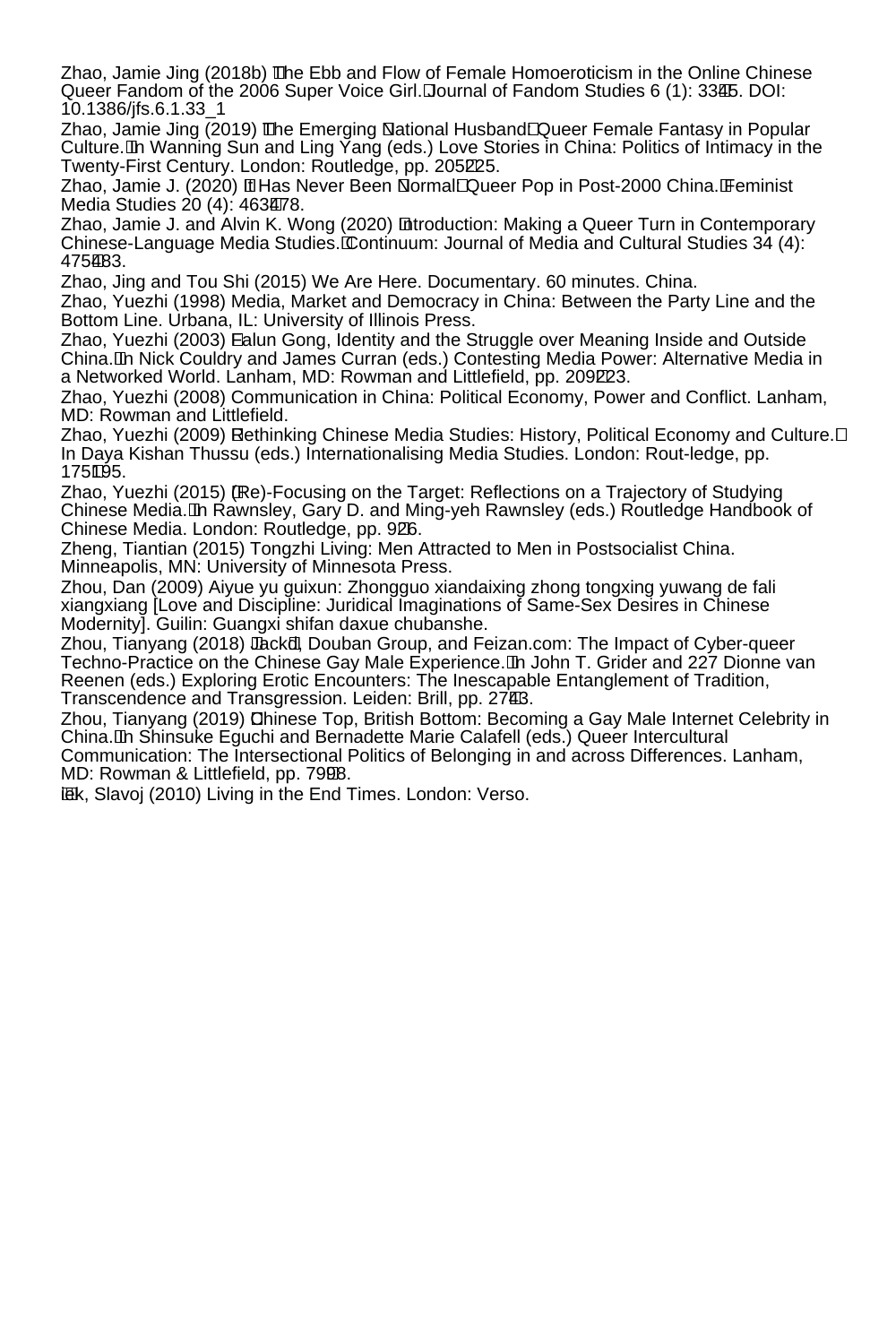Zhao, Jamie Jing (2018b) The Ebb and Flow of Female Homoeroticism in the Online Chinese Queer Fandom of the 2006 Super Voice Girl. Journal of Fandom Studies 6 (1): 33–45. DOI: 10.1386/jfs.6.1.33_1

Zhao, Jamie Jing (2019) The Emerging National Husband: Queer Female Fantasy in Popular Culture. In Wanning Sun and Ling Yang (eds.) Love Stories in China: Politics of Intimacy in the Twenty-First Century. London: Routledge, pp. 205–225.

Zhao, Jamie J. (2020) It Has Never Been Normal: Queer Pop in Post-2000 China. Feminist Media Studies 20 (4): 463–478.

Zhao, Jamie J. and Alvin K. Wong (2020) Introduction: Making a Queer Turn in Contemporary Chinese-Language Media Studies. Continuum: Journal of Media and Cultural Studies 34 (4): 475–483.

Zhao, Jing and Tou Shi (2015) We Are Here. Documentary. 60 minutes. China.

Zhao, Yuezhi (1998) Media, Market and Democracy in China: Between the Party Line and the Bottom Line. Urbana, IL: University of Illinois Press.

Zhao, Yuezhi (2003) Falun Gong, Identity and the Struggle over Meaning Inside and Outside China. In Nick Couldry and James Curran (eds.) Contesting Media Power: Alternative Media in a Networked World. Lanham, MD: Rowman and Littlefield, pp. 209–223.

Zhao, Yuezhi (2008) Communication in China: Political Economy, Power and Conflict. Lanham, MD: Rowman and Littlefield.

Zhao, Yuezhi (2009) Rethinking Chinese Media Studies: History, Political Economy and Culture. In Daya Kishan Thussu (eds.) Internationalising Media Studies. London: Rout-ledge, pp. 175–195.

Zhao, Yuezhi (2015) (Re)-Focusing on the Target: Reflections on a Trajectory of Studying Chinese Media. In Rawnsley, Gary D. and Ming-yeh Rawnsley (eds.) Routledge Handbook of Chinese Media. London: Routledge, pp. 9–26.

Zheng, Tiantian (2015) Tongzhi Living: Men Attracted to Men in Postsocialist China. Minneapolis, MN: University of Minnesota Press.

Zhou, Dan (2009) Aiyue yu guixun: Zhongguo xiandaixing zhong tongxing yuwang de fali xiangxiang [Love and Discipline: Juridical Imaginations of Same-Sex Desires in Chinese Modernity]. Guilin: Guangxi shifan daxue chubanshe.

Zhou, Tianyang (2018) Jack'd, Douban Group, and Feizan.com: The Impact of Cyber-queer Techno-Practice on the Chinese Gay Male Experience. In John T. Grider and 227 Dionne van Reenen (eds.) Exploring Erotic Encounters: The Inescapable Entanglement of Tradition, Transcendence and Transgression. Leiden: Brill, pp. 27–43.

Zhou, Tianyang (2019) Chinese Top, British Bottom: Becoming a Gay Male Internet Celebrity in China. In Shinsuke Eguchi and Bernadette Marie Calafell (eds.) Queer Intercultural Communication: The Intersectional Politics of Belonging in and across Differences. Lanham, MD: Rowman & Littlefield, pp. 79–98.

Žižek, Slavoj (2010) Living in the End Times. London: Verso.